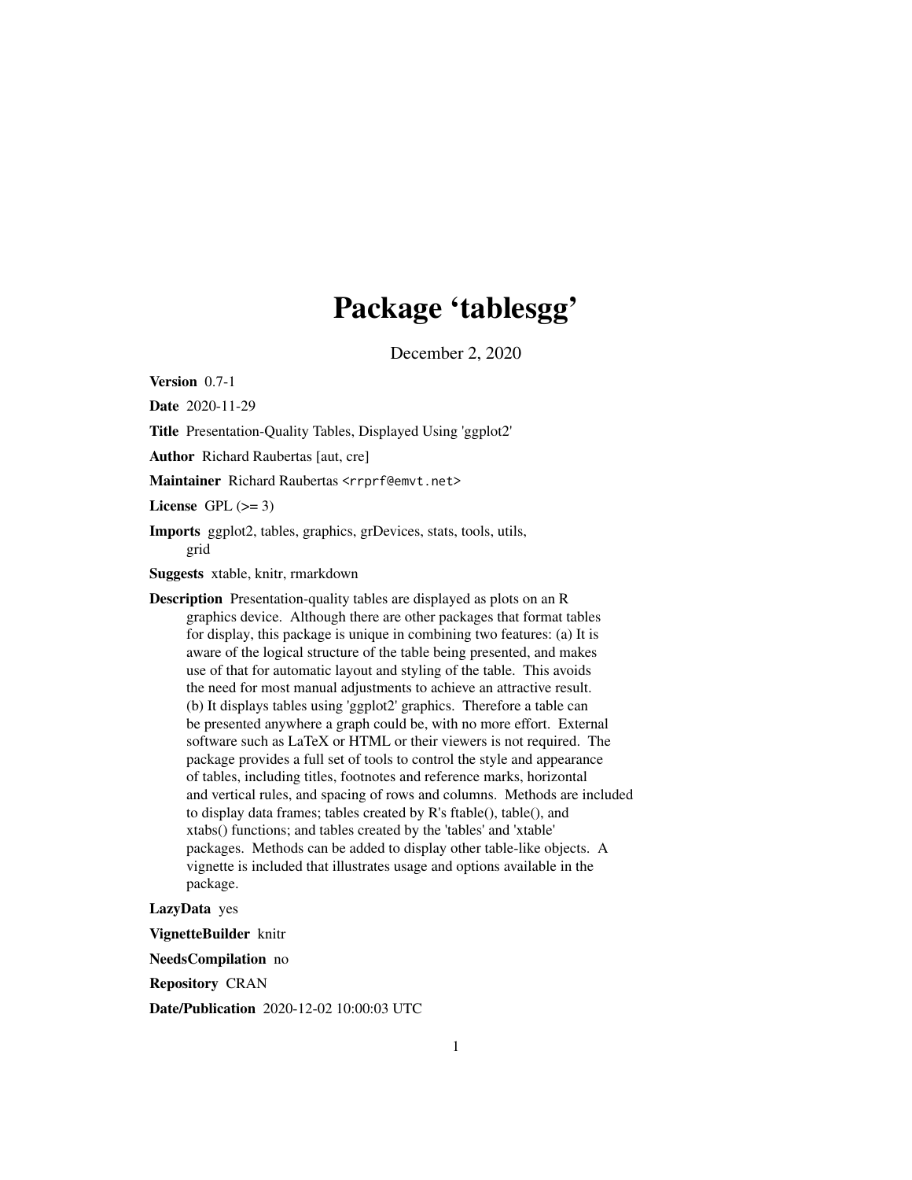# Package 'tablesgg'

December 2, 2020

**Version** 0.7-1

**Date** 2020-11-29

**Title** Presentation-Quality Tables, Displayed Using 'ggplot2'

**Author** Richard Raubertas [aut, cre]

**Maintainer** Richard Raubertas <rrprf@emvt.net>

**License** GPL (>= 3)

**Imports** ggplot2, tables, graphics, grDevices, stats, tools, utils, grid

**Suggests** xtable, knitr, rmarkdown

**Description** Presentation-quality tables are displayed as plots on an R graphics device. Although there are other packages that format tables for display, this package is unique in combining two features: (a) It is aware of the logical structure of the table being presented, and makes use of that for automatic layout and styling of the table. This avoids the need for most manual adjustments to achieve an attractive result. (b) It displays tables using 'ggplot2' graphics. Therefore a table can be presented anywhere a graph could be, with no more effort. External software such as LaTeX or HTML or their viewers is not required. The package provides a full set of tools to control the style and appearance of tables, including titles, footnotes and reference marks, horizontal and vertical rules, and spacing of rows and columns. Methods are included to display data frames; tables created by R's ftable(), table(), and xtabs() functions; and tables created by the 'tables' and 'xtable' packages. Methods can be added to display other table-like objects. A vignette is included that illustrates usage and options available in the package.

**LazyData** yes

**VignetteBuilder** knitr

**NeedsCompilation** no

**Repository** CRAN

**Date/Publication** 2020-12-02 10:00:03 UTC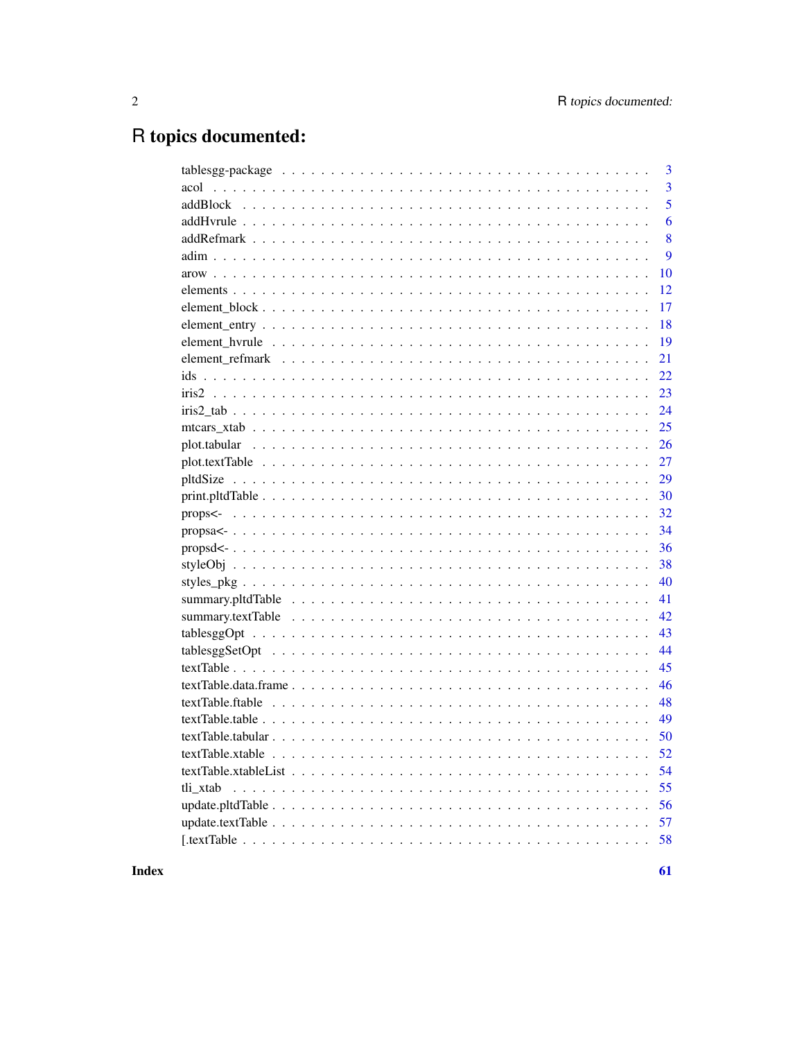# R topics documented:

| | |
|---|---|
| tablesgg-package | 3 |
| acol | 3 |
| addBlock | 5 |
| addHvrule | 6 |
| addRefmark | 8 |
| adim | 9 |
| arow | 10 |
| elements | 12 |
| element_block | 17 |
| element_entry | 18 |
| element_hvrule | 19 |
| element_refmark | 21 |
| ids | 22 |
| iris2 | 23 |
| iris2_tab | 24 |
| mtcars_xtab | 25 |
| plot.tabular | 26 |
| plot.textTable | 27 |
| pltdSize | 29 |
| print.pltdTable | 30 |
| props<- | 32 |
| propsa<- | 34 |
| propsd<- | 36 |
| styleObj | 38 |
| styles_pkg | 40 |
| summary.pltdTable | 41 |
| summary.textTable | 42 |
| tablesggOpt | 43 |
| tablesggSetOpt | 44 |
| textTable | 45 |
| textTable.data.frame | 46 |
| textTable.ftable | 48 |
| textTable.table | 49 |
| textTable.tabular | 50 |
| textTable.xtable | 52 |
| textTable.xtableList | 54 |
| tli_xtab | 55 |
| update.pltdTable | 56 |
| update.textTable | 57 |
| [.textTable | 58 |

**Index** **61**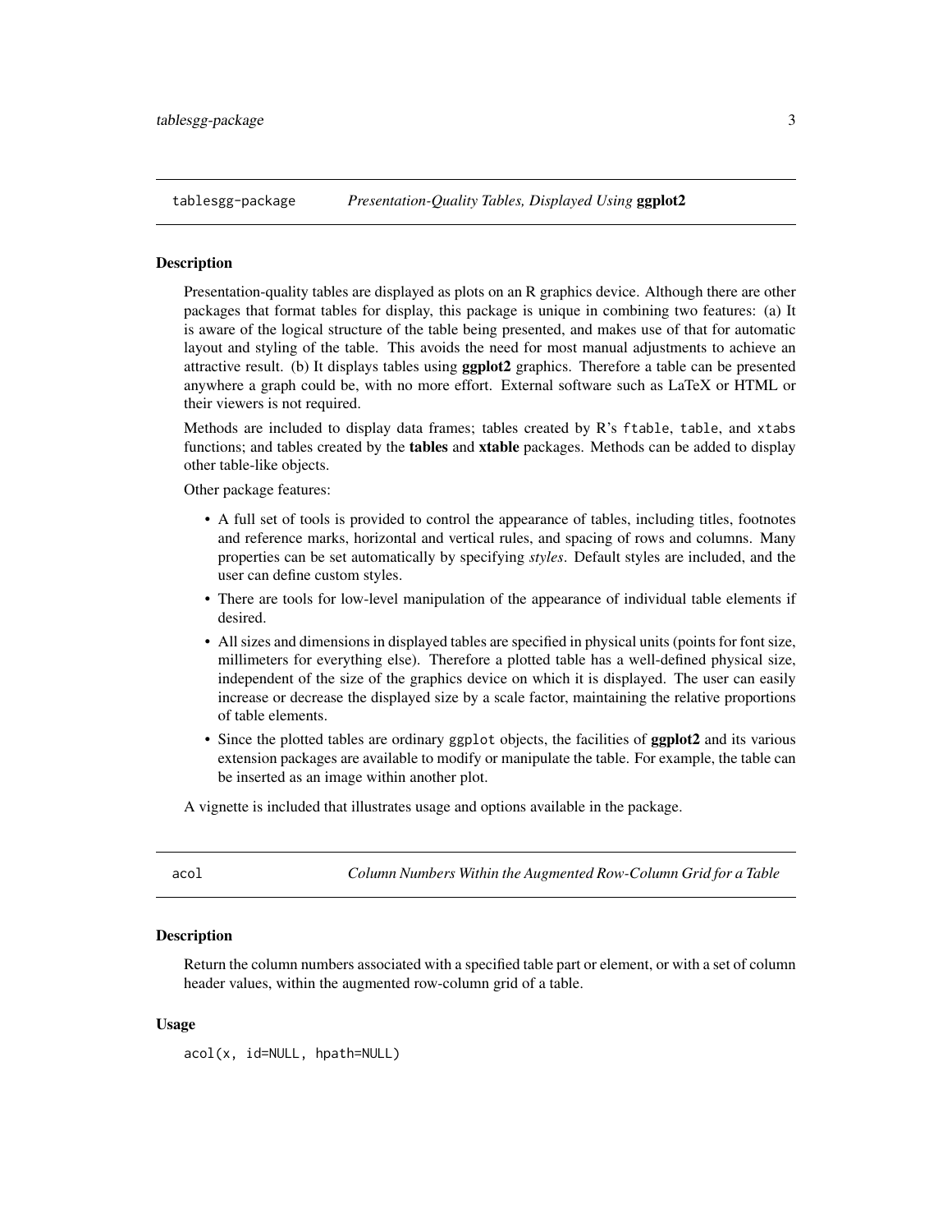## tablesgg-package — *Presentation-Quality Tables, Displayed Using* **ggplot2**

### Description

Presentation-quality tables are displayed as plots on an R graphics device. Although there are other packages that format tables for display, this package is unique in combining two features: (a) It is aware of the logical structure of the table being presented, and makes use of that for automatic layout and styling of the table. This avoids the need for most manual adjustments to achieve an attractive result. (b) It displays tables using **ggplot2** graphics. Therefore a table can be presented anywhere a graph could be, with no more effort. External software such as LaTeX or HTML or their viewers is not required.

Methods are included to display data frames; tables created by R's `ftable`, `table`, and `xtabs` functions; and tables created by the **tables** and **xtable** packages. Methods can be added to display other table-like objects.

Other package features:

- A full set of tools is provided to control the appearance of tables, including titles, footnotes and reference marks, horizontal and vertical rules, and spacing of rows and columns. Many properties can be set automatically by specifying *styles*. Default styles are included, and the user can define custom styles.
- There are tools for low-level manipulation of the appearance of individual table elements if desired.
- All sizes and dimensions in displayed tables are specified in physical units (points for font size, millimeters for everything else). Therefore a plotted table has a well-defined physical size, independent of the size of the graphics device on which it is displayed. The user can easily increase or decrease the displayed size by a scale factor, maintaining the relative proportions of table elements.
- Since the plotted tables are ordinary `ggplot` objects, the facilities of **ggplot2** and its various extension packages are available to modify or manipulate the table. For example, the table can be inserted as an image within another plot.

A vignette is included that illustrates usage and options available in the package.

## acol — *Column Numbers Within the Augmented Row-Column Grid for a Table*

### Description

Return the column numbers associated with a specified table part or element, or with a set of column header values, within the augmented row-column grid of a table.

### Usage

```
acol(x, id=NULL, hpath=NULL)
```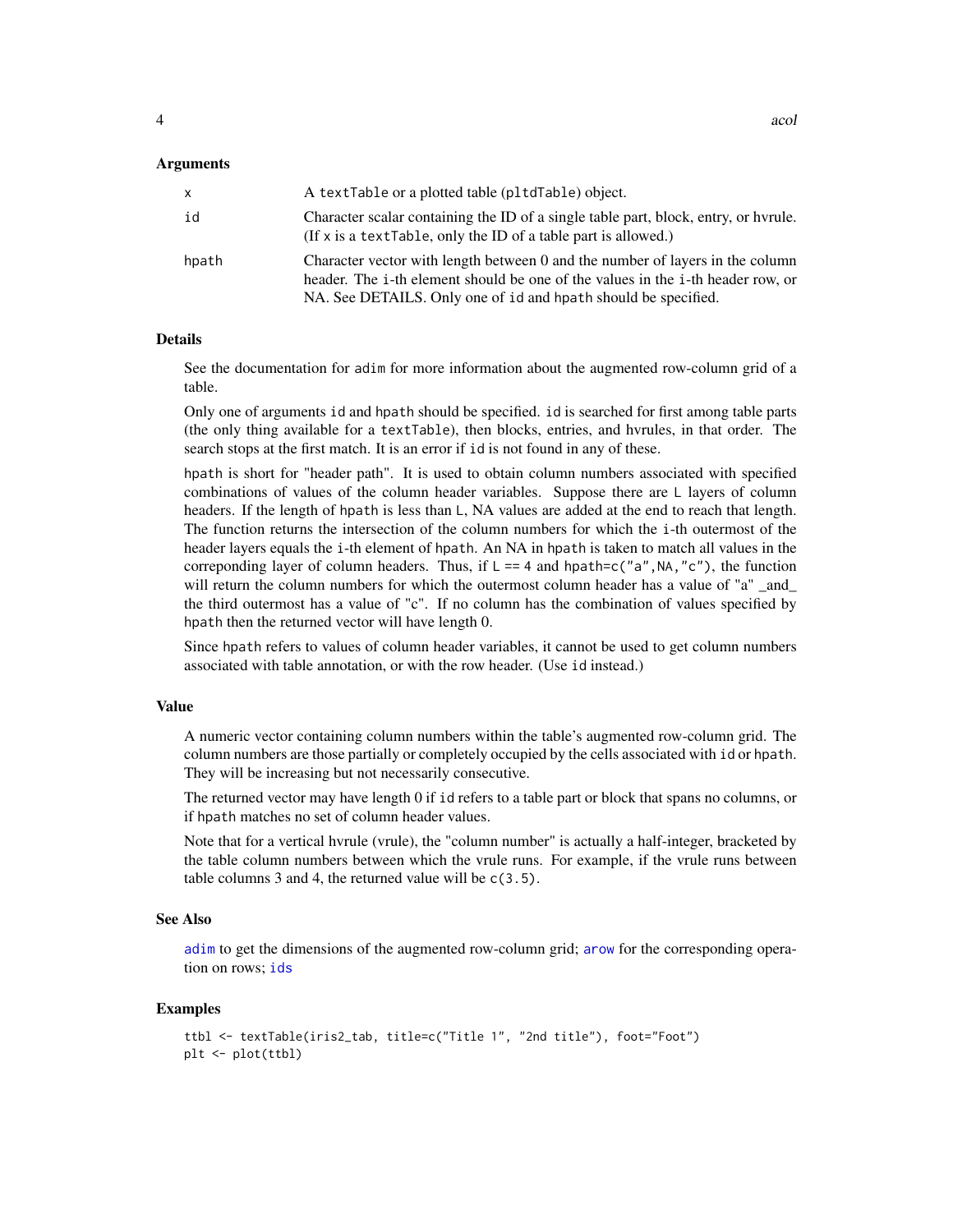### Arguments

| | |
|---|---|
| `x` | A `textTable` or a plotted table (`pltdTable`) object. |
| `id` | Character scalar containing the ID of a single table part, block, entry, or hvrule. (If `x` is a `textTable`, only the ID of a table part is allowed.) |
| `hpath` | Character vector with length between 0 and the number of layers in the column header. The `i`-th element should be one of the values in the `i`-th header row, or NA. See DETAILS. Only one of `id` and `hpath` should be specified. |

### Details

See the documentation for `adim` for more information about the augmented row-column grid of a table.

Only one of arguments `id` and `hpath` should be specified. `id` is searched for first among table parts (the only thing available for a `textTable`), then blocks, entries, and hvrules, in that order. The search stops at the first match. It is an error if `id` is not found in any of these.

`hpath` is short for "header path". It is used to obtain column numbers associated with specified combinations of values of the column header variables. Suppose there are `L` layers of column headers. If the length of `hpath` is less than `L`, NA values are added at the end to reach that length. The function returns the intersection of the column numbers for which the `i`-th outermost of the header layers equals the `i`-th element of `hpath`. An NA in `hpath` is taken to match all values in the correponding layer of column headers. Thus, if `L == 4` and `hpath=c("a",NA,"c")`, the function will return the column numbers for which the outermost column header has a value of "a" _and_ the third outermost has a value of "c". If no column has the combination of values specified by `hpath` then the returned vector will have length 0.

Since `hpath` refers to values of column header variables, it cannot be used to get column numbers associated with table annotation, or with the row header. (Use `id` instead.)

### Value

A numeric vector containing column numbers within the table's augmented row-column grid. The column numbers are those partially or completely occupied by the cells associated with `id` or `hpath`. They will be increasing but not necessarily consecutive.

The returned vector may have length 0 if `id` refers to a table part or block that spans no columns, or if `hpath` matches no set of column header values.

Note that for a vertical hvrule (vrule), the "column number" is actually a half-integer, bracketed by the table column numbers between which the vrule runs. For example, if the vrule runs between table columns 3 and 4, the returned value will be `c(3.5)`.

### See Also

`adim` to get the dimensions of the augmented row-column grid; `arow` for the corresponding operation on rows; `ids`

### Examples

```
ttbl <- textTable(iris2_tab, title=c("Title 1", "2nd title"), foot="Foot")
plt <- plot(ttbl)
```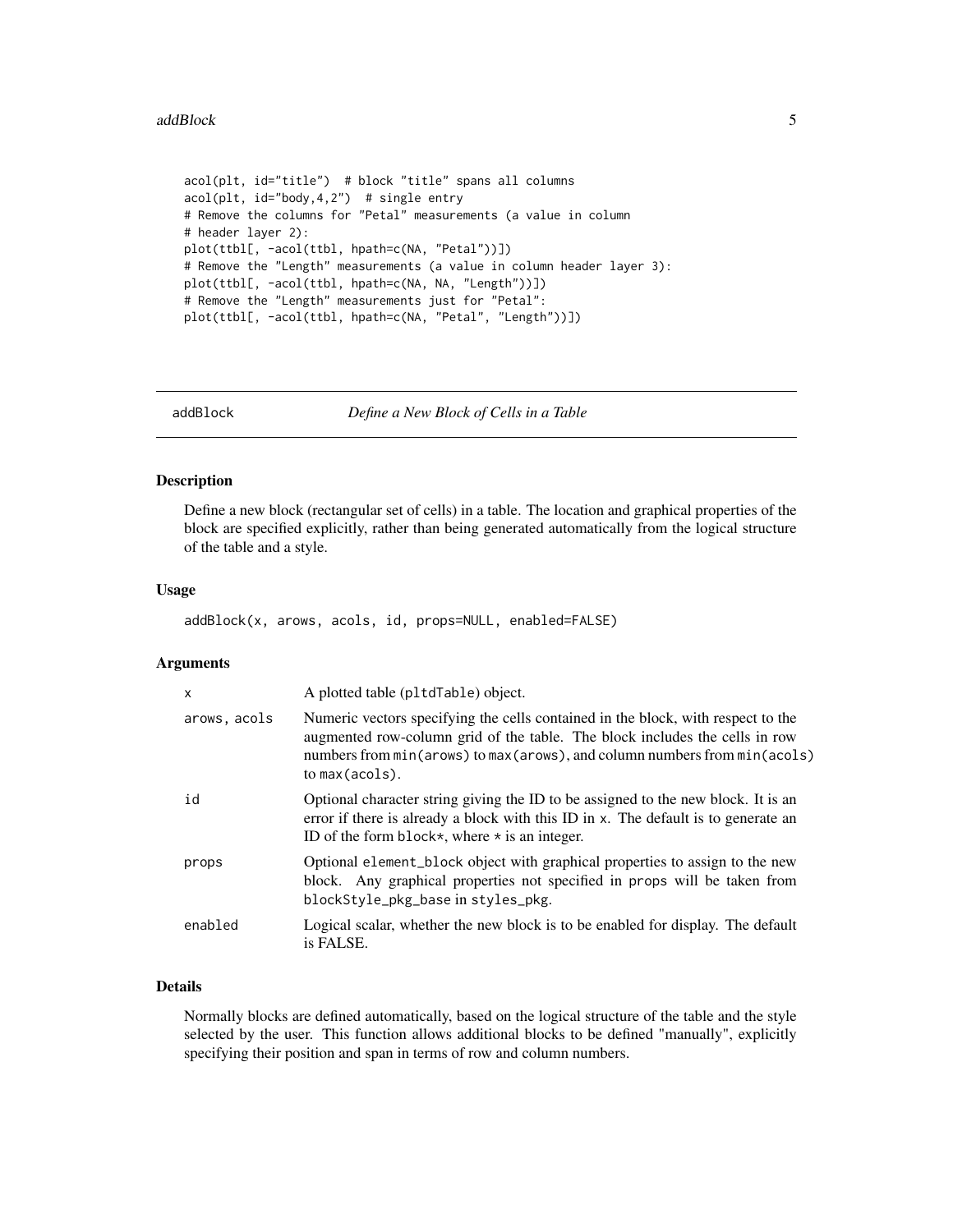```
acol(plt, id="title")  # block "title" spans all columns
acol(plt, id="body,4,2")  # single entry
# Remove the columns for "Petal" measurements (a value in column
# header layer 2):
plot(ttbl[, -acol(ttbl, hpath=c(NA, "Petal"))])
# Remove the "Length" measurements (a value in column header layer 3):
plot(ttbl[, -acol(ttbl, hpath=c(NA, NA, "Length"))])
# Remove the "Length" measurements just for "Petal":
plot(ttbl[, -acol(ttbl, hpath=c(NA, "Petal", "Length"))])
```

---

## addBlock — *Define a New Block of Cells in a Table*

### Description

Define a new block (rectangular set of cells) in a table. The location and graphical properties of the block are specified explicitly, rather than being generated automatically from the logical structure of the table and a style.

### Usage

```
addBlock(x, arows, acols, id, props=NULL, enabled=FALSE)
```

### Arguments

| | |
|---|---|
| `x` | A plotted table (`pltdTable`) object. |
| `arows, acols` | Numeric vectors specifying the cells contained in the block, with respect to the augmented row-column grid of the table. The block includes the cells in row numbers from `min(arows)` to `max(arows)`, and column numbers from `min(acols)` to `max(acols)`. |
| `id` | Optional character string giving the ID to be assigned to the new block. It is an error if there is already a block with this ID in `x`. The default is to generate an ID of the form `block*`, where `*` is an integer. |
| `props` | Optional `element_block` object with graphical properties to assign to the new block. Any graphical properties not specified in `props` will be taken from `blockStyle_pkg_base` in `styles_pkg`. |
| `enabled` | Logical scalar, whether the new block is to be enabled for display. The default is FALSE. |

### Details

Normally blocks are defined automatically, based on the logical structure of the table and the style selected by the user. This function allows additional blocks to be defined "manually", explicitly specifying their position and span in terms of row and column numbers.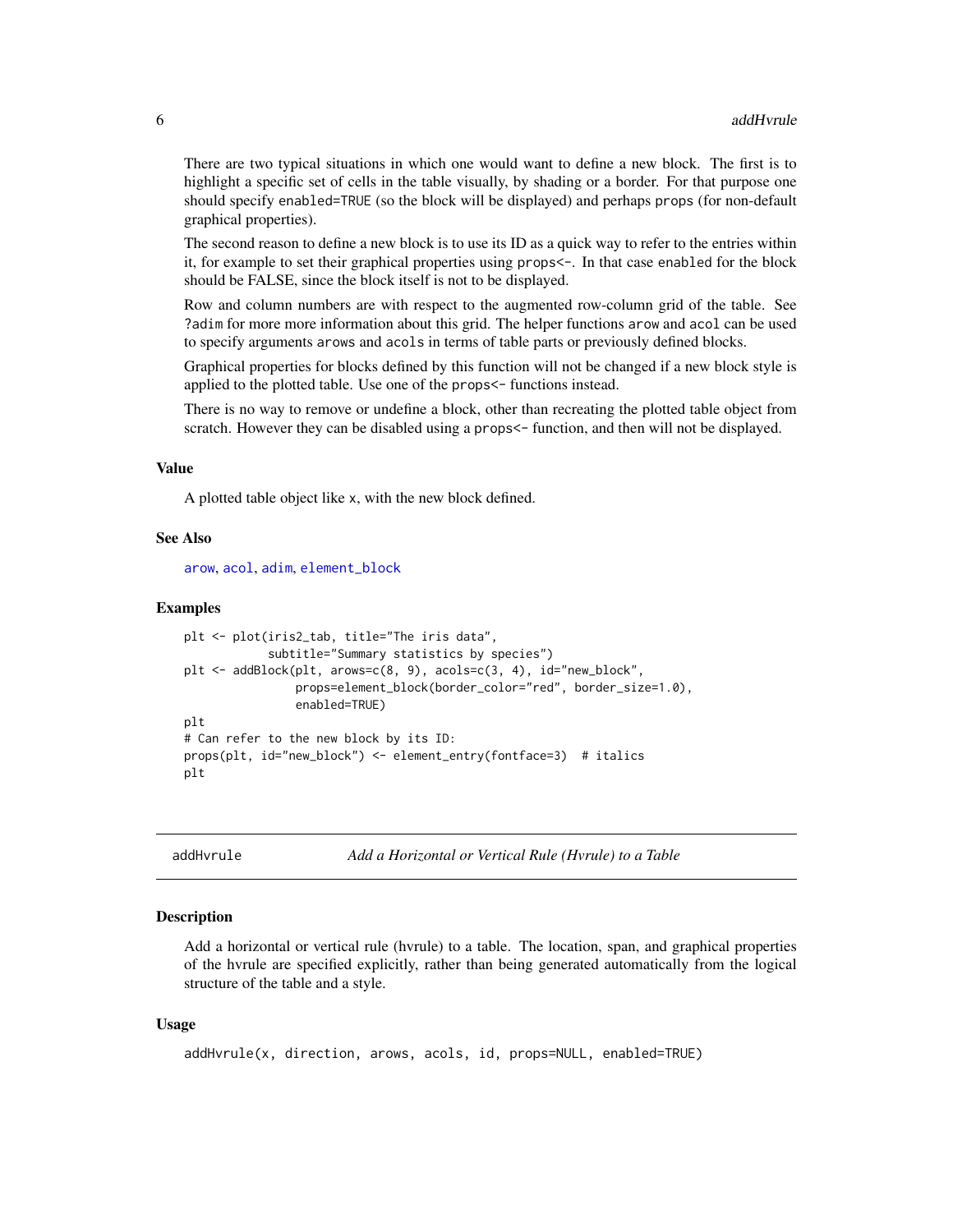There are two typical situations in which one would want to define a new block. The first is to highlight a specific set of cells in the table visually, by shading or a border. For that purpose one should specify `enabled=TRUE` (so the block will be displayed) and perhaps `props` (for non-default graphical properties).

The second reason to define a new block is to use its ID as a quick way to refer to the entries within it, for example to set their graphical properties using `props<-`. In that case `enabled` for the block should be FALSE, since the block itself is not to be displayed.

Row and column numbers are with respect to the augmented row-column grid of the table. See `?adim` for more more information about this grid. The helper functions `arow` and `acol` can be used to specify arguments `arows` and `acols` in terms of table parts or previously defined blocks.

Graphical properties for blocks defined by this function will not be changed if a new block style is applied to the plotted table. Use one of the `props<-` functions instead.

There is no way to remove or undefine a block, other than recreating the plotted table object from scratch. However they can be disabled using a `props<-` function, and then will not be displayed.

## Value

A plotted table object like `x`, with the new block defined.

## See Also

`arow`, `acol`, `adim`, `element_block`

## Examples

```
plt <- plot(iris2_tab, title="The iris data",
            subtitle="Summary statistics by species")
plt <- addBlock(plt, arows=c(8, 9), acols=c(3, 4), id="new_block",
                props=element_block(border_color="red", border_size=1.0),
                enabled=TRUE)
plt
# Can refer to the new block by its ID:
props(plt, id="new_block") <- element_entry(fontface=3)  # italics
plt
```

---

# addHvrule — *Add a Horizontal or Vertical Rule (Hvrule) to a Table*

## Description

Add a horizontal or vertical rule (hvrule) to a table. The location, span, and graphical properties of the hvrule are specified explicitly, rather than being generated automatically from the logical structure of the table and a style.

## Usage

```
addHvrule(x, direction, arows, acols, id, props=NULL, enabled=TRUE)
```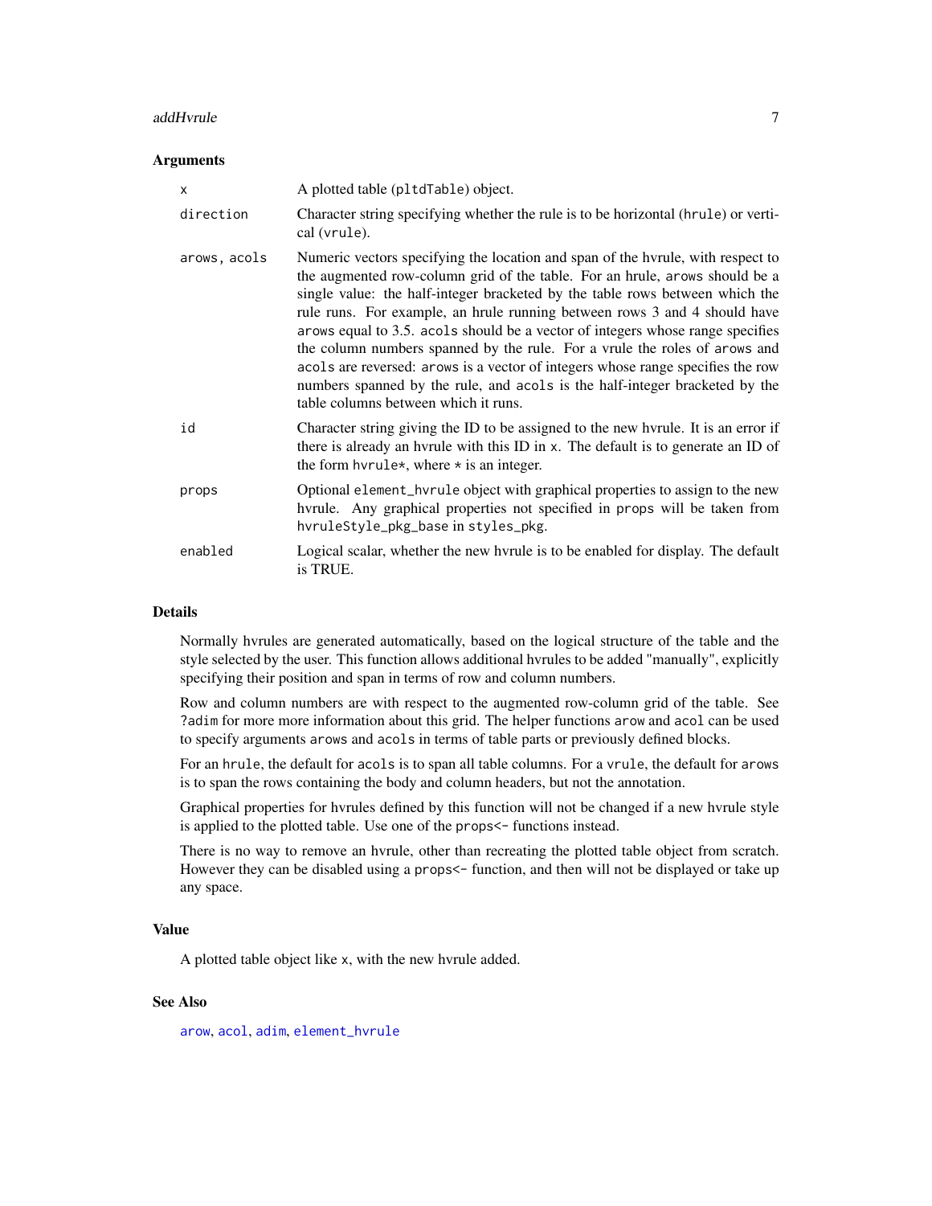## Arguments

| | |
|---|---|
| `x` | A plotted table (`pltdTable`) object. |
| `direction` | Character string specifying whether the rule is to be horizontal (`hrule`) or vertical (`vrule`). |
| `arows, acols` | Numeric vectors specifying the location and span of the hvrule, with respect to the augmented row-column grid of the table. For an hrule, `arows` should be a single value: the half-integer bracketed by the table rows between which the rule runs. For example, an hrule running between rows 3 and 4 should have `arows` equal to 3.5. `acols` should be a vector of integers whose range specifies the column numbers spanned by the rule. For a vrule the roles of `arows` and `acols` are reversed: `arows` is a vector of integers whose range specifies the row numbers spanned by the rule, and `acols` is the half-integer bracketed by the table columns between which it runs. |
| `id` | Character string giving the ID to be assigned to the new hvrule. It is an error if there is already an hvrule with this ID in `x`. The default is to generate an ID of the form `hvrule*`, where `*` is an integer. |
| `props` | Optional `element_hvrule` object with graphical properties to assign to the new hvrule. Any graphical properties not specified in `props` will be taken from `hvruleStyle_pkg_base` in `styles_pkg`. |
| `enabled` | Logical scalar, whether the new hvrule is to be enabled for display. The default is TRUE. |

## Details

Normally hvrules are generated automatically, based on the logical structure of the table and the style selected by the user. This function allows additional hvrules to be added "manually", explicitly specifying their position and span in terms of row and column numbers.

Row and column numbers are with respect to the augmented row-column grid of the table. See `?adim` for more more information about this grid. The helper functions `arow` and `acol` can be used to specify arguments `arows` and `acols` in terms of table parts or previously defined blocks.

For an `hrule`, the default for `acols` is to span all table columns. For a `vrule`, the default for `arows` is to span the rows containing the body and column headers, but not the annotation.

Graphical properties for hvrules defined by this function will not be changed if a new hvrule style is applied to the plotted table. Use one of the `props<-` functions instead.

There is no way to remove an hvrule, other than recreating the plotted table object from scratch. However they can be disabled using a `props<-` function, and then will not be displayed or take up any space.

## Value

A plotted table object like `x`, with the new hvrule added.

## See Also

`arow`, `acol`, `adim`, `element_hvrule`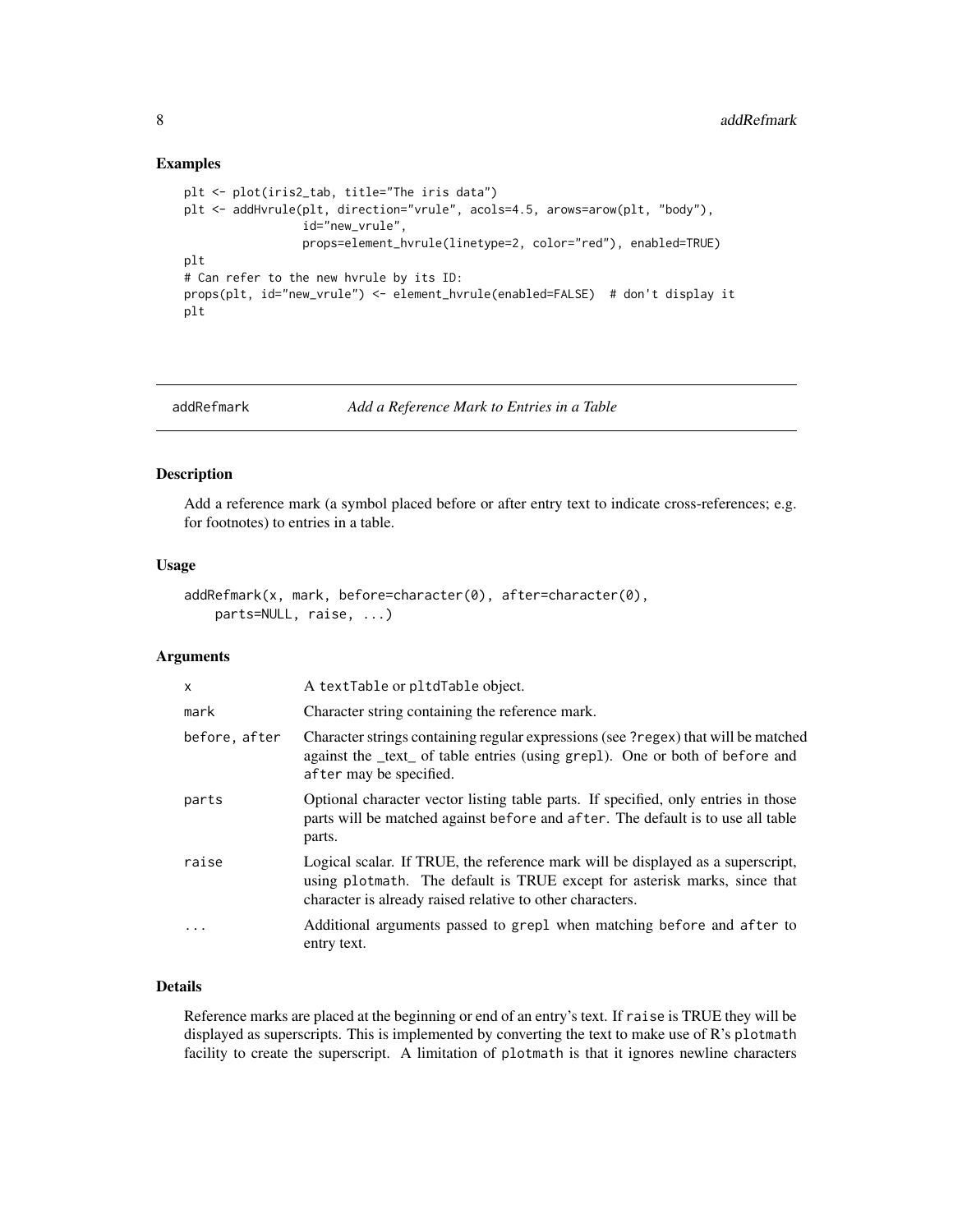### Examples

```
plt <- plot(iris2_tab, title="The iris data")
plt <- addHvrule(plt, direction="vrule", acols=4.5, arows=arow(plt, "body"),
                 id="new_vrule",
                 props=element_hvrule(linetype=2, color="red"), enabled=TRUE)
plt
# Can refer to the new hvrule by its ID:
props(plt, id="new_vrule") <- element_hvrule(enabled=FALSE)  # don't display it
plt
```

---

## addRefmark — *Add a Reference Mark to Entries in a Table*

### Description

Add a reference mark (a symbol placed before or after entry text to indicate cross-references; e.g. for footnotes) to entries in a table.

### Usage

```
addRefmark(x, mark, before=character(0), after=character(0),
    parts=NULL, raise, ...)
```

### Arguments

| | |
|---|---|
| `x` | A `textTable` or `pltdTable` object. |
| `mark` | Character string containing the reference mark. |
| `before, after` | Character strings containing regular expressions (see `?regex`) that will be matched against the _text_ of table entries (using `grepl`). One or both of `before` and `after` may be specified. |
| `parts` | Optional character vector listing table parts. If specified, only entries in those parts will be matched against `before` and `after`. The default is to use all table parts. |
| `raise` | Logical scalar. If TRUE, the reference mark will be displayed as a superscript, using `plotmath`. The default is TRUE except for asterisk marks, since that character is already raised relative to other characters. |
| `...` | Additional arguments passed to `grepl` when matching `before` and `after` to entry text. |

### Details

Reference marks are placed at the beginning or end of an entry's text. If `raise` is TRUE they will be displayed as superscripts. This is implemented by converting the text to make use of R's `plotmath` facility to create the superscript. A limitation of `plotmath` is that it ignores newline characters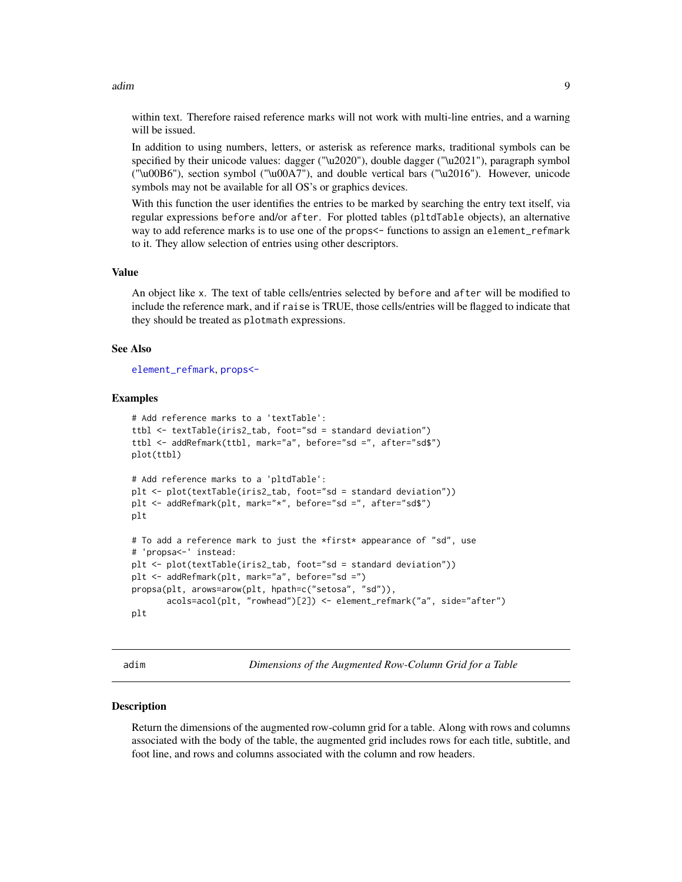within text. Therefore raised reference marks will not work with multi-line entries, and a warning will be issued.

In addition to using numbers, letters, or asterisk as reference marks, traditional symbols can be specified by their unicode values: dagger ("\u2020"), double dagger ("\u2021"), paragraph symbol ("\u00B6"), section symbol ("\u00A7"), and double vertical bars ("\u2016"). However, unicode symbols may not be available for all OS's or graphics devices.

With this function the user identifies the entries to be marked by searching the entry text itself, via regular expressions `before` and/or `after`. For plotted tables (`pltdTable` objects), an alternative way to add reference marks is to use one of the `props<-` functions to assign an `element_refmark` to it. They allow selection of entries using other descriptors.

### Value

An object like `x`. The text of table cells/entries selected by `before` and `after` will be modified to include the reference mark, and if `raise` is TRUE, those cells/entries will be flagged to indicate that they should be treated as `plotmath` expressions.

### See Also

`element_refmark`, `props<-`

### Examples

```
# Add reference marks to a 'textTable':
ttbl <- textTable(iris2_tab, foot="sd = standard deviation")
ttbl <- addRefmark(ttbl, mark="a", before="sd =", after="sd$")
plot(ttbl)

# Add reference marks to a 'pltdTable':
plt <- plot(textTable(iris2_tab, foot="sd = standard deviation"))
plt <- addRefmark(plt, mark="*", before="sd =", after="sd$")
plt

# To add a reference mark to just the *first* appearance of "sd", use
# 'propsa<-' instead:
plt <- plot(textTable(iris2_tab, foot="sd = standard deviation"))
plt <- addRefmark(plt, mark="a", before="sd =")
propsa(plt, arows=arow(plt, hpath=c("setosa", "sd")),
       acols=acol(plt, "rowhead")[2]) <- element_refmark("a", side="after")
plt
```

## adim — *Dimensions of the Augmented Row-Column Grid for a Table*

### Description

Return the dimensions of the augmented row-column grid for a table. Along with rows and columns associated with the body of the table, the augmented grid includes rows for each title, subtitle, and foot line, and rows and columns associated with the column and row headers.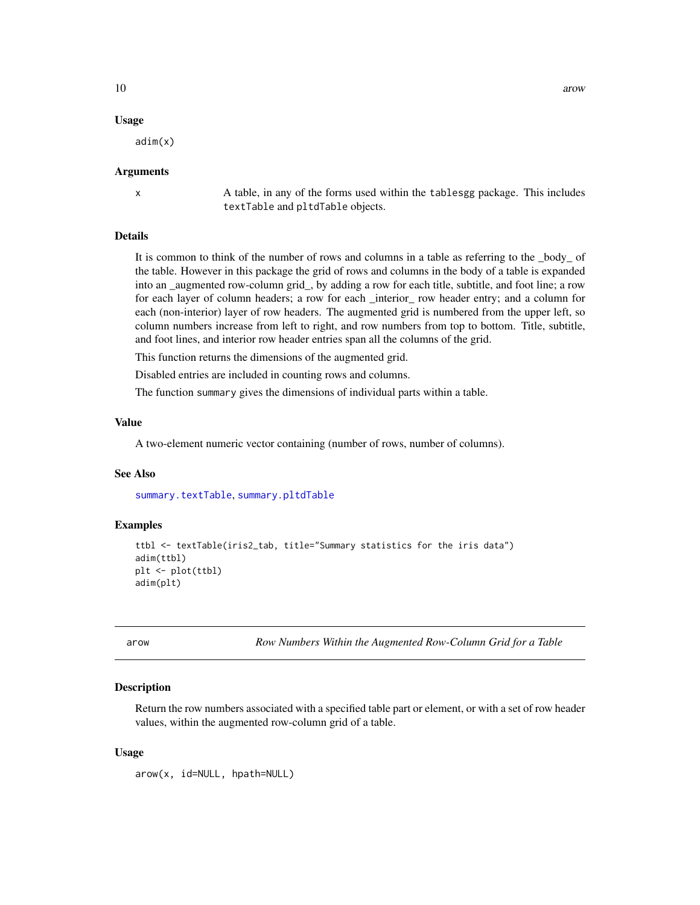### Usage

```
adim(x)
```

### Arguments

| | |
|---|---|
| x | A table, in any of the forms used within the `tablesgg` package. This includes `textTable` and `pltdTable` objects. |

### Details

It is common to think of the number of rows and columns in a table as referring to the _body_ of the table. However in this package the grid of rows and columns in the body of a table is expanded into an _augmented row-column grid_, by adding a row for each title, subtitle, and foot line; a row for each layer of column headers; a row for each _interior_ row header entry; and a column for each (non-interior) layer of row headers. The augmented grid is numbered from the upper left, so column numbers increase from left to right, and row numbers from top to bottom. Title, subtitle, and foot lines, and interior row header entries span all the columns of the grid.

This function returns the dimensions of the augmented grid.

Disabled entries are included in counting rows and columns.

The function `summary` gives the dimensions of individual parts within a table.

### Value

A two-element numeric vector containing (number of rows, number of columns).

### See Also

`summary.textTable`, `summary.pltdTable`

### Examples

```
ttbl <- textTable(iris2_tab, title="Summary statistics for the iris data")
adim(ttbl)
plt <- plot(ttbl)
adim(plt)
```

---

## arow — *Row Numbers Within the Augmented Row-Column Grid for a Table*

### Description

Return the row numbers associated with a specified table part or element, or with a set of row header values, within the augmented row-column grid of a table.

### Usage

```
arow(x, id=NULL, hpath=NULL)
```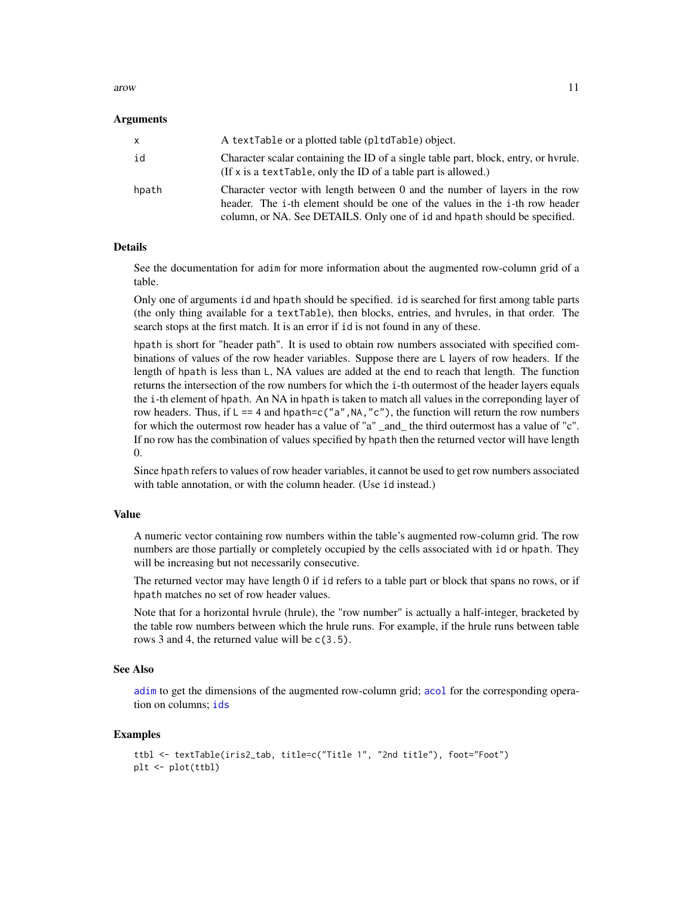### Arguments

| | |
|---|---|
| x | A `textTable` or a plotted table (`pltdTable`) object. |
| id | Character scalar containing the ID of a single table part, block, entry, or hvrule. (If x is a `textTable`, only the ID of a table part is allowed.) |
| hpath | Character vector with length between 0 and the number of layers in the row header. The i-th element should be one of the values in the i-th row header column, or NA. See DETAILS. Only one of id and hpath should be specified. |

### Details

See the documentation for `adim` for more information about the augmented row-column grid of a table.

Only one of arguments `id` and `hpath` should be specified. `id` is searched for first among table parts (the only thing available for a `textTable`), then blocks, entries, and hvrules, in that order. The search stops at the first match. It is an error if `id` is not found in any of these.

`hpath` is short for "header path". It is used to obtain row numbers associated with specified combinations of values of the row header variables. Suppose there are `L` layers of row headers. If the length of `hpath` is less than `L`, NA values are added at the end to reach that length. The function returns the intersection of the row numbers for which the `i`-th outermost of the header layers equals the `i`-th element of `hpath`. An NA in `hpath` is taken to match all values in the correponding layer of row headers. Thus, if `L == 4` and `hpath=c("a",NA,"c")`, the function will return the row numbers for which the outermost row header has a value of "a" _and_ the third outermost has a value of "c". If no row has the combination of values specified by `hpath` then the returned vector will have length 0.

Since `hpath` refers to values of row header variables, it cannot be used to get row numbers associated with table annotation, or with the column header. (Use `id` instead.)

### Value

A numeric vector containing row numbers within the table's augmented row-column grid. The row numbers are those partially or completely occupied by the cells associated with `id` or `hpath`. They will be increasing but not necessarily consecutive.

The returned vector may have length 0 if `id` refers to a table part or block that spans no rows, or if `hpath` matches no set of row header values.

Note that for a horizontal hvrule (hrule), the "row number" is actually a half-integer, bracketed by the table row numbers between which the hrule runs. For example, if the hrule runs between table rows 3 and 4, the returned value will be `c(3.5)`.

### See Also

`adim` to get the dimensions of the augmented row-column grid; `acol` for the corresponding operation on columns; `ids`

### Examples

```
ttbl <- textTable(iris2_tab, title=c("Title 1", "2nd title"), foot="Foot")
plt <- plot(ttbl)
```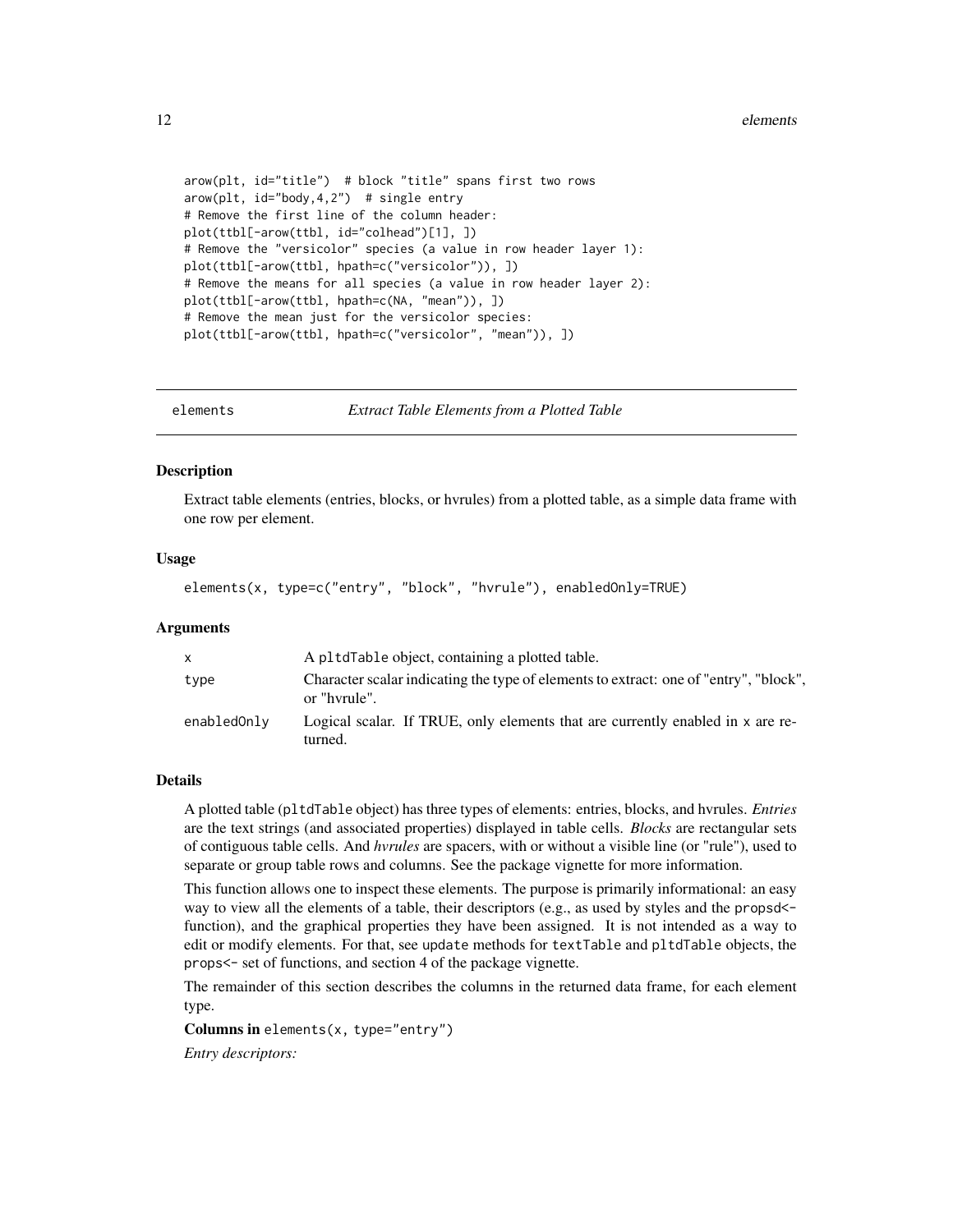```
arow(plt, id="title")  # block "title" spans first two rows
arow(plt, id="body,4,2")  # single entry
# Remove the first line of the column header:
plot(ttbl[-arow(ttbl, id="colhead")[1], ])
# Remove the "versicolor" species (a value in row header layer 1):
plot(ttbl[-arow(ttbl, hpath=c("versicolor")), ])
# Remove the means for all species (a value in row header layer 2):
plot(ttbl[-arow(ttbl, hpath=c(NA, "mean")), ])
# Remove the mean just for the versicolor species:
plot(ttbl[-arow(ttbl, hpath=c("versicolor", "mean")), ])
```

---

## elements — *Extract Table Elements from a Plotted Table*

### Description

Extract table elements (entries, blocks, or hvrules) from a plotted table, as a simple data frame with one row per element.

### Usage

```
elements(x, type=c("entry", "block", "hvrule"), enabledOnly=TRUE)
```

### Arguments

| | |
|---|---|
| x | A pltdTable object, containing a plotted table. |
| type | Character scalar indicating the type of elements to extract: one of "entry", "block", or "hvrule". |
| enabledOnly | Logical scalar. If TRUE, only elements that are currently enabled in x are returned. |

### Details

A plotted table (pltdTable object) has three types of elements: entries, blocks, and hvrules. *Entries* are the text strings (and associated properties) displayed in table cells. *Blocks* are rectangular sets of contiguous table cells. And *hvrules* are spacers, with or without a visible line (or "rule"), used to separate or group table rows and columns. See the package vignette for more information.

This function allows one to inspect these elements. The purpose is primarily informational: an easy way to view all the elements of a table, their descriptors (e.g., as used by styles and the propsd<- function), and the graphical properties they have been assigned. It is not intended as a way to edit or modify elements. For that, see update methods for textTable and pltdTable objects, the props<- set of functions, and section 4 of the package vignette.

The remainder of this section describes the columns in the returned data frame, for each element type.

**Columns in** `elements(x, type="entry")`

*Entry descriptors:*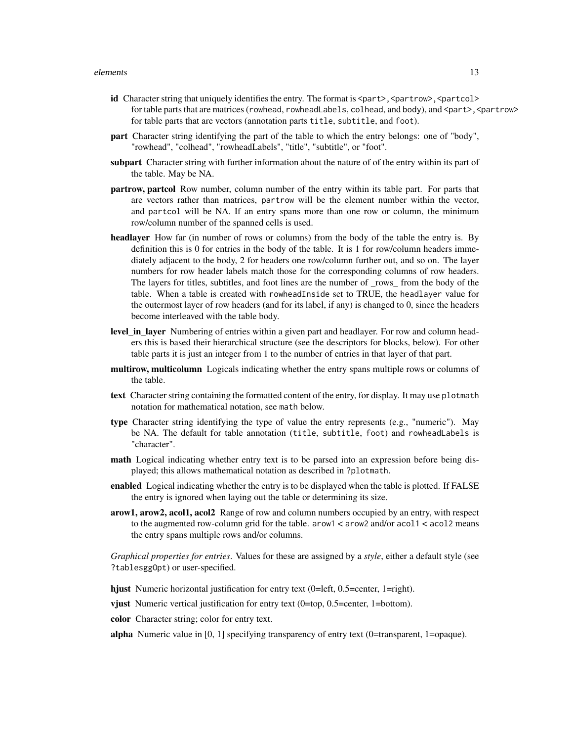**id** Character string that uniquely identifies the entry. The format is `<part>,<partrow>,<partcol>` for table parts that are matrices (`rowhead`, `rowheadLabels`, `colhead`, and `body`), and `<part>,<partrow>` for table parts that are vectors (annotation parts `title`, `subtitle`, and `foot`).

**part** Character string identifying the part of the table to which the entry belongs: one of "body", "rowhead", "colhead", "rowheadLabels", "title", "subtitle", or "foot".

**subpart** Character string with further information about the nature of of the entry within its part of the table. May be NA.

**partrow, partcol** Row number, column number of the entry within its table part. For parts that are vectors rather than matrices, `partrow` will be the element number within the vector, and `partcol` will be NA. If an entry spans more than one row or column, the minimum row/column number of the spanned cells is used.

**headlayer** How far (in number of rows or columns) from the body of the table the entry is. By definition this is 0 for entries in the body of the table. It is 1 for row/column headers immediately adjacent to the body, 2 for headers one row/column further out, and so on. The layer numbers for row header labels match those for the corresponding columns of row headers. The layers for titles, subtitles, and foot lines are the number of _rows_ from the body of the table. When a table is created with `rowheadInside` set to TRUE, the `headlayer` value for the outermost layer of row headers (and for its label, if any) is changed to 0, since the headers become interleaved with the table body.

**level_in_layer** Numbering of entries within a given part and headlayer. For row and column headers this is based their hierarchical structure (see the descriptors for blocks, below). For other table parts it is just an integer from 1 to the number of entries in that layer of that part.

**multirow, multicolumn** Logicals indicating whether the entry spans multiple rows or columns of the table.

**text** Character string containing the formatted content of the entry, for display. It may use `plotmath` notation for mathematical notation, see `math` below.

**type** Character string identifying the type of value the entry represents (e.g., "numeric"). May be NA. The default for table annotation (`title`, `subtitle`, `foot`) and `rowheadLabels` is "character".

**math** Logical indicating whether entry text is to be parsed into an expression before being displayed; this allows mathematical notation as described in `?plotmath`.

**enabled** Logical indicating whether the entry is to be displayed when the table is plotted. If FALSE the entry is ignored when laying out the table or determining its size.

**arow1, arow2, acol1, acol2** Range of row and column numbers occupied by an entry, with respect to the augmented row-column grid for the table. `arow1 < arow2` and/or `acol1 < acol2` means the entry spans multiple rows and/or columns.

*Graphical properties for entries*. Values for these are assigned by a *style*, either a default style (see `?tablesggOpt`) or user-specified.

**hjust** Numeric horizontal justification for entry text (0=left, 0.5=center, 1=right).

**vjust** Numeric vertical justification for entry text (0=top, 0.5=center, 1=bottom).

**color** Character string; color for entry text.

**alpha** Numeric value in [0, 1] specifying transparency of entry text (0=transparent, 1=opaque).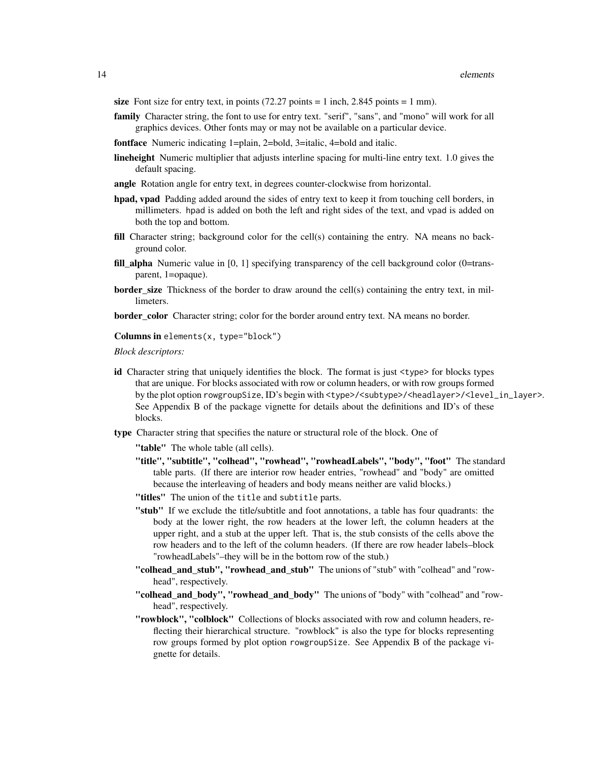**size** Font size for entry text, in points (72.27 points = 1 inch, 2.845 points = 1 mm).

**family** Character string, the font to use for entry text. "serif", "sans", and "mono" will work for all graphics devices. Other fonts may or may not be available on a particular device.

**fontface** Numeric indicating 1=plain, 2=bold, 3=italic, 4=bold and italic.

**lineheight** Numeric multiplier that adjusts interline spacing for multi-line entry text. 1.0 gives the default spacing.

**angle** Rotation angle for entry text, in degrees counter-clockwise from horizontal.

**hpad, vpad** Padding added around the sides of entry text to keep it from touching cell borders, in millimeters. `hpad` is added on both the left and right sides of the text, and `vpad` is added on both the top and bottom.

**fill** Character string; background color for the cell(s) containing the entry. NA means no background color.

**fill_alpha** Numeric value in [0, 1] specifying transparency of the cell background color (0=transparent, 1=opaque).

**border_size** Thickness of the border to draw around the cell(s) containing the entry text, in millimeters.

**border_color** Character string; color for the border around entry text. NA means no border.

**Columns in** `elements(x, type="block")`

*Block descriptors:*

**id** Character string that uniquely identifies the block. The format is just `<type>` for blocks types that are unique. For blocks associated with row or column headers, or with row groups formed by the plot option `rowgroupSize`, ID's begin with `<type>/<subtype>/<headlayer>/<level_in_layer>`. See Appendix B of the package vignette for details about the definitions and ID's of these blocks.

**type** Character string that specifies the nature or structural role of the block. One of

- **"table"** The whole table (all cells).
- **"title", "subtitle", "colhead", "rowhead", "rowheadLabels", "body", "foot"** The standard table parts. (If there are interior row header entries, "rowhead" and "body" are omitted because the interleaving of headers and body means neither are valid blocks.)
- **"titles"** The union of the `title` and `subtitle` parts.
- **"stub"** If we exclude the title/subtitle and foot annotations, a table has four quadrants: the body at the lower right, the row headers at the lower left, the column headers at the upper right, and a stub at the upper left. That is, the stub consists of the cells above the row headers and to the left of the column headers. (If there are row header labels–block "rowheadLabels"–they will be in the bottom row of the stub.)
- **"colhead_and_stub", "rowhead_and_stub"** The unions of "stub" with "colhead" and "rowhead", respectively.
- **"colhead_and_body", "rowhead_and_body"** The unions of "body" with "colhead" and "rowhead", respectively.
- **"rowblock", "colblock"** Collections of blocks associated with row and column headers, reflecting their hierarchical structure. "rowblock" is also the type for blocks representing row groups formed by plot option `rowgroupSize`. See Appendix B of the package vignette for details.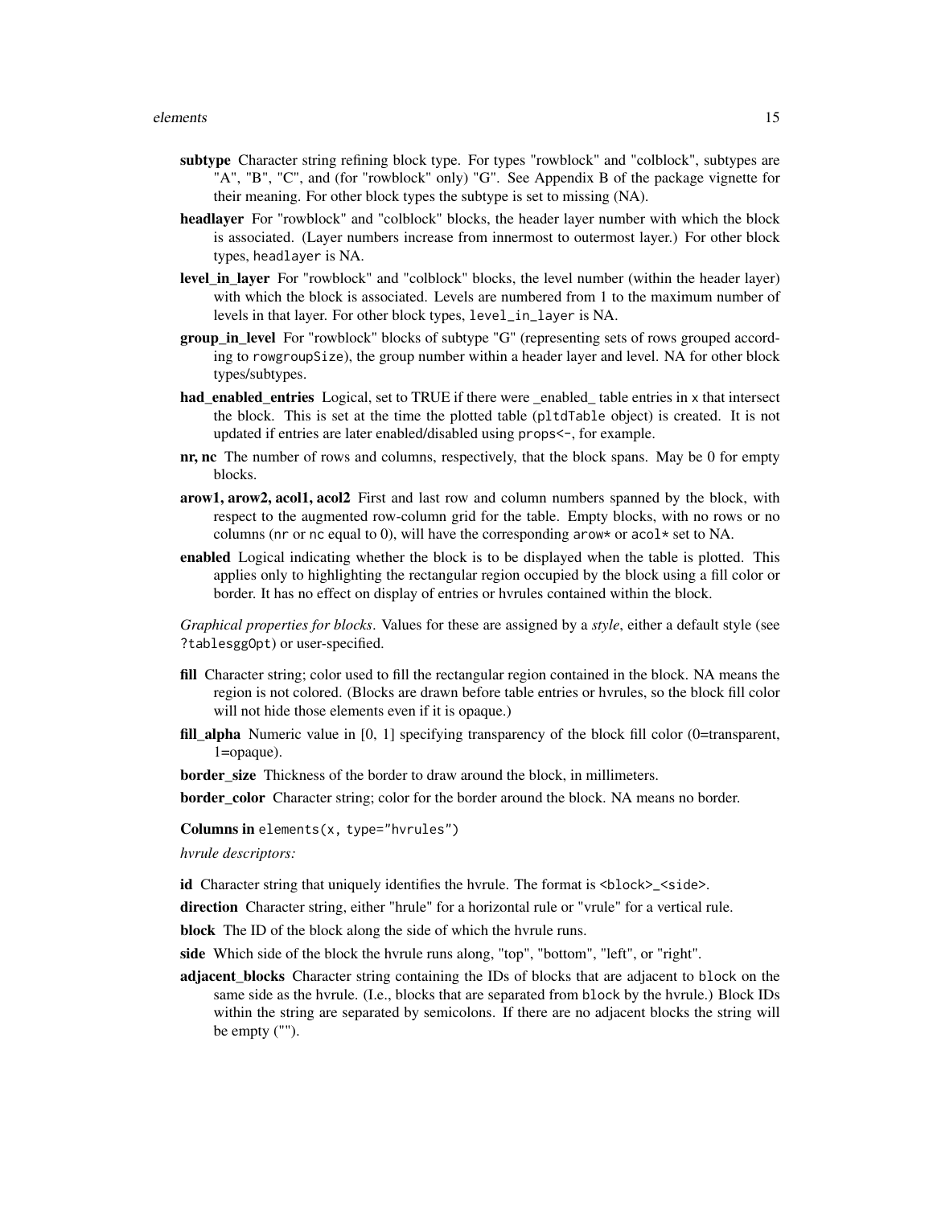**subtype** Character string refining block type. For types "rowblock" and "colblock", subtypes are "A", "B", "C", and (for "rowblock" only) "G". See Appendix B of the package vignette for their meaning. For other block types the subtype is set to missing (NA).

**headlayer** For "rowblock" and "colblock" blocks, the header layer number with which the block is associated. (Layer numbers increase from innermost to outermost layer.) For other block types, `headlayer` is NA.

**level_in_layer** For "rowblock" and "colblock" blocks, the level number (within the header layer) with which the block is associated. Levels are numbered from 1 to the maximum number of levels in that layer. For other block types, `level_in_layer` is NA.

**group_in_level** For "rowblock" blocks of subtype "G" (representing sets of rows grouped according to `rowgroupSize`), the group number within a header layer and level. NA for other block types/subtypes.

**had_enabled_entries** Logical, set to TRUE if there were _enabled_ table entries in `x` that intersect the block. This is set at the time the plotted table (`pltdTable` object) is created. It is not updated if entries are later enabled/disabled using `props<-`, for example.

**nr, nc** The number of rows and columns, respectively, that the block spans. May be 0 for empty blocks.

**arow1, arow2, acol1, acol2** First and last row and column numbers spanned by the block, with respect to the augmented row-column grid for the table. Empty blocks, with no rows or no columns (`nr` or `nc` equal to 0), will have the corresponding `arow*` or `acol*` set to NA.

**enabled** Logical indicating whether the block is to be displayed when the table is plotted. This applies only to highlighting the rectangular region occupied by the block using a fill color or border. It has no effect on display of entries or hvrules contained within the block.

*Graphical properties for blocks*. Values for these are assigned by a *style*, either a default style (see `?tablesggOpt`) or user-specified.

**fill** Character string; color used to fill the rectangular region contained in the block. NA means the region is not colored. (Blocks are drawn before table entries or hvrules, so the block fill color will not hide those elements even if it is opaque.)

**fill_alpha** Numeric value in [0, 1] specifying transparency of the block fill color (0=transparent, 1=opaque).

**border_size** Thickness of the border to draw around the block, in millimeters.

**border_color** Character string; color for the border around the block. NA means no border.

**Columns in** `elements(x, type="hvrules")`

*hvrule descriptors:*

**id** Character string that uniquely identifies the hvrule. The format is `<block>_<side>`.

**direction** Character string, either "hrule" for a horizontal rule or "vrule" for a vertical rule.

**block** The ID of the block along the side of which the hvrule runs.

**side** Which side of the block the hvrule runs along, "top", "bottom", "left", or "right".

**adjacent_blocks** Character string containing the IDs of blocks that are adjacent to `block` on the same side as the hvrule. (I.e., blocks that are separated from `block` by the hvrule.) Block IDs within the string are separated by semicolons. If there are no adjacent blocks the string will be empty ("").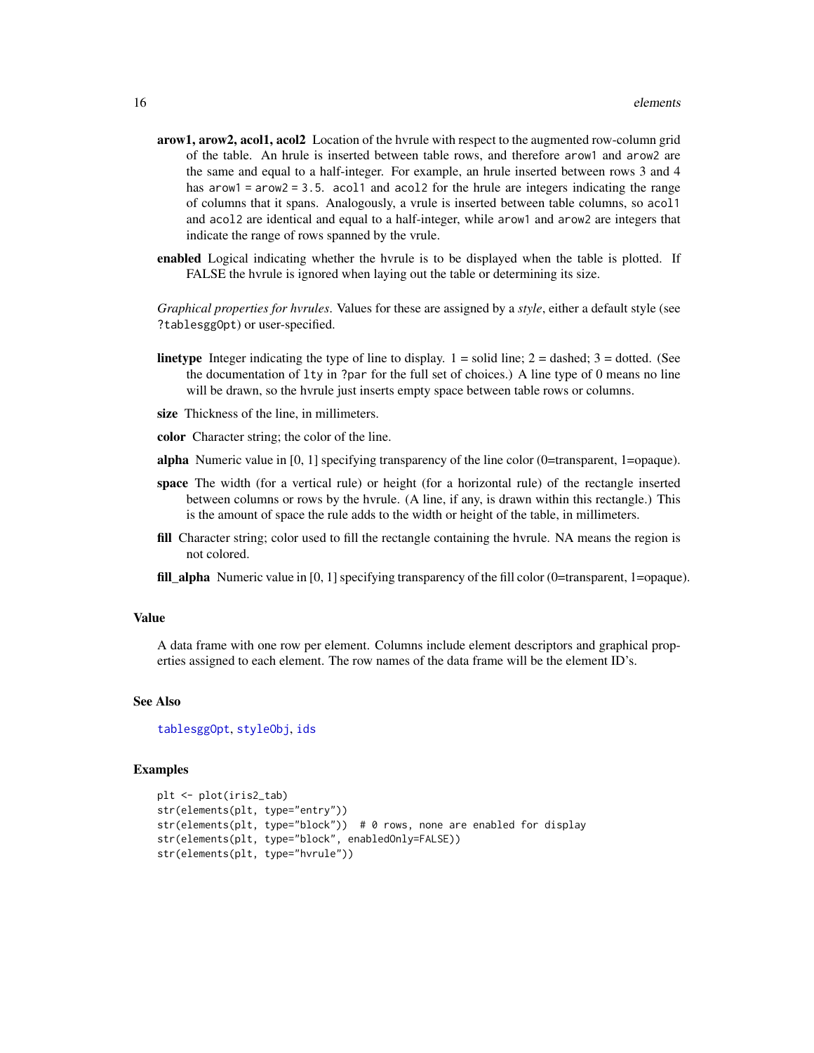**arow1, arow2, acol1, acol2** Location of the hvrule with respect to the augmented row-column grid of the table. An hrule is inserted between table rows, and therefore `arow1` and `arow2` are the same and equal to a half-integer. For example, an hrule inserted between rows 3 and 4 has `arow1 = arow2 = 3.5`. `acol1` and `acol2` for the hrule are integers indicating the range of columns that it spans. Analogously, a vrule is inserted between table columns, so `acol1` and `acol2` are identical and equal to a half-integer, while `arow1` and `arow2` are integers that indicate the range of rows spanned by the vrule.

**enabled** Logical indicating whether the hvrule is to be displayed when the table is plotted. If FALSE the hvrule is ignored when laying out the table or determining its size.

*Graphical properties for hvrules*. Values for these are assigned by a *style*, either a default style (see `?tablesggOpt`) or user-specified.

**linetype** Integer indicating the type of line to display. 1 = solid line; 2 = dashed; 3 = dotted. (See the documentation of `lty` in `?par` for the full set of choices.) A line type of 0 means no line will be drawn, so the hvrule just inserts empty space between table rows or columns.

**size** Thickness of the line, in millimeters.

**color** Character string; the color of the line.

**alpha** Numeric value in [0, 1] specifying transparency of the line color (0=transparent, 1=opaque).

**space** The width (for a vertical rule) or height (for a horizontal rule) of the rectangle inserted between columns or rows by the hvrule. (A line, if any, is drawn within this rectangle.) This is the amount of space the rule adds to the width or height of the table, in millimeters.

**fill** Character string; color used to fill the rectangle containing the hvrule. NA means the region is not colored.

**fill_alpha** Numeric value in [0, 1] specifying transparency of the fill color (0=transparent, 1=opaque).

## Value

A data frame with one row per element. Columns include element descriptors and graphical properties assigned to each element. The row names of the data frame will be the element ID's.

## See Also

`tablesggOpt`, `styleObj`, `ids`

## Examples

```
plt <- plot(iris2_tab)
str(elements(plt, type="entry"))
str(elements(plt, type="block"))  # 0 rows, none are enabled for display
str(elements(plt, type="block", enabledOnly=FALSE))
str(elements(plt, type="hvrule"))
```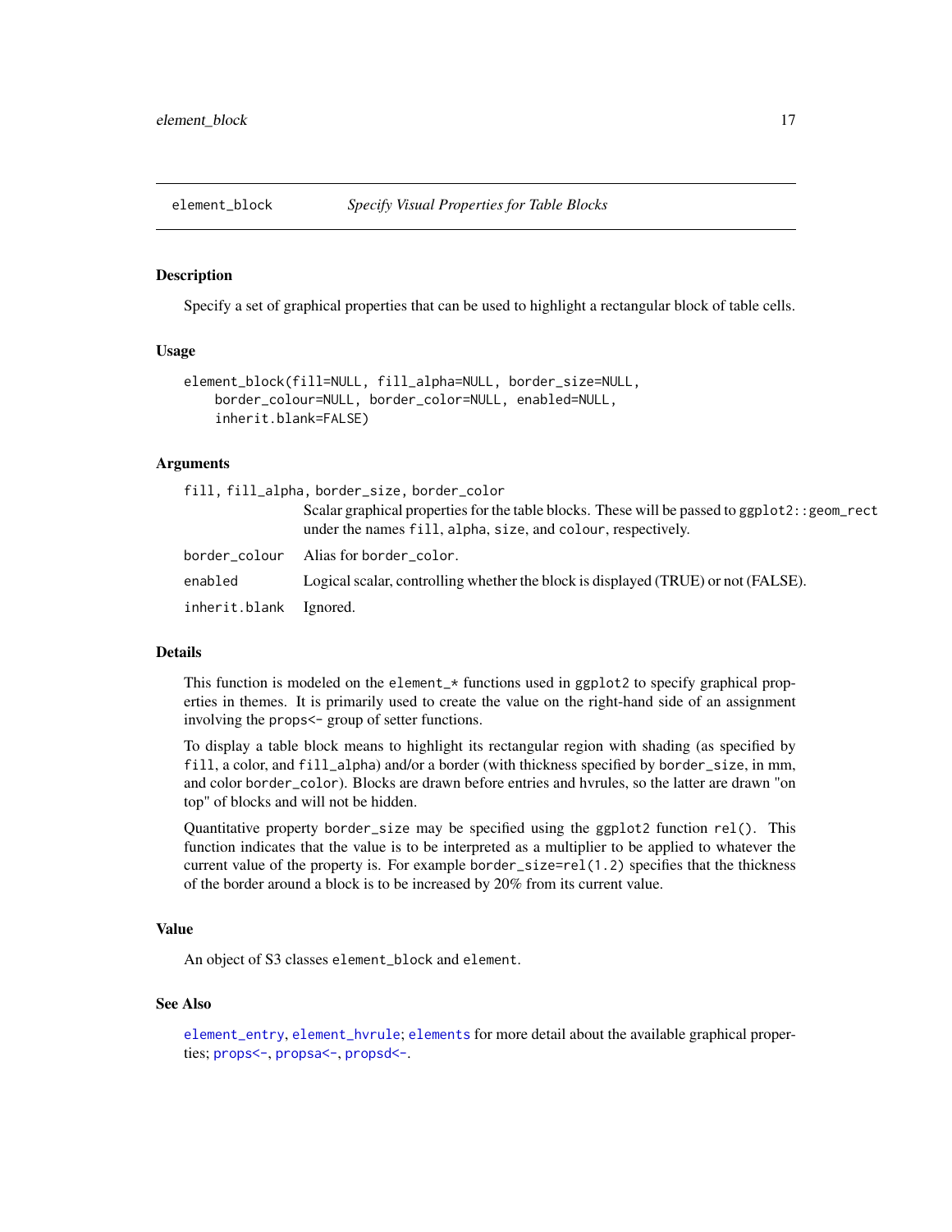## element_block *Specify Visual Properties for Table Blocks*

### Description

Specify a set of graphical properties that can be used to highlight a rectangular block of table cells.

### Usage

```
element_block(fill=NULL, fill_alpha=NULL, border_size=NULL,
    border_colour=NULL, border_color=NULL, enabled=NULL,
    inherit.blank=FALSE)
```

### Arguments

| | |
|---|---|
| `fill, fill_alpha, border_size, border_color` | Scalar graphical properties for the table blocks. These will be passed to `ggplot2::geom_rect` under the names `fill`, `alpha`, `size`, and `colour`, respectively. |
| `border_colour` | Alias for `border_color`. |
| `enabled` | Logical scalar, controlling whether the block is displayed (TRUE) or not (FALSE). |
| `inherit.blank` | Ignored. |

### Details

This function is modeled on the `element_*` functions used in `ggplot2` to specify graphical properties in themes. It is primarily used to create the value on the right-hand side of an assignment involving the `props<-` group of setter functions.

To display a table block means to highlight its rectangular region with shading (as specified by `fill`, a color, and `fill_alpha`) and/or a border (with thickness specified by `border_size`, in mm, and color `border_color`). Blocks are drawn before entries and hvrules, so the latter are drawn "on top" of blocks and will not be hidden.

Quantitative property `border_size` may be specified using the `ggplot2` function `rel()`. This function indicates that the value is to be interpreted as a multiplier to be applied to whatever the current value of the property is. For example `border_size=rel(1.2)` specifies that the thickness of the border around a block is to be increased by 20% from its current value.

### Value

An object of S3 classes `element_block` and `element`.

### See Also

`element_entry`, `element_hvrule`; `elements` for more detail about the available graphical properties; `props<-`, `propsa<-`, `propsd<-`.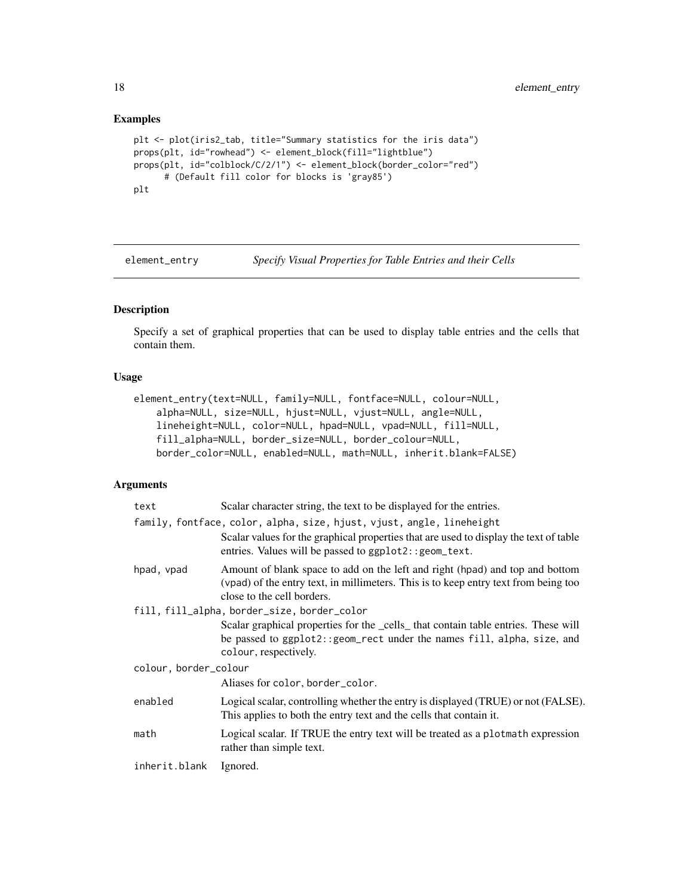## Examples

```
plt <- plot(iris2_tab, title="Summary statistics for the iris data")
props(plt, id="rowhead") <- element_block(fill="lightblue")
props(plt, id="colblock/C/2/1") <- element_block(border_color="red")
      # (Default fill color for blocks is 'gray85')
plt
```

---

# element_entry    *Specify Visual Properties for Table Entries and their Cells*

---

## Description

Specify a set of graphical properties that can be used to display table entries and the cells that contain them.

## Usage

```
element_entry(text=NULL, family=NULL, fontface=NULL, colour=NULL,
    alpha=NULL, size=NULL, hjust=NULL, vjust=NULL, angle=NULL,
    lineheight=NULL, color=NULL, hpad=NULL, vpad=NULL, fill=NULL,
    fill_alpha=NULL, border_size=NULL, border_colour=NULL,
    border_color=NULL, enabled=NULL, math=NULL, inherit.blank=FALSE)
```

## Arguments

`text` Scalar character string, the text to be displayed for the entries.

`family, fontface, color, alpha, size, hjust, vjust, angle, lineheight`
Scalar values for the graphical properties that are used to display the text of table entries. Values will be passed to `ggplot2::geom_text`.

`hpad, vpad` Amount of blank space to add on the left and right (hpad) and top and bottom (vpad) of the entry text, in millimeters. This is to keep entry text from being too close to the cell borders.

`fill, fill_alpha, border_size, border_color`
Scalar graphical properties for the _cells_ that contain table entries. These will be passed to `ggplot2::geom_rect` under the names `fill`, `alpha`, `size`, and `colour`, respectively.

`colour, border_colour`
Aliases for `color`, `border_color`.

`enabled` Logical scalar, controlling whether the entry is displayed (TRUE) or not (FALSE). This applies to both the entry text and the cells that contain it.

`math` Logical scalar. If TRUE the entry text will be treated as a `plotmath` expression rather than simple text.

`inherit.blank` Ignored.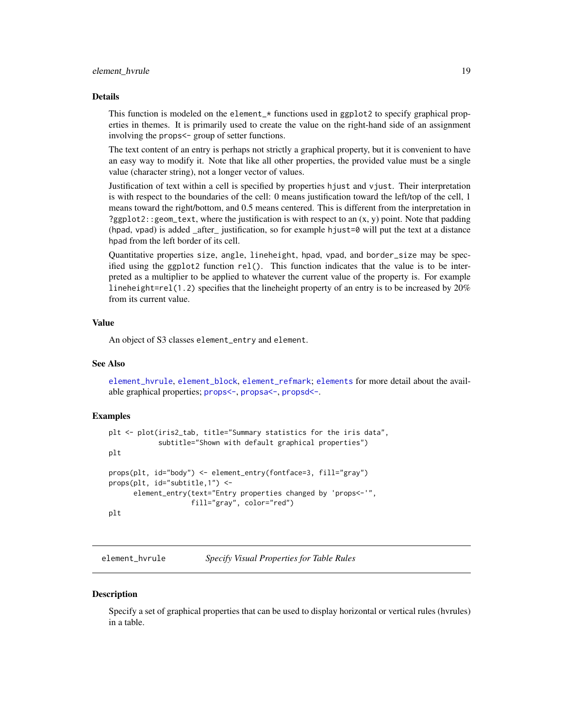### Details

This function is modeled on the `element_*` functions used in `ggplot2` to specify graphical properties in themes. It is primarily used to create the value on the right-hand side of an assignment involving the `props<-` group of setter functions.

The text content of an entry is perhaps not strictly a graphical property, but it is convenient to have an easy way to modify it. Note that like all other properties, the provided value must be a single value (character string), not a longer vector of values.

Justification of text within a cell is specified by properties `hjust` and `vjust`. Their interpretation is with respect to the boundaries of the cell: 0 means justification toward the left/top of the cell, 1 means toward the right/bottom, and 0.5 means centered. This is different from the interpretation in `?ggplot2::geom_text`, where the justification is with respect to an (x, y) point. Note that padding (`hpad`, `vpad`) is added _after_ justification, so for example `hjust=0` will put the text at a distance `hpad` from the left border of its cell.

Quantitative properties `size`, `angle`, `lineheight`, `hpad`, `vpad`, and `border_size` may be specified using the `ggplot2` function `rel()`. This function indicates that the value is to be interpreted as a multiplier to be applied to whatever the current value of the property is. For example `lineheight=rel(1.2)` specifies that the lineheight property of an entry is to be increased by 20% from its current value.

### Value

An object of S3 classes `element_entry` and `element`.

### See Also

`element_hvrule`, `element_block`, `element_refmark`; `elements` for more detail about the available graphical properties; `props<-`, `propsa<-`, `propsd<-`.

### Examples

```
plt <- plot(iris2_tab, title="Summary statistics for the iris data",
            subtitle="Shown with default graphical properties")
plt

props(plt, id="body") <- element_entry(fontface=3, fill="gray")
props(plt, id="subtitle,1") <-
      element_entry(text="Entry properties changed by 'props<-'",
                    fill="gray", color="red")
plt
```

---

## element_hvrule *Specify Visual Properties for Table Rules*

### Description

Specify a set of graphical properties that can be used to display horizontal or vertical rules (hvrules) in a table.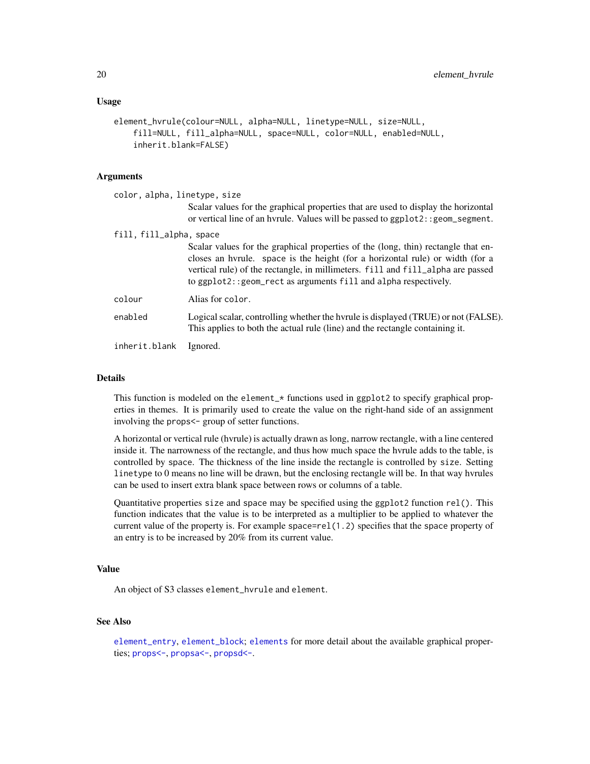## Usage

```
element_hvrule(colour=NULL, alpha=NULL, linetype=NULL, size=NULL,
    fill=NULL, fill_alpha=NULL, space=NULL, color=NULL, enabled=NULL,
    inherit.blank=FALSE)
```

## Arguments

`color, alpha, linetype, size`
: Scalar values for the graphical properties that are used to display the horizontal or vertical line of an hvrule. Values will be passed to `ggplot2::geom_segment`.

`fill, fill_alpha, space`
: Scalar values for the graphical properties of the (long, thin) rectangle that encloses an hvrule. `space` is the height (for a horizontal rule) or width (for a vertical rule) of the rectangle, in millimeters. `fill` and `fill_alpha` are passed to `ggplot2::geom_rect` as arguments `fill` and `alpha` respectively.

`colour`
: Alias for `color`.

`enabled`
: Logical scalar, controlling whether the hvrule is displayed (TRUE) or not (FALSE). This applies to both the actual rule (line) and the rectangle containing it.

`inherit.blank`
: Ignored.

## Details

This function is modeled on the `element_*` functions used in `ggplot2` to specify graphical properties in themes. It is primarily used to create the value on the right-hand side of an assignment involving the `props<-` group of setter functions.

A horizontal or vertical rule (hvrule) is actually drawn as long, narrow rectangle, with a line centered inside it. The narrowness of the rectangle, and thus how much space the hvrule adds to the table, is controlled by `space`. The thickness of the line inside the rectangle is controlled by `size`. Setting `linetype` to 0 means no line will be drawn, but the enclosing rectangle will be. In that way hvrules can be used to insert extra blank space between rows or columns of a table.

Quantitative properties `size` and `space` may be specified using the `ggplot2` function `rel()`. This function indicates that the value is to be interpreted as a multiplier to be applied to whatever the current value of the property is. For example `space=rel(1.2)` specifies that the `space` property of an entry is to be increased by 20% from its current value.

## Value

An object of S3 classes `element_hvrule` and `element`.

## See Also

`element_entry`, `element_block`; `elements` for more detail about the available graphical properties; `props<-`, `propsa<-`, `propsd<-`.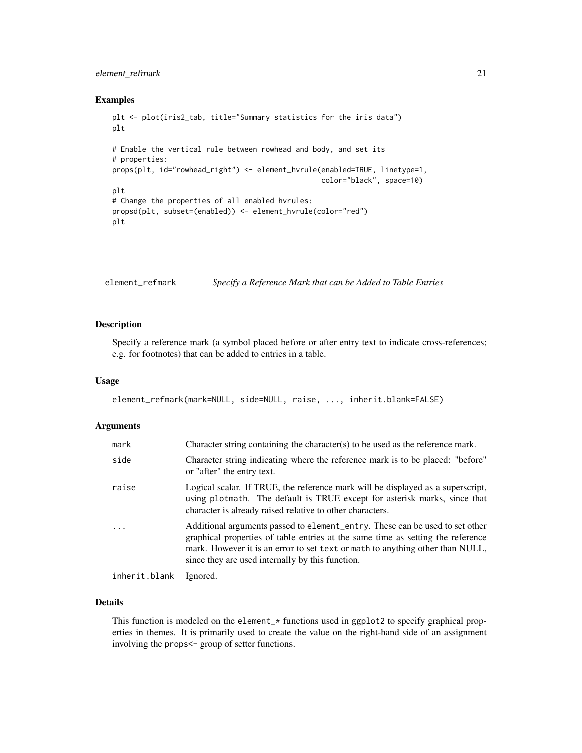### Examples

```
plt <- plot(iris2_tab, title="Summary statistics for the iris data")
plt

# Enable the vertical rule between rowhead and body, and set its
# properties:
props(plt, id="rowhead_right") <- element_hvrule(enabled=TRUE, linetype=1,
                                                 color="black", space=10)
plt
# Change the properties of all enabled hvrules:
propsd(plt, subset=(enabled)) <- element_hvrule(color="red")
plt
```

---

## element_refmark — *Specify a Reference Mark that can be Added to Table Entries*

---

### Description

Specify a reference mark (a symbol placed before or after entry text to indicate cross-references; e.g. for footnotes) that can be added to entries in a table.

### Usage

```
element_refmark(mark=NULL, side=NULL, raise, ..., inherit.blank=FALSE)
```

### Arguments

| | |
|---|---|
| `mark` | Character string containing the character(s) to be used as the reference mark. |
| `side` | Character string indicating where the reference mark is to be placed: "before" or "after" the entry text. |
| `raise` | Logical scalar. If TRUE, the reference mark will be displayed as a superscript, using `plotmath`. The default is TRUE except for asterisk marks, since that character is already raised relative to other characters. |
| `...` | Additional arguments passed to `element_entry`. These can be used to set other graphical properties of table entries at the same time as setting the reference mark. However it is an error to set `text` or `math` to anything other than NULL, since they are used internally by this function. |
| `inherit.blank` | Ignored. |

### Details

This function is modeled on the `element_*` functions used in `ggplot2` to specify graphical properties in themes. It is primarily used to create the value on the right-hand side of an assignment involving the `props<-` group of setter functions.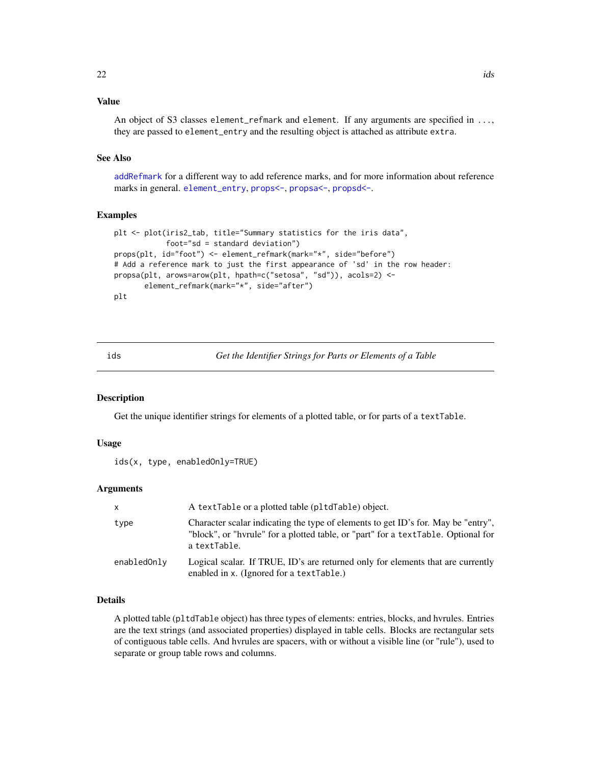### Value

An object of S3 classes `element_refmark` and `element`. If any arguments are specified in `...`, they are passed to `element_entry` and the resulting object is attached as attribute `extra`.

### See Also

`addRefmark` for a different way to add reference marks, and for more information about reference marks in general. `element_entry`, `props<-`, `propsa<-`, `propsd<-`.

### Examples

```
plt <- plot(iris2_tab, title="Summary statistics for the iris data",
            foot="sd = standard deviation")
props(plt, id="foot") <- element_refmark(mark="*", side="before")
# Add a reference mark to just the first appearance of 'sd' in the row header:
propsa(plt, arows=arow(plt, hpath=c("setosa", "sd")), acols=2) <-
       element_refmark(mark="*", side="after")
plt
```

---

## ids — *Get the Identifier Strings for Parts or Elements of a Table*

### Description

Get the unique identifier strings for elements of a plotted table, or for parts of a `textTable`.

### Usage

```
ids(x, type, enabledOnly=TRUE)
```

### Arguments

| | |
|---|---|
| `x` | A `textTable` or a plotted table (`pltdTable`) object. |
| `type` | Character scalar indicating the type of elements to get ID's for. May be "entry", "block", or "hvrule" for a plotted table, or "part" for a `textTable`. Optional for a `textTable`. |
| `enabledOnly` | Logical scalar. If TRUE, ID's are returned only for elements that are currently enabled in `x`. (Ignored for a `textTable`.) |

### Details

A plotted table (`pltdTable` object) has three types of elements: entries, blocks, and hvrules. Entries are the text strings (and associated properties) displayed in table cells. Blocks are rectangular sets of contiguous table cells. And hvrules are spacers, with or without a visible line (or "rule"), used to separate or group table rows and columns.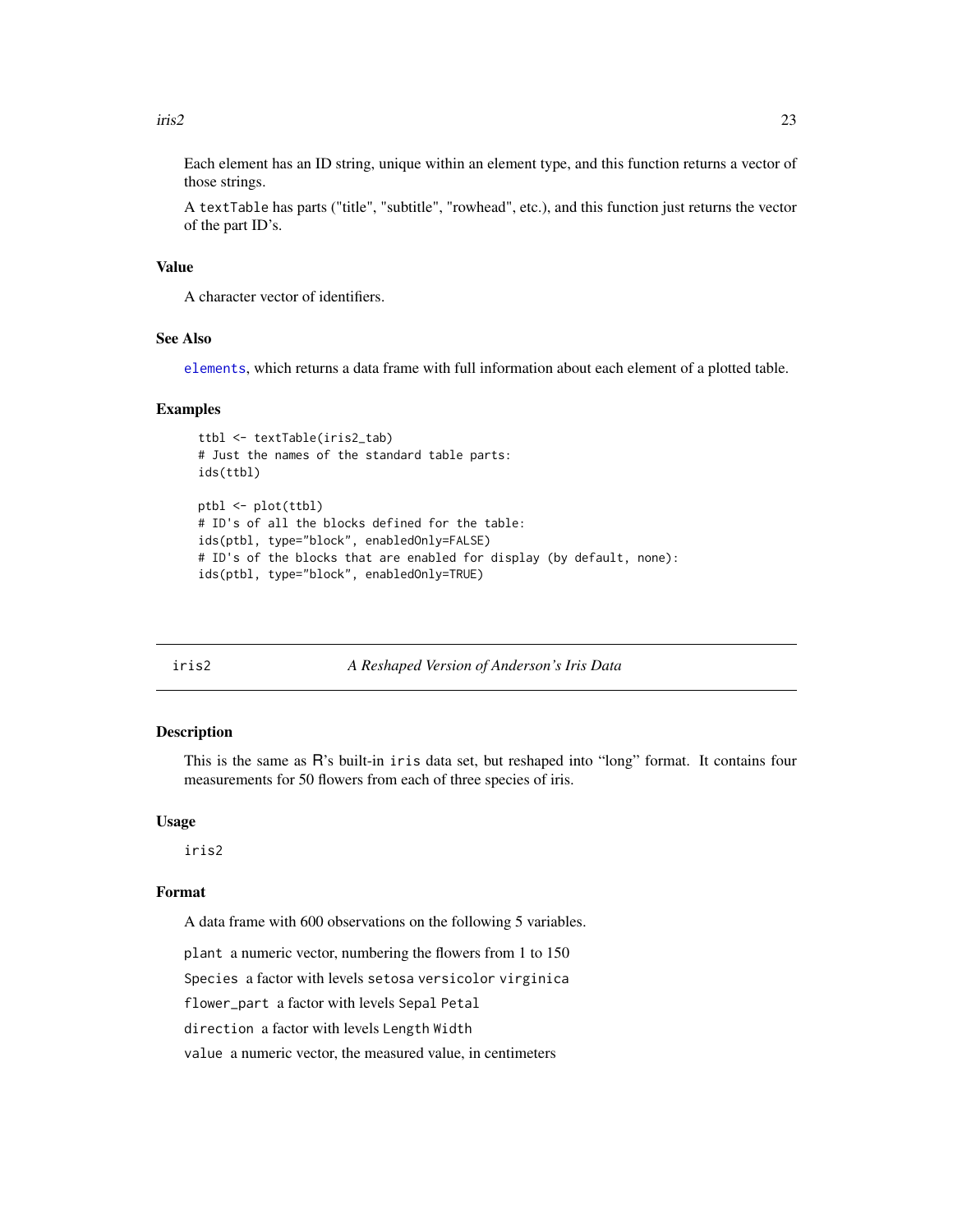Each element has an ID string, unique within an element type, and this function returns a vector of those strings.

A textTable has parts ("title", "subtitle", "rowhead", etc.), and this function just returns the vector of the part ID's.

### Value

A character vector of identifiers.

### See Also

elements, which returns a data frame with full information about each element of a plotted table.

### Examples

```
ttbl <- textTable(iris2_tab)
# Just the names of the standard table parts:
ids(ttbl)

ptbl <- plot(ttbl)
# ID's of all the blocks defined for the table:
ids(ptbl, type="block", enabledOnly=FALSE)
# ID's of the blocks that are enabled for display (by default, none):
ids(ptbl, type="block", enabledOnly=TRUE)
```

---

## iris2 — *A Reshaped Version of Anderson's Iris Data*

### Description

This is the same as R's built-in iris data set, but reshaped into "long" format. It contains four measurements for 50 flowers from each of three species of iris.

### Usage

iris2

### Format

A data frame with 600 observations on the following 5 variables.

- plant a numeric vector, numbering the flowers from 1 to 150
- Species a factor with levels setosa versicolor virginica
- flower_part a factor with levels Sepal Petal
- direction a factor with levels Length Width
- value a numeric vector, the measured value, in centimeters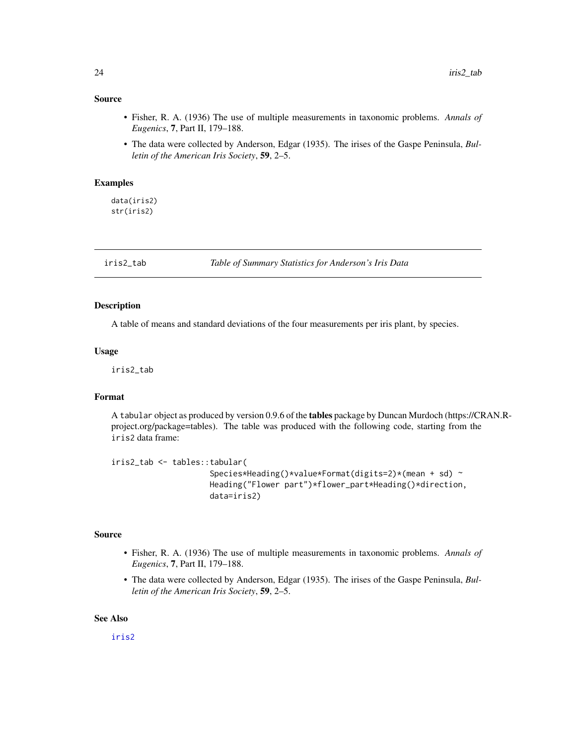### Source

- Fisher, R. A. (1936) The use of multiple measurements in taxonomic problems. *Annals of Eugenics*, **7**, Part II, 179–188.
- The data were collected by Anderson, Edgar (1935). The irises of the Gaspe Peninsula, *Bulletin of the American Iris Society*, **59**, 2–5.

### Examples

```
data(iris2)
str(iris2)
```

---

## iris2_tab — *Table of Summary Statistics for Anderson's Iris Data*

---

### Description

A table of means and standard deviations of the four measurements per iris plant, by species.

### Usage

```
iris2_tab
```

### Format

A `tabular` object as produced by version 0.9.6 of the **tables** package by Duncan Murdoch (https://CRAN.R-project.org/package=tables). The table was produced with the following code, starting from the `iris2` data frame:

```
iris2_tab <- tables::tabular(
                    Species*Heading()*value*Format(digits=2)*(mean + sd) ~
                    Heading("Flower part")*flower_part*Heading()*direction,
                    data=iris2)
```

### Source

- Fisher, R. A. (1936) The use of multiple measurements in taxonomic problems. *Annals of Eugenics*, **7**, Part II, 179–188.
- The data were collected by Anderson, Edgar (1935). The irises of the Gaspe Peninsula, *Bulletin of the American Iris Society*, **59**, 2–5.

### See Also

iris2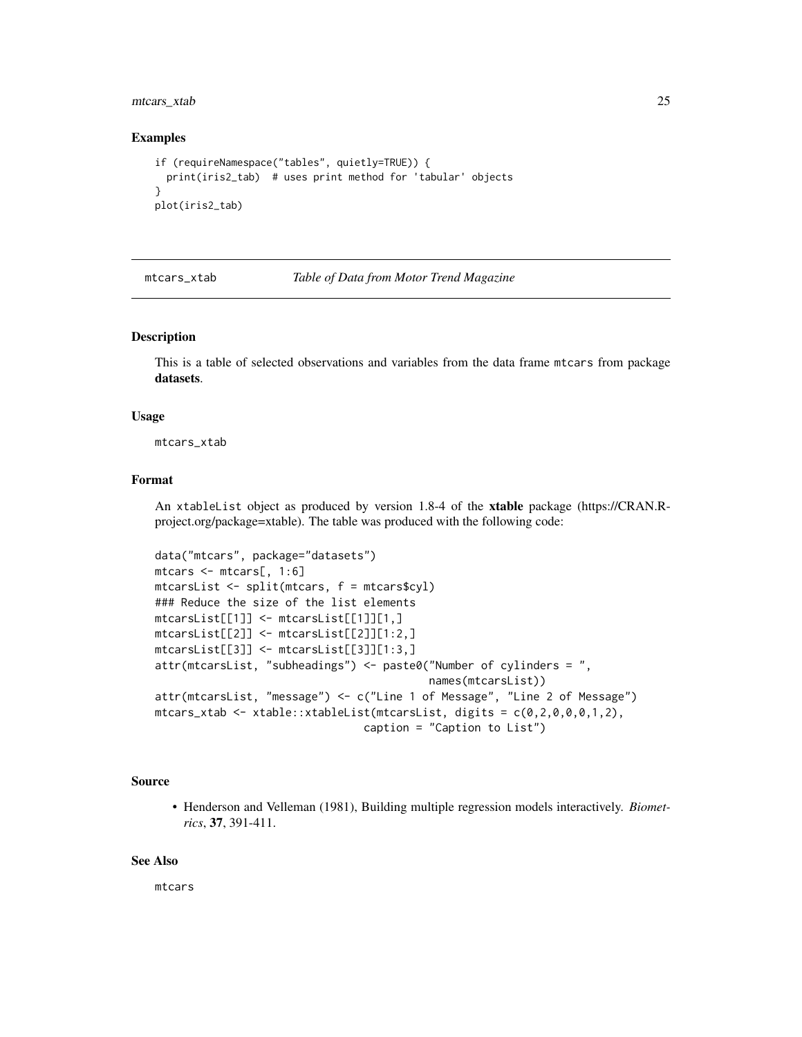### Examples

```
if (requireNamespace("tables", quietly=TRUE)) {
  print(iris2_tab)  # uses print method for 'tabular' objects
}
plot(iris2_tab)
```

---

## mtcars_xtab — *Table of Data from Motor Trend Magazine*

---

### Description

This is a table of selected observations and variables from the data frame `mtcars` from package **datasets**.

### Usage

```
mtcars_xtab
```

### Format

An `xtableList` object as produced by version 1.8-4 of the **xtable** package (https://CRAN.R-project.org/package=xtable). The table was produced with the following code:

```
data("mtcars", package="datasets")
mtcars <- mtcars[, 1:6]
mtcarsList <- split(mtcars, f = mtcars$cyl)
### Reduce the size of the list elements
mtcarsList[[1]] <- mtcarsList[[1]][1,]
mtcarsList[[2]] <- mtcarsList[[2]][1:2,]
mtcarsList[[3]] <- mtcarsList[[3]][1:3,]
attr(mtcarsList, "subheadings") <- paste0("Number of cylinders = ",
                                          names(mtcarsList))
attr(mtcarsList, "message") <- c("Line 1 of Message", "Line 2 of Message")
mtcars_xtab <- xtable::xtableList(mtcarsList, digits = c(0,2,0,0,0,1,2),
                                  caption = "Caption to List")
```

### Source

- Henderson and Velleman (1981), Building multiple regression models interactively. *Biometrics*, **37**, 391-411.

### See Also

`mtcars`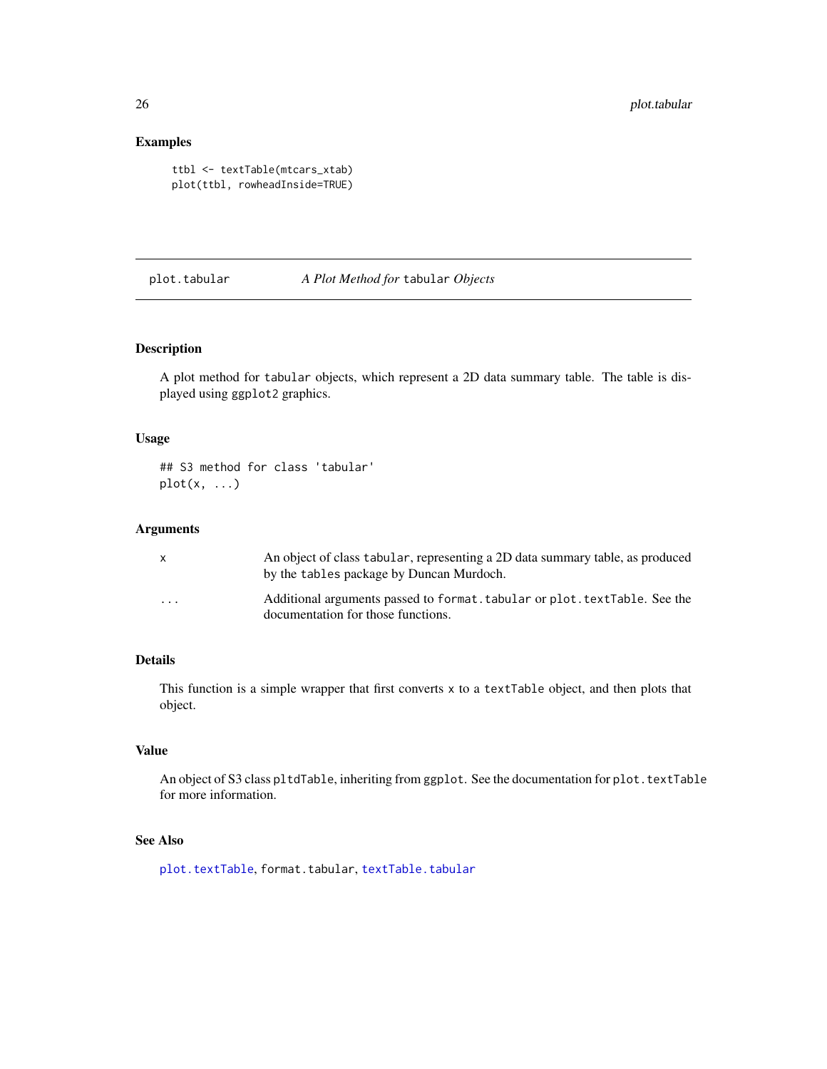## Examples

```
ttbl <- textTable(mtcars_xtab)
plot(ttbl, rowheadInside=TRUE)
```

---

# plot.tabular — *A Plot Method for* `tabular` *Objects*

---

## Description

A plot method for `tabular` objects, which represent a 2D data summary table. The table is displayed using `ggplot2` graphics.

## Usage

```
## S3 method for class 'tabular'
plot(x, ...)
```

## Arguments

| | |
|---|---|
| `x` | An object of class `tabular`, representing a 2D data summary table, as produced by the `tables` package by Duncan Murdoch. |
| `...` | Additional arguments passed to `format.tabular` or `plot.textTable`. See the documentation for those functions. |

## Details

This function is a simple wrapper that first converts `x` to a `textTable` object, and then plots that object.

## Value

An object of S3 class `pltdTable`, inheriting from `ggplot`. See the documentation for `plot.textTable` for more information.

## See Also

`plot.textTable`, `format.tabular`, `textTable.tabular`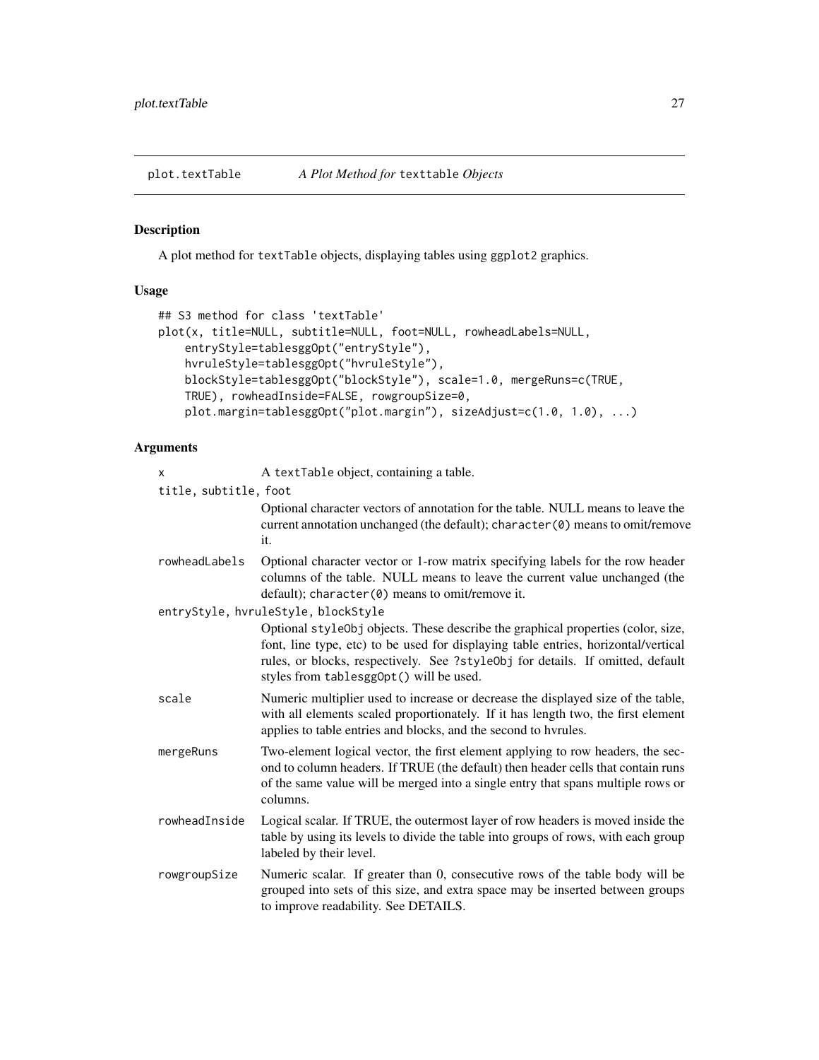plot.textTable *A Plot Method for* `texttable` *Objects*

## Description

A plot method for `textTable` objects, displaying tables using `ggplot2` graphics.

## Usage

```
## S3 method for class 'textTable'
plot(x, title=NULL, subtitle=NULL, foot=NULL, rowheadLabels=NULL,
    entryStyle=tablesggOpt("entryStyle"),
    hvruleStyle=tablesggOpt("hvruleStyle"),
    blockStyle=tablesggOpt("blockStyle"), scale=1.0, mergeRuns=c(TRUE,
    TRUE), rowheadInside=FALSE, rowgroupSize=0,
    plot.margin=tablesggOpt("plot.margin"), sizeAdjust=c(1.0, 1.0), ...)
```

## Arguments

`x` — A `textTable` object, containing a table.

`title, subtitle, foot` — Optional character vectors of annotation for the table. NULL means to leave the current annotation unchanged (the default); `character(0)` means to omit/remove it.

`rowheadLabels` — Optional character vector or 1-row matrix specifying labels for the row header columns of the table. NULL means to leave the current value unchanged (the default); `character(0)` means to omit/remove it.

`entryStyle, hvruleStyle, blockStyle` — Optional `styleObj` objects. These describe the graphical properties (color, size, font, line type, etc) to be used for displaying table entries, horizontal/vertical rules, or blocks, respectively. See `?styleObj` for details. If omitted, default styles from `tablesggOpt()` will be used.

`scale` — Numeric multiplier used to increase or decrease the displayed size of the table, with all elements scaled proportionately. If it has length two, the first element applies to table entries and blocks, and the second to hvrules.

`mergeRuns` — Two-element logical vector, the first element applying to row headers, the second to column headers. If TRUE (the default) then header cells that contain runs of the same value will be merged into a single entry that spans multiple rows or columns.

`rowheadInside` — Logical scalar. If TRUE, the outermost layer of row headers is moved inside the table by using its levels to divide the table into groups of rows, with each group labeled by their level.

`rowgroupSize` — Numeric scalar. If greater than 0, consecutive rows of the table body will be grouped into sets of this size, and extra space may be inserted between groups to improve readability. See DETAILS.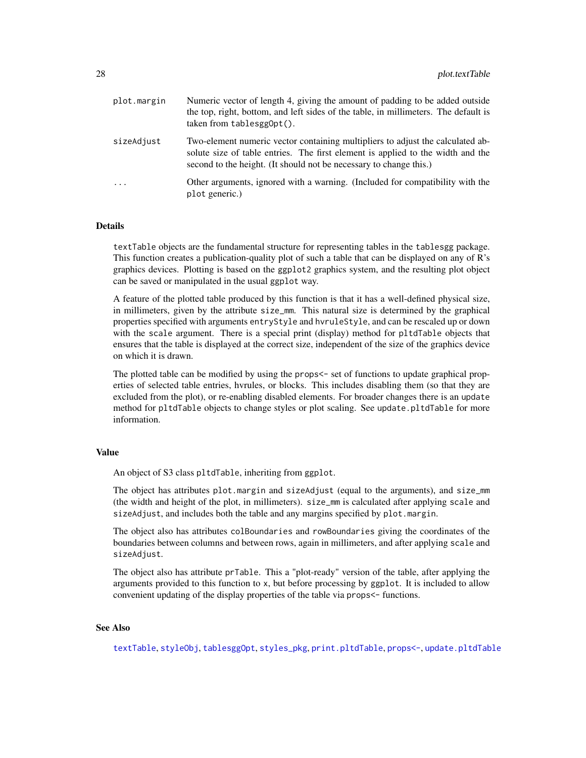| | |
|---|---|
| `plot.margin` | Numeric vector of length 4, giving the amount of padding to be added outside the top, right, bottom, and left sides of the table, in millimeters. The default is taken from `tablesggOpt()`. |
| `sizeAdjust` | Two-element numeric vector containing multipliers to adjust the calculated absolute size of table entries. The first element is applied to the width and the second to the height. (It should not be necessary to change this.) |
| `...` | Other arguments, ignored with a warning. (Included for compatibility with the `plot` generic.) |

## Details

`textTable` objects are the fundamental structure for representing tables in the `tablesgg` package. This function creates a publication-quality plot of such a table that can be displayed on any of R's graphics devices. Plotting is based on the `ggplot2` graphics system, and the resulting plot object can be saved or manipulated in the usual `ggplot` way.

A feature of the plotted table produced by this function is that it has a well-defined physical size, in millimeters, given by the attribute `size_mm`. This natural size is determined by the graphical properties specified with arguments `entryStyle` and `hvruleStyle`, and can be rescaled up or down with the `scale` argument. There is a special print (display) method for `pltdTable` objects that ensures that the table is displayed at the correct size, independent of the size of the graphics device on which it is drawn.

The plotted table can be modified by using the `props<-` set of functions to update graphical properties of selected table entries, hvrules, or blocks. This includes disabling them (so that they are excluded from the plot), or re-enabling disabled elements. For broader changes there is an `update` method for `pltdTable` objects to change styles or plot scaling. See `update.pltdTable` for more information.

## Value

An object of S3 class `pltdTable`, inheriting from `ggplot`.

The object has attributes `plot.margin` and `sizeAdjust` (equal to the arguments), and `size_mm` (the width and height of the plot, in millimeters). `size_mm` is calculated after applying `scale` and `sizeAdjust`, and includes both the table and any margins specified by `plot.margin`.

The object also has attributes `colBoundaries` and `rowBoundaries` giving the coordinates of the boundaries between columns and between rows, again in millimeters, and after applying `scale` and `sizeAdjust`.

The object also has attribute `prTable`. This a "plot-ready" version of the table, after applying the arguments provided to this function to `x`, but before processing by `ggplot`. It is included to allow convenient updating of the display properties of the table via `props<-` functions.

## See Also

`textTable`, `styleObj`, `tablesggOpt`, `styles_pkg`, `print.pltdTable`, `props<-`, `update.pltdTable`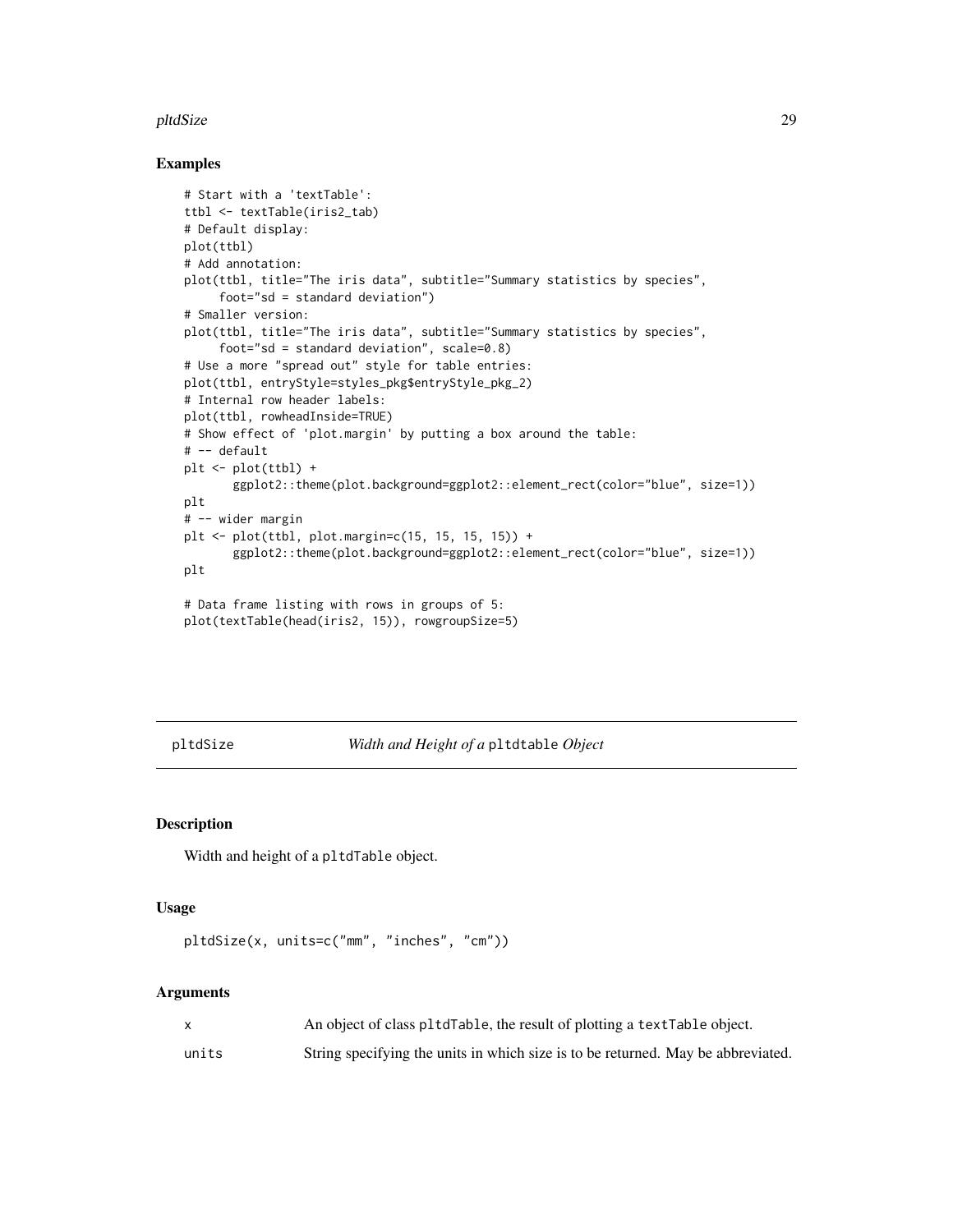## Examples

```
# Start with a 'textTable':
ttbl <- textTable(iris2_tab)
# Default display:
plot(ttbl)
# Add annotation:
plot(ttbl, title="The iris data", subtitle="Summary statistics by species",
     foot="sd = standard deviation")
# Smaller version:
plot(ttbl, title="The iris data", subtitle="Summary statistics by species",
     foot="sd = standard deviation", scale=0.8)
# Use a more "spread out" style for table entries:
plot(ttbl, entryStyle=styles_pkg$entryStyle_pkg_2)
# Internal row header labels:
plot(ttbl, rowheadInside=TRUE)
# Show effect of 'plot.margin' by putting a box around the table:
# -- default
plt <- plot(ttbl) +
       ggplot2::theme(plot.background=ggplot2::element_rect(color="blue", size=1))
plt
# -- wider margin
plt <- plot(ttbl, plot.margin=c(15, 15, 15, 15)) +
       ggplot2::theme(plot.background=ggplot2::element_rect(color="blue", size=1))
plt

# Data frame listing with rows in groups of 5:
plot(textTable(head(iris2, 15)), rowgroupSize=5)
```

---

# pltdSize — *Width and Height of a* `pltdtable` *Object*

## Description

Width and height of a `pltdTable` object.

## Usage

```
pltdSize(x, units=c("mm", "inches", "cm"))
```

## Arguments

| | |
|---|---|
| `x` | An object of class `pltdTable`, the result of plotting a `textTable` object. |
| `units` | String specifying the units in which size is to be returned. May be abbreviated. |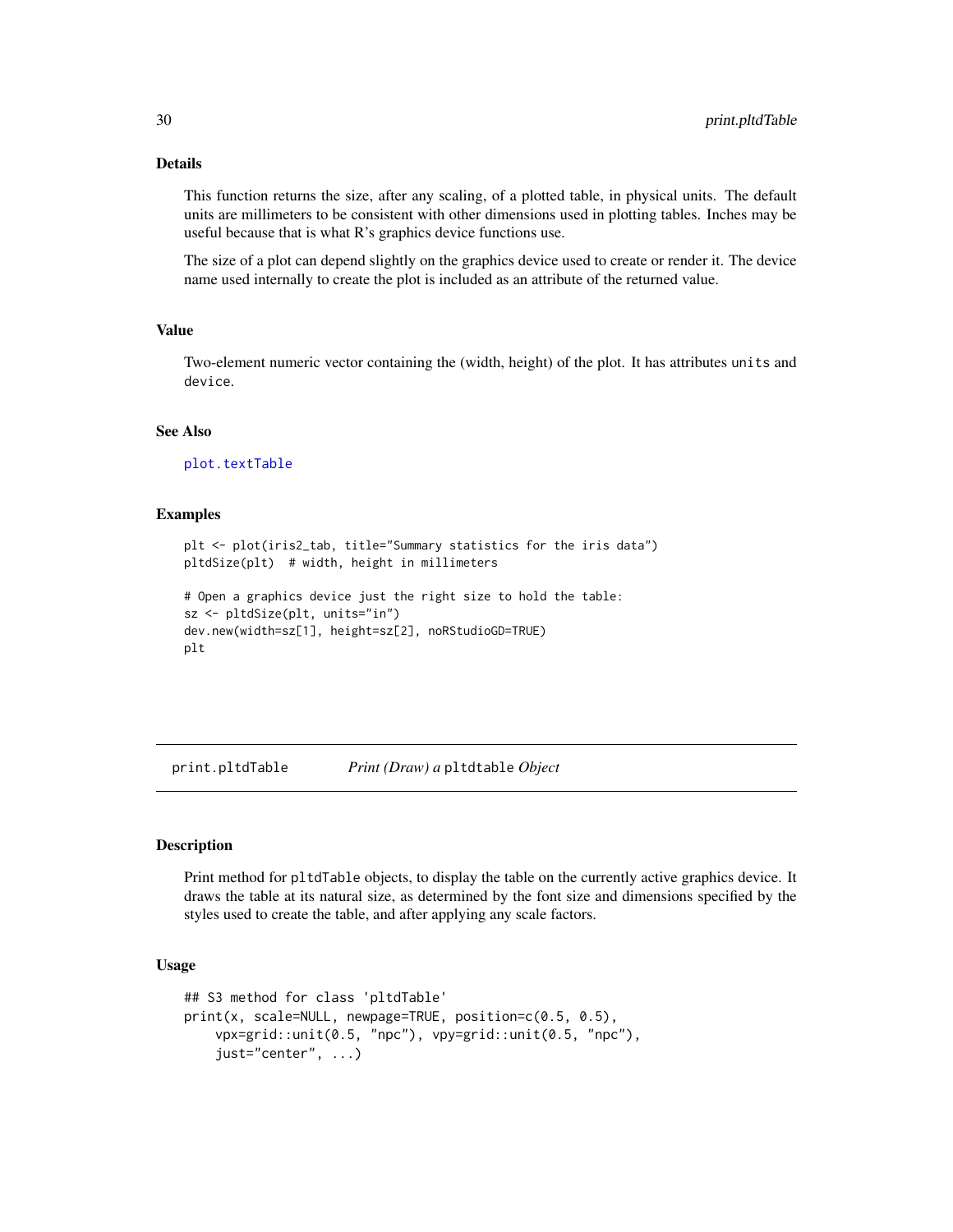## Details

This function returns the size, after any scaling, of a plotted table, in physical units. The default units are millimeters to be consistent with other dimensions used in plotting tables. Inches may be useful because that is what R's graphics device functions use.

The size of a plot can depend slightly on the graphics device used to create or render it. The device name used internally to create the plot is included as an attribute of the returned value.

## Value

Two-element numeric vector containing the (width, height) of the plot. It has attributes `units` and `device`.

## See Also

plot.textTable

## Examples

```
plt <- plot(iris2_tab, title="Summary statistics for the iris data")
pltdSize(plt)  # width, height in millimeters

# Open a graphics device just the right size to hold the table:
sz <- pltdSize(plt, units="in")
dev.new(width=sz[1], height=sz[2], noRStudioGD=TRUE)
plt
```

---

# print.pltdTable — *Print (Draw) a* `pltdtable` *Object*

## Description

Print method for `pltdTable` objects, to display the table on the currently active graphics device. It draws the table at its natural size, as determined by the font size and dimensions specified by the styles used to create the table, and after applying any scale factors.

## Usage

```
## S3 method for class 'pltdTable'
print(x, scale=NULL, newpage=TRUE, position=c(0.5, 0.5),
    vpx=grid::unit(0.5, "npc"), vpy=grid::unit(0.5, "npc"),
    just="center", ...)
```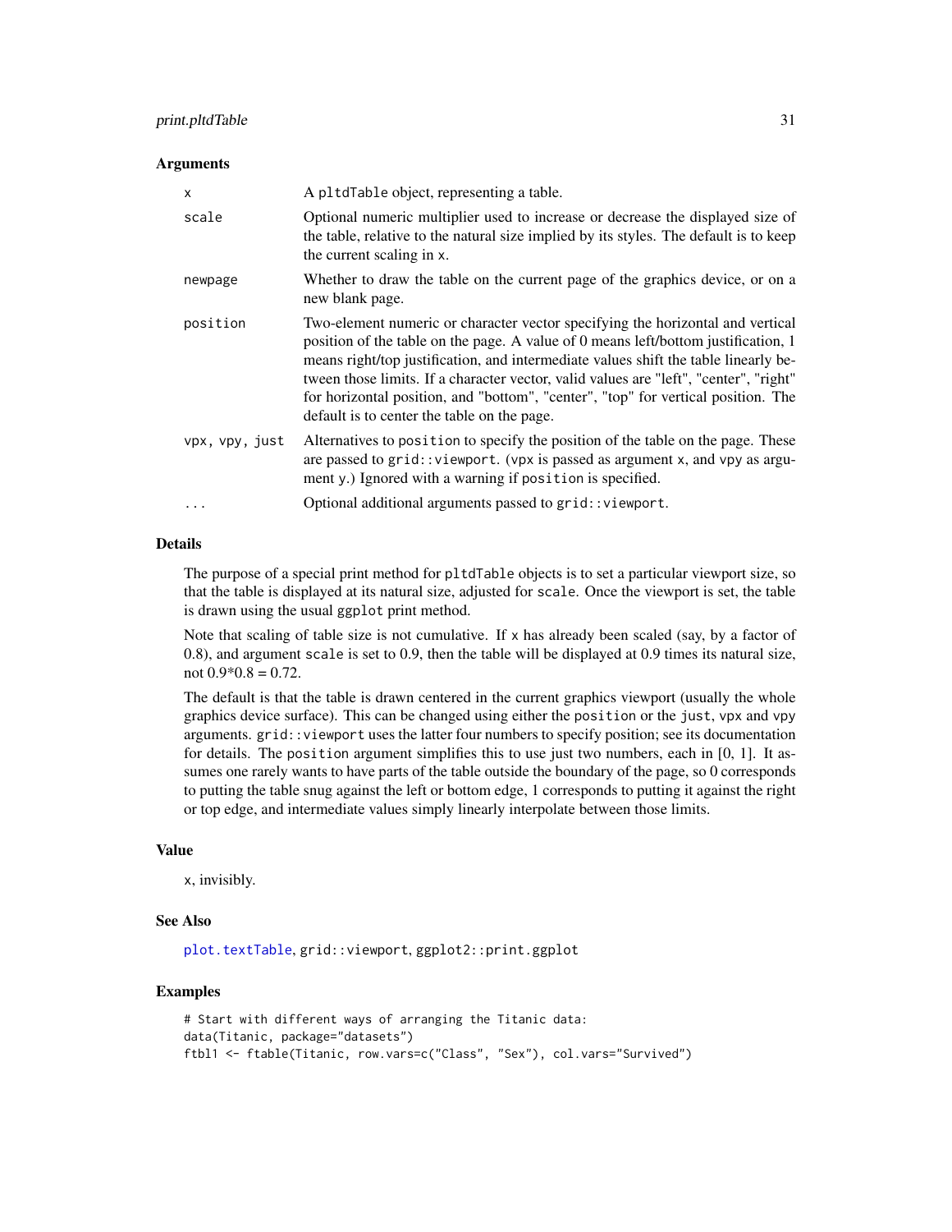## Arguments

| | |
|---|---|
| `x` | A `pltdTable` object, representing a table. |
| `scale` | Optional numeric multiplier used to increase or decrease the displayed size of the table, relative to the natural size implied by its styles. The default is to keep the current scaling in `x`. |
| `newpage` | Whether to draw the table on the current page of the graphics device, or on a new blank page. |
| `position` | Two-element numeric or character vector specifying the horizontal and vertical position of the table on the page. A value of 0 means left/bottom justification, 1 means right/top justification, and intermediate values shift the table linearly between those limits. If a character vector, valid values are "left", "center", "right" for horizontal position, and "bottom", "center", "top" for vertical position. The default is to center the table on the page. |
| `vpx, vpy, just` | Alternatives to `position` to specify the position of the table on the page. These are passed to `grid::viewport`. (`vpx` is passed as argument `x`, and `vpy` as argument `y`.) Ignored with a warning if `position` is specified. |
| `...` | Optional additional arguments passed to `grid::viewport`. |

## Details

The purpose of a special print method for `pltdTable` objects is to set a particular viewport size, so that the table is displayed at its natural size, adjusted for `scale`. Once the viewport is set, the table is drawn using the usual `ggplot` print method.

Note that scaling of table size is not cumulative. If `x` has already been scaled (say, by a factor of 0.8), and argument `scale` is set to 0.9, then the table will be displayed at 0.9 times its natural size, not 0.9*0.8 = 0.72.

The default is that the table is drawn centered in the current graphics viewport (usually the whole graphics device surface). This can be changed using either the `position` or the `just`, `vpx` and `vpy` arguments. `grid::viewport` uses the latter four numbers to specify position; see its documentation for details. The `position` argument simplifies this to use just two numbers, each in [0, 1]. It assumes one rarely wants to have parts of the table outside the boundary of the page, so 0 corresponds to putting the table snug against the left or bottom edge, 1 corresponds to putting it against the right or top edge, and intermediate values simply linearly interpolate between those limits.

## Value

`x`, invisibly.

## See Also

`plot.textTable`, `grid::viewport`, `ggplot2::print.ggplot`

## Examples

```
# Start with different ways of arranging the Titanic data:
data(Titanic, package="datasets")
ftbl1 <- ftable(Titanic, row.vars=c("Class", "Sex"), col.vars="Survived")
```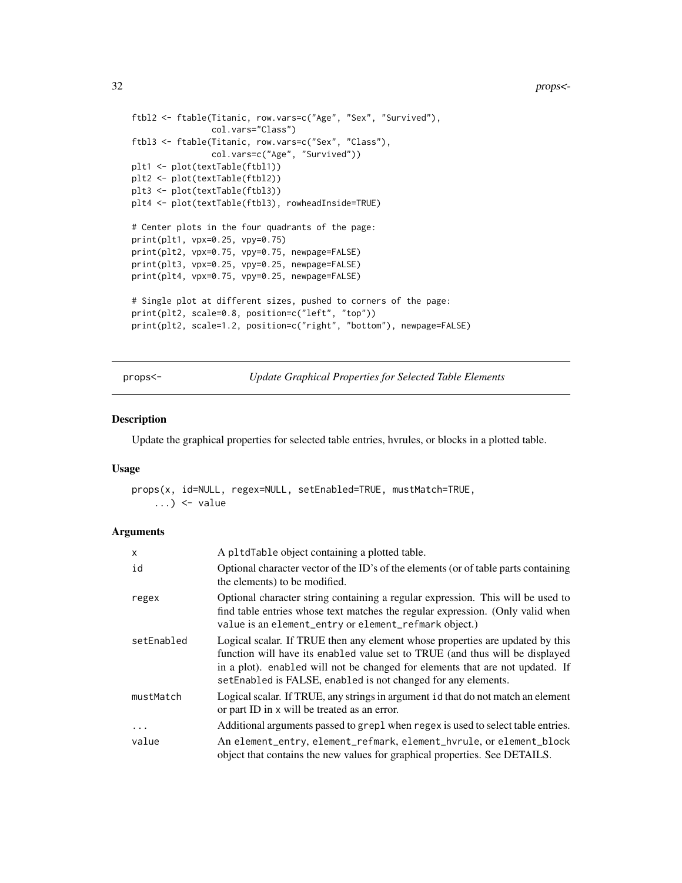```
ftbl2 <- ftable(Titanic, row.vars=c("Age", "Sex", "Survived"),
                col.vars="Class")
ftbl3 <- ftable(Titanic, row.vars=c("Sex", "Class"),
                col.vars=c("Age", "Survived"))
plt1 <- plot(textTable(ftbl1))
plt2 <- plot(textTable(ftbl2))
plt3 <- plot(textTable(ftbl3))
plt4 <- plot(textTable(ftbl3), rowheadInside=TRUE)

# Center plots in the four quadrants of the page:
print(plt1, vpx=0.25, vpy=0.75)
print(plt2, vpx=0.75, vpy=0.75, newpage=FALSE)
print(plt3, vpx=0.25, vpy=0.25, newpage=FALSE)
print(plt4, vpx=0.75, vpy=0.25, newpage=FALSE)

# Single plot at different sizes, pushed to corners of the page:
print(plt2, scale=0.8, position=c("left", "top"))
print(plt2, scale=1.2, position=c("right", "bottom"), newpage=FALSE)
```

---

## props<- *Update Graphical Properties for Selected Table Elements*

### Description

Update the graphical properties for selected table entries, hvrules, or blocks in a plotted table.

### Usage

```
props(x, id=NULL, regex=NULL, setEnabled=TRUE, mustMatch=TRUE,
    ...) <- value
```

### Arguments

| | |
|---|---|
| `x` | A `pltdTable` object containing a plotted table. |
| `id` | Optional character vector of the ID's of the elements (or of table parts containing the elements) to be modified. |
| `regex` | Optional character string containing a regular expression. This will be used to find table entries whose text matches the regular expression. (Only valid when `value` is an `element_entry` or `element_refmark` object.) |
| `setEnabled` | Logical scalar. If TRUE then any element whose properties are updated by this function will have its `enabled` value set to TRUE (and thus will be displayed in a plot). `enabled` will not be changed for elements that are not updated. If `setEnabled` is FALSE, `enabled` is not changed for any elements. |
| `mustMatch` | Logical scalar. If TRUE, any strings in argument `id` that do not match an element or part ID in `x` will be treated as an error. |
| `...` | Additional arguments passed to `grepl` when `regex` is used to select table entries. |
| `value` | An `element_entry`, `element_refmark`, `element_hvrule`, or `element_block` object that contains the new values for graphical properties. See DETAILS. |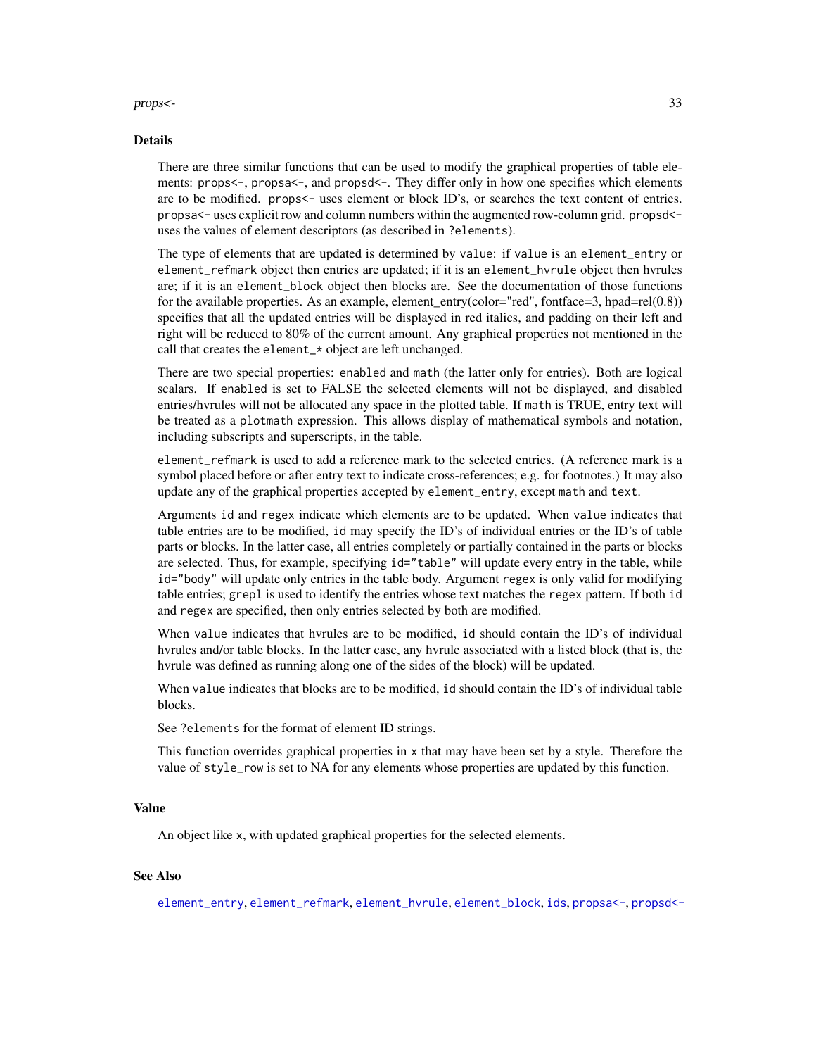## Details

There are three similar functions that can be used to modify the graphical properties of table elements: `props<-`, `propsa<-`, and `propsd<-`. They differ only in how one specifies which elements are to be modified. `props<-` uses element or block ID's, or searches the text content of entries. `propsa<-` uses explicit row and column numbers within the augmented row-column grid. `propsd<-` uses the values of element descriptors (as described in `?elements`).

The type of elements that are updated is determined by `value`: if `value` is an `element_entry` or `element_refmark` object then entries are updated; if it is an `element_hvrule` object then hvrules are; if it is an `element_block` object then blocks are. See the documentation of those functions for the available properties. As an example, element_entry(color="red", fontface=3, hpad=rel(0.8)) specifies that all the updated entries will be displayed in red italics, and padding on their left and right will be reduced to 80% of the current amount. Any graphical properties not mentioned in the call that creates the `element_*` object are left unchanged.

There are two special properties: `enabled` and `math` (the latter only for entries). Both are logical scalars. If `enabled` is set to FALSE the selected elements will not be displayed, and disabled entries/hvrules will not be allocated any space in the plotted table. If `math` is TRUE, entry text will be treated as a `plotmath` expression. This allows display of mathematical symbols and notation, including subscripts and superscripts, in the table.

`element_refmark` is used to add a reference mark to the selected entries. (A reference mark is a symbol placed before or after entry text to indicate cross-references; e.g. for footnotes.) It may also update any of the graphical properties accepted by `element_entry`, except `math` and `text`.

Arguments `id` and `regex` indicate which elements are to be updated. When `value` indicates that table entries are to be modified, `id` may specify the ID's of individual entries or the ID's of table parts or blocks. In the latter case, all entries completely or partially contained in the parts or blocks are selected. Thus, for example, specifying `id="table"` will update every entry in the table, while `id="body"` will update only entries in the table body. Argument `regex` is only valid for modifying table entries; `grepl` is used to identify the entries whose text matches the `regex` pattern. If both `id` and `regex` are specified, then only entries selected by both are modified.

When `value` indicates that hvrules are to be modified, `id` should contain the ID's of individual hvrules and/or table blocks. In the latter case, any hvrule associated with a listed block (that is, the hvrule was defined as running along one of the sides of the block) will be updated.

When `value` indicates that blocks are to be modified, `id` should contain the ID's of individual table blocks.

See `?elements` for the format of element ID strings.

This function overrides graphical properties in `x` that may have been set by a style. Therefore the value of `style_row` is set to NA for any elements whose properties are updated by this function.

## Value

An object like `x`, with updated graphical properties for the selected elements.

## See Also

`element_entry`, `element_refmark`, `element_hvrule`, `element_block`, `ids`, `propsa<-`, `propsd<-`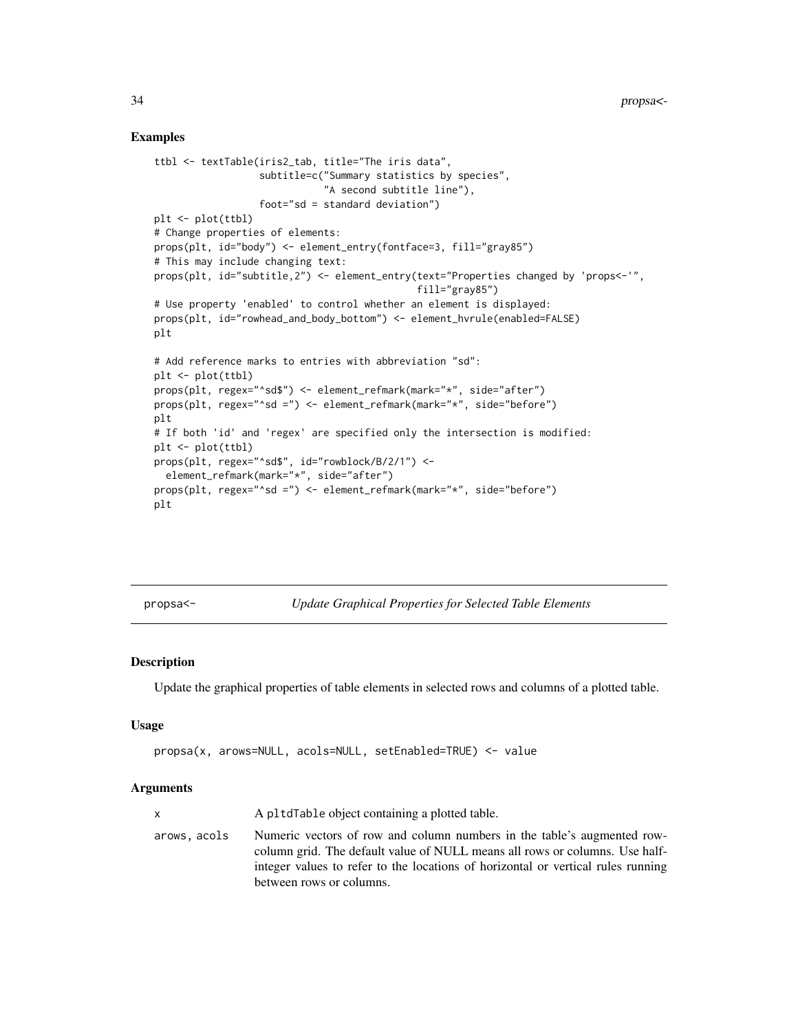## Examples

```
ttbl <- textTable(iris2_tab, title="The iris data",
                  subtitle=c("Summary statistics by species",
                             "A second subtitle line"),
                  foot="sd = standard deviation")
plt <- plot(ttbl)
# Change properties of elements:
props(plt, id="body") <- element_entry(fontface=3, fill="gray85")
# This may include changing text:
props(plt, id="subtitle,2") <- element_entry(text="Properties changed by 'props<-'",
                                             fill="gray85")
# Use property 'enabled' to control whether an element is displayed:
props(plt, id="rowhead_and_body_bottom") <- element_hvrule(enabled=FALSE)
plt

# Add reference marks to entries with abbreviation "sd":
plt <- plot(ttbl)
props(plt, regex="^sd$") <- element_refmark(mark="*", side="after")
props(plt, regex="^sd =") <- element_refmark(mark="*", side="before")
plt
# If both 'id' and 'regex' are specified only the intersection is modified:
plt <- plot(ttbl)
props(plt, regex="^sd$", id="rowblock/B/2/1") <-
  element_refmark(mark="*", side="after")
props(plt, regex="^sd =") <- element_refmark(mark="*", side="before")
plt
```

---

propsa<- *Update Graphical Properties for Selected Table Elements*

---

## Description

Update the graphical properties of table elements in selected rows and columns of a plotted table.

## Usage

```
propsa(x, arows=NULL, acols=NULL, setEnabled=TRUE) <- value
```

## Arguments

| | |
|---|---|
| x | A `pltdTable` object containing a plotted table. |
| arows, acols | Numeric vectors of row and column numbers in the table's augmented row-column grid. The default value of NULL means all rows or columns. Use half-integer values to refer to the locations of horizontal or vertical rules running between rows or columns. |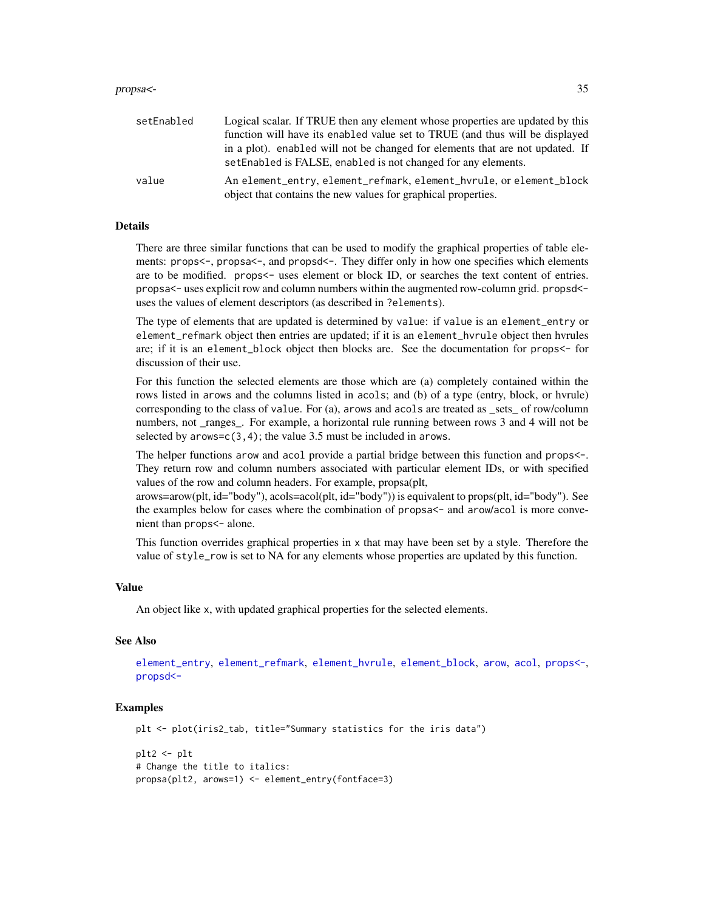| | |
|---|---|
| setEnabled | Logical scalar. If TRUE then any element whose properties are updated by this function will have its enabled value set to TRUE (and thus will be displayed in a plot). enabled will not be changed for elements that are not updated. If setEnabled is FALSE, enabled is not changed for any elements. |
| value | An element_entry, element_refmark, element_hvrule, or element_block object that contains the new values for graphical properties. |

## Details

There are three similar functions that can be used to modify the graphical properties of table elements: props<-, propsa<-, and propsd<-. They differ only in how one specifies which elements are to be modified. props<- uses element or block ID, or searches the text content of entries. propsa<- uses explicit row and column numbers within the augmented row-column grid. propsd<- uses the values of element descriptors (as described in ?elements).

The type of elements that are updated is determined by value: if value is an element_entry or element_refmark object then entries are updated; if it is an element_hvrule object then hvrules are; if it is an element_block object then blocks are. See the documentation for props<- for discussion of their use.

For this function the selected elements are those which are (a) completely contained within the rows listed in arows and the columns listed in acols; and (b) of a type (entry, block, or hvrule) corresponding to the class of value. For (a), arows and acols are treated as _sets_ of row/column numbers, not _ranges_. For example, a horizontal rule running between rows 3 and 4 will not be selected by arows=c(3,4); the value 3.5 must be included in arows.

The helper functions arow and acol provide a partial bridge between this function and props<-. They return row and column numbers associated with particular element IDs, or with specified values of the row and column headers. For example, propsa(plt, arows=arow(plt, id="body"), acols=acol(plt, id="body")) is equivalent to props(plt, id="body"). See the examples below for cases where the combination of propsa<- and arow/acol is more convenient than props<- alone.

This function overrides graphical properties in x that may have been set by a style. Therefore the value of style_row is set to NA for any elements whose properties are updated by this function.

## Value

An object like x, with updated graphical properties for the selected elements.

## See Also

element_entry, element_refmark, element_hvrule, element_block, arow, acol, props<-, propsd<-

## Examples

```
plt <- plot(iris2_tab, title="Summary statistics for the iris data")

plt2 <- plt
# Change the title to italics:
propsa(plt2, arows=1) <- element_entry(fontface=3)
```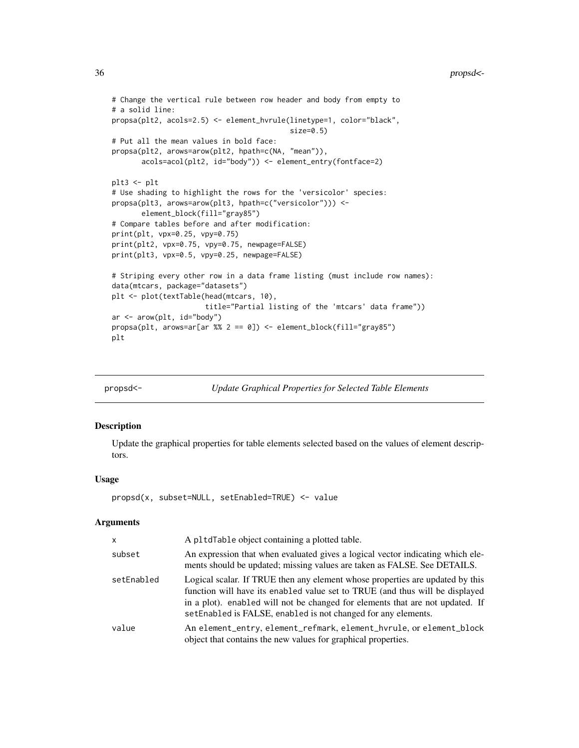```
# Change the vertical rule between row header and body from empty to
# a solid line:
propsa(plt2, acols=2.5) <- element_hvrule(linetype=1, color="black",
                                          size=0.5)
# Put all the mean values in bold face:
propsa(plt2, arows=arow(plt2, hpath=c(NA, "mean")),
       acols=acol(plt2, id="body")) <- element_entry(fontface=2)

plt3 <- plt
# Use shading to highlight the rows for the 'versicolor' species:
propsa(plt3, arows=arow(plt3, hpath=c("versicolor"))) <-
       element_block(fill="gray85")
# Compare tables before and after modification:
print(plt, vpx=0.25, vpy=0.75)
print(plt2, vpx=0.75, vpy=0.75, newpage=FALSE)
print(plt3, vpx=0.5, vpy=0.25, newpage=FALSE)

# Striping every other row in a data frame listing (must include row names):
data(mtcars, package="datasets")
plt <- plot(textTable(head(mtcars, 10),
                      title="Partial listing of the 'mtcars' data frame"))
ar <- arow(plt, id="body")
propsa(plt, arows=ar[ar %% 2 == 0]) <- element_block(fill="gray85")
plt
```

## propsd<- *Update Graphical Properties for Selected Table Elements*

### Description

Update the graphical properties for table elements selected based on the values of element descriptors.

### Usage

```
propsd(x, subset=NULL, setEnabled=TRUE) <- value
```

### Arguments

| | |
|---|---|
| x | A `pltdTable` object containing a plotted table. |
| subset | An expression that when evaluated gives a logical vector indicating which elements should be updated; missing values are taken as FALSE. See DETAILS. |
| setEnabled | Logical scalar. If TRUE then any element whose properties are updated by this function will have its `enabled` value set to TRUE (and thus will be displayed in a plot). `enabled` will not be changed for elements that are not updated. If `setEnabled` is FALSE, `enabled` is not changed for any elements. |
| value | An `element_entry`, `element_refmark`, `element_hvrule`, or `element_block` object that contains the new values for graphical properties. |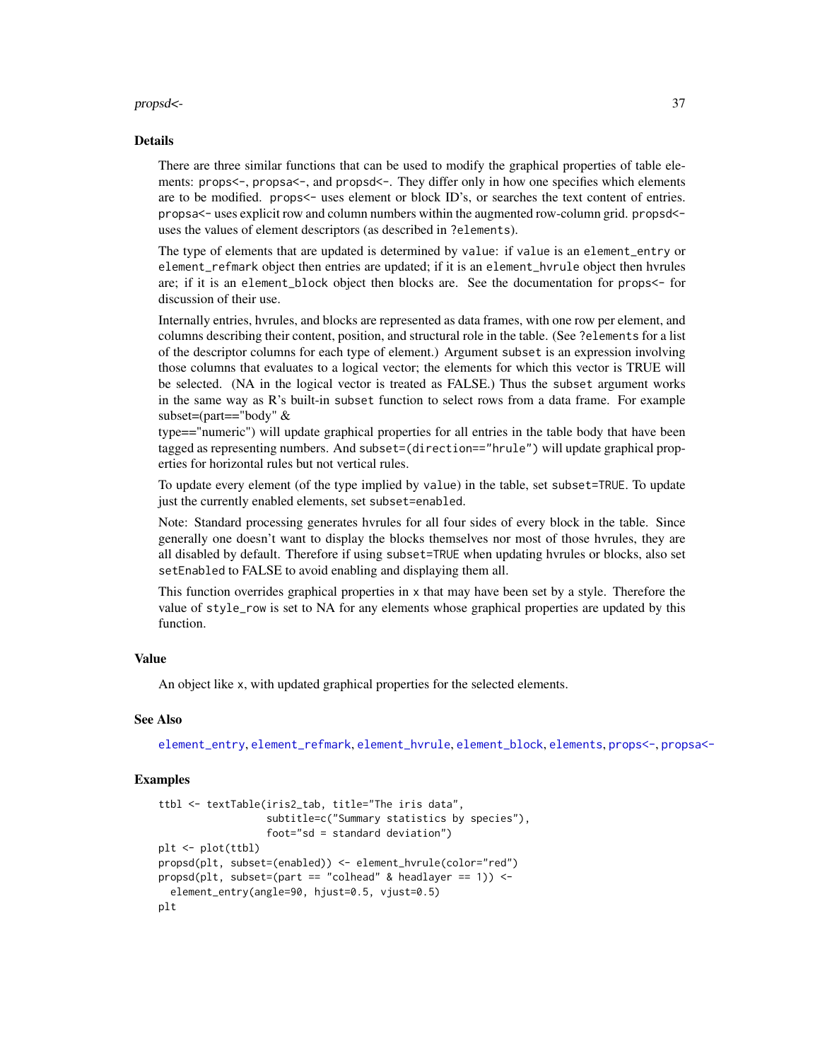## Details

There are three similar functions that can be used to modify the graphical properties of table elements: `props<-`, `propsa<-`, and `propsd<-`. They differ only in how one specifies which elements are to be modified. `props<-` uses element or block ID's, or searches the text content of entries. `propsa<-` uses explicit row and column numbers within the augmented row-column grid. `propsd<-` uses the values of element descriptors (as described in `?elements`).

The type of elements that are updated is determined by `value`: if `value` is an `element_entry` or `element_refmark` object then entries are updated; if it is an `element_hvrule` object then hvrules are; if it is an `element_block` object then blocks are. See the documentation for `props<-` for discussion of their use.

Internally entries, hvrules, and blocks are represented as data frames, with one row per element, and columns describing their content, position, and structural role in the table. (See `?elements` for a list of the descriptor columns for each type of element.) Argument `subset` is an expression involving those columns that evaluates to a logical vector; the elements for which this vector is TRUE will be selected. (NA in the logical vector is treated as FALSE.) Thus the `subset` argument works in the same way as R's built-in `subset` function to select rows from a data frame. For example subset=(part=="body" & type=="numeric") will update graphical properties for all entries in the table body that have been tagged as representing numbers. And `subset=(direction=="hrule")` will update graphical properties for horizontal rules but not vertical rules.

To update every element (of the type implied by `value`) in the table, set `subset=TRUE`. To update just the currently enabled elements, set `subset=enabled`.

Note: Standard processing generates hvrules for all four sides of every block in the table. Since generally one doesn't want to display the blocks themselves nor most of those hvrules, they are all disabled by default. Therefore if using `subset=TRUE` when updating hvrules or blocks, also set `setEnabled` to FALSE to avoid enabling and displaying them all.

This function overrides graphical properties in `x` that may have been set by a style. Therefore the value of `style_row` is set to NA for any elements whose graphical properties are updated by this function.

## Value

An object like `x`, with updated graphical properties for the selected elements.

## See Also

element_entry, element_refmark, element_hvrule, element_block, elements, props<-, propsa<-

## Examples

```
ttbl <- textTable(iris2_tab, title="The iris data",
                  subtitle=c("Summary statistics by species"),
                  foot="sd = standard deviation")
plt <- plot(ttbl)
propsd(plt, subset=(enabled)) <- element_hvrule(color="red")
propsd(plt, subset=(part == "colhead" & headlayer == 1)) <-
  element_entry(angle=90, hjust=0.5, vjust=0.5)
plt
```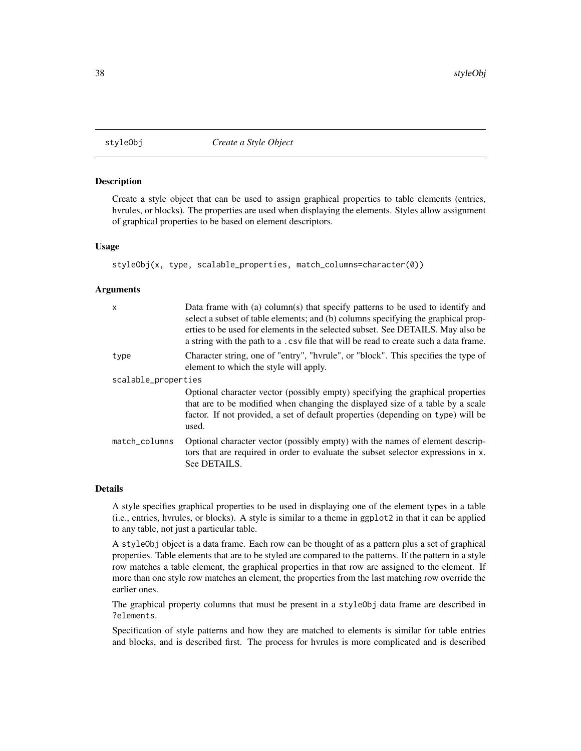## styleObj — *Create a Style Object*

### Description

Create a style object that can be used to assign graphical properties to table elements (entries, hvrules, or blocks). The properties are used when displaying the elements. Styles allow assignment of graphical properties to be based on element descriptors.

### Usage

```
styleObj(x, type, scalable_properties, match_columns=character(0))
```

### Arguments

| | |
|---|---|
| `x` | Data frame with (a) column(s) that specify patterns to be used to identify and select a subset of table elements; and (b) columns specifying the graphical properties to be used for elements in the selected subset. See DETAILS. May also be a string with the path to a `.csv` file that will be read to create such a data frame. |
| `type` | Character string, one of "entry", "hvrule", or "block". This specifies the type of element to which the style will apply. |
| `scalable_properties` | Optional character vector (possibly empty) specifying the graphical properties that are to be modified when changing the displayed size of a table by a scale factor. If not provided, a set of default properties (depending on `type`) will be used. |
| `match_columns` | Optional character vector (possibly empty) with the names of element descriptors that are required in order to evaluate the subset selector expressions in `x`. See DETAILS. |

### Details

A style specifies graphical properties to be used in displaying one of the element types in a table (i.e., entries, hvrules, or blocks). A style is similar to a theme in `ggplot2` in that it can be applied to any table, not just a particular table.

A `styleObj` object is a data frame. Each row can be thought of as a pattern plus a set of graphical properties. Table elements that are to be styled are compared to the patterns. If the pattern in a style row matches a table element, the graphical properties in that row are assigned to the element. If more than one style row matches an element, the properties from the last matching row override the earlier ones.

The graphical property columns that must be present in a `styleObj` data frame are described in `?elements`.

Specification of style patterns and how they are matched to elements is similar for table entries and blocks, and is described first. The process for hvrules is more complicated and is described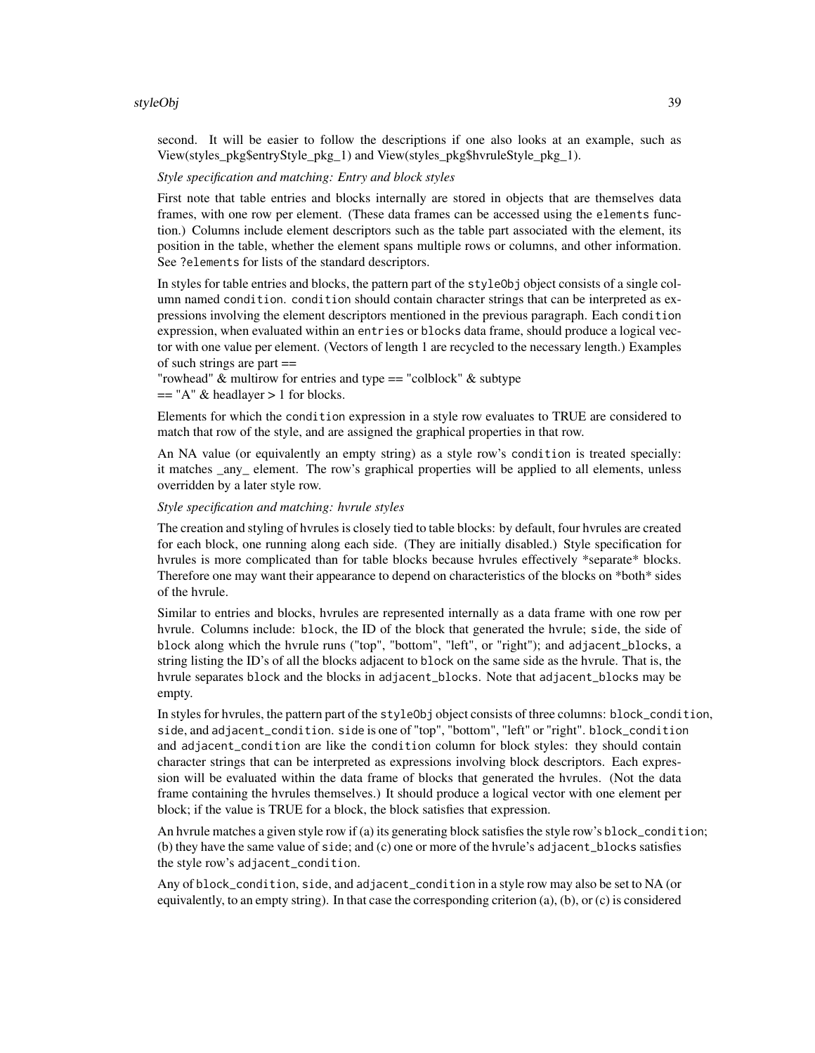second. It will be easier to follow the descriptions if one also looks at an example, such as View(styles_pkg$entryStyle_pkg_1) and View(styles_pkg$hvruleStyle_pkg_1).

*Style specification and matching: Entry and block styles*

First note that table entries and blocks internally are stored in objects that are themselves data frames, with one row per element. (These data frames can be accessed using the `elements` function.) Columns include element descriptors such as the table part associated with the element, its position in the table, whether the element spans multiple rows or columns, and other information. See `?elements` for lists of the standard descriptors.

In styles for table entries and blocks, the pattern part of the `styleObj` object consists of a single column named `condition`. `condition` should contain character strings that can be interpreted as expressions involving the element descriptors mentioned in the previous paragraph. Each `condition` expression, when evaluated within an `entries` or `blocks` data frame, should produce a logical vector with one value per element. (Vectors of length 1 are recycled to the necessary length.) Examples of such strings are part == "rowhead" & multirow for entries and type == "colblock" & subtype == "A" & headlayer > 1 for blocks.

Elements for which the `condition` expression in a style row evaluates to TRUE are considered to match that row of the style, and are assigned the graphical properties in that row.

An NA value (or equivalently an empty string) as a style row's `condition` is treated specially: it matches _any_ element. The row's graphical properties will be applied to all elements, unless overridden by a later style row.

*Style specification and matching: hvrule styles*

The creation and styling of hvrules is closely tied to table blocks: by default, four hvrules are created for each block, one running along each side. (They are initially disabled.) Style specification for hvrules is more complicated than for table blocks because hvrules effectively *separate* blocks. Therefore one may want their appearance to depend on characteristics of the blocks on *both* sides of the hvrule.

Similar to entries and blocks, hvrules are represented internally as a data frame with one row per hvrule. Columns include: `block`, the ID of the block that generated the hvrule; `side`, the side of `block` along which the hvrule runs ("top", "bottom", "left", or "right"); and `adjacent_blocks`, a string listing the ID's of all the blocks adjacent to `block` on the same side as the hvrule. That is, the hvrule separates `block` and the blocks in `adjacent_blocks`. Note that `adjacent_blocks` may be empty.

In styles for hvrules, the pattern part of the `styleObj` object consists of three columns: `block_condition`, `side`, and `adjacent_condition`. `side` is one of "top", "bottom", "left" or "right". `block_condition` and `adjacent_condition` are like the `condition` column for block styles: they should contain character strings that can be interpreted as expressions involving block descriptors. Each expression will be evaluated within the data frame of blocks that generated the hvrules. (Not the data frame containing the hvrules themselves.) It should produce a logical vector with one element per block; if the value is TRUE for a block, the block satisfies that expression.

An hvrule matches a given style row if (a) its generating block satisfies the style row's `block_condition`; (b) they have the same value of `side`; and (c) one or more of the hvrule's `adjacent_blocks` satisfies the style row's `adjacent_condition`.

Any of `block_condition`, `side`, and `adjacent_condition` in a style row may also be set to NA (or equivalently, to an empty string). In that case the corresponding criterion (a), (b), or (c) is considered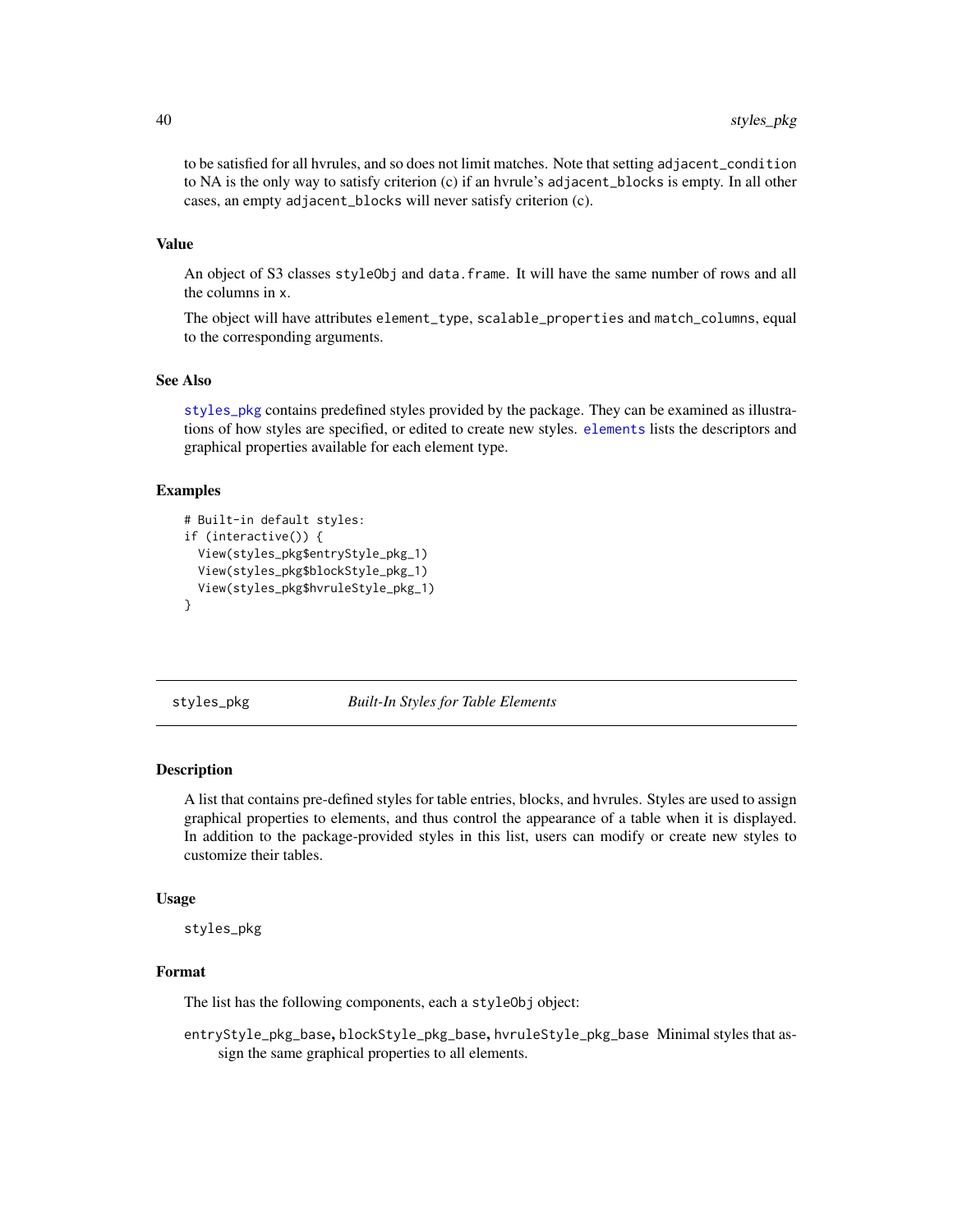to be satisfied for all hvrules, and so does not limit matches. Note that setting `adjacent_condition` to NA is the only way to satisfy criterion (c) if an hvrule's `adjacent_blocks` is empty. In all other cases, an empty `adjacent_blocks` will never satisfy criterion (c).

### Value

An object of S3 classes `styleObj` and `data.frame`. It will have the same number of rows and all the columns in `x`.

The object will have attributes `element_type`, `scalable_properties` and `match_columns`, equal to the corresponding arguments.

### See Also

`styles_pkg` contains predefined styles provided by the package. They can be examined as illustrations of how styles are specified, or edited to create new styles. `elements` lists the descriptors and graphical properties available for each element type.

### Examples

```
# Built-in default styles:
if (interactive()) {
  View(styles_pkg$entryStyle_pkg_1)
  View(styles_pkg$blockStyle_pkg_1)
  View(styles_pkg$hvruleStyle_pkg_1)
}
```

---

## styles_pkg    *Built-In Styles for Table Elements*

### Description

A list that contains pre-defined styles for table entries, blocks, and hvrules. Styles are used to assign graphical properties to elements, and thus control the appearance of a table when it is displayed. In addition to the package-provided styles in this list, users can modify or create new styles to customize their tables.

### Usage

```
styles_pkg
```

### Format

The list has the following components, each a `styleObj` object:

`entryStyle_pkg_base`, `blockStyle_pkg_base`, `hvruleStyle_pkg_base` Minimal styles that assign the same graphical properties to all elements.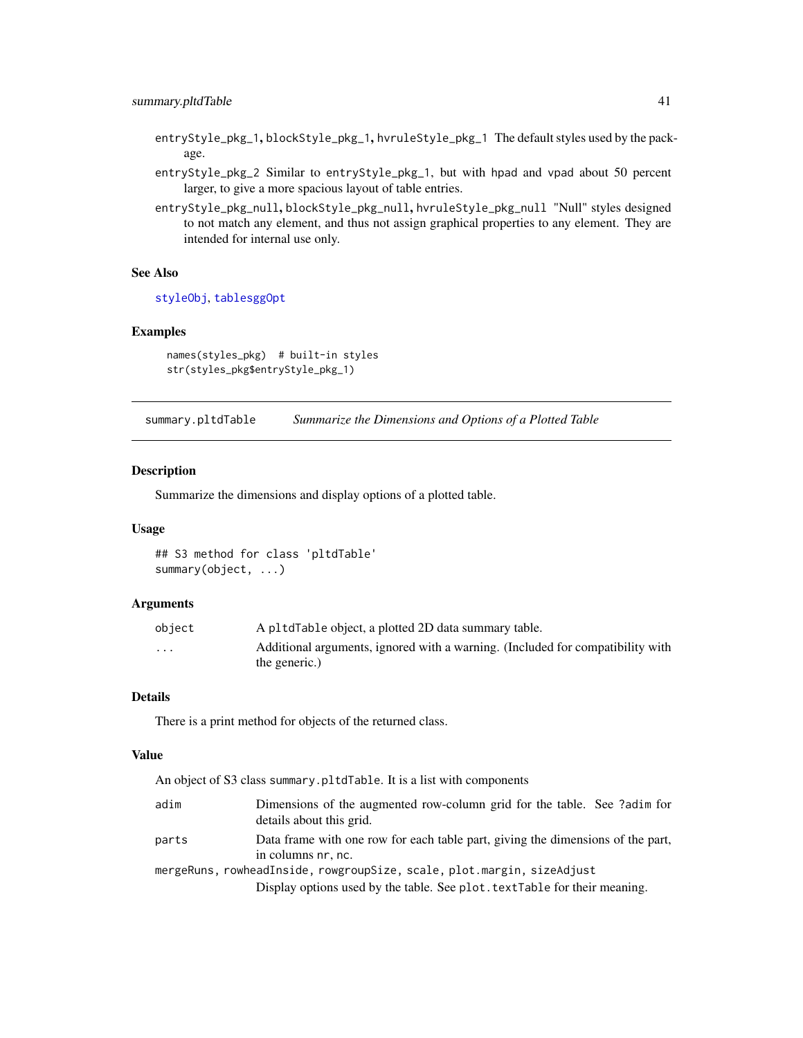entryStyle_pkg_1, blockStyle_pkg_1, hvruleStyle_pkg_1 The default styles used by the package.

entryStyle_pkg_2 Similar to entryStyle_pkg_1, but with hpad and vpad about 50 percent larger, to give a more spacious layout of table entries.

entryStyle_pkg_null, blockStyle_pkg_null, hvruleStyle_pkg_null "Null" styles designed to not match any element, and thus not assign graphical properties to any element. They are intended for internal use only.

### See Also

styleObj, tablesggOpt

### Examples

```
names(styles_pkg)  # built-in styles
str(styles_pkg$entryStyle_pkg_1)
```

---

## summary.pltdTable — *Summarize the Dimensions and Options of a Plotted Table*

### Description

Summarize the dimensions and display options of a plotted table.

### Usage

```
## S3 method for class 'pltdTable'
summary(object, ...)
```

### Arguments

| | |
|---|---|
| object | A pltdTable object, a plotted 2D data summary table. |
| ... | Additional arguments, ignored with a warning. (Included for compatibility with the generic.) |

### Details

There is a print method for objects of the returned class.

### Value

An object of S3 class summary.pltdTable. It is a list with components

| | |
|---|---|
| adim | Dimensions of the augmented row-column grid for the table. See ?adim for details about this grid. |
| parts | Data frame with one row for each table part, giving the dimensions of the part, in columns nr, nc. |
| mergeRuns, rowheadInside, rowgroupSize, scale, plot.margin, sizeAdjust | Display options used by the table. See plot.textTable for their meaning. |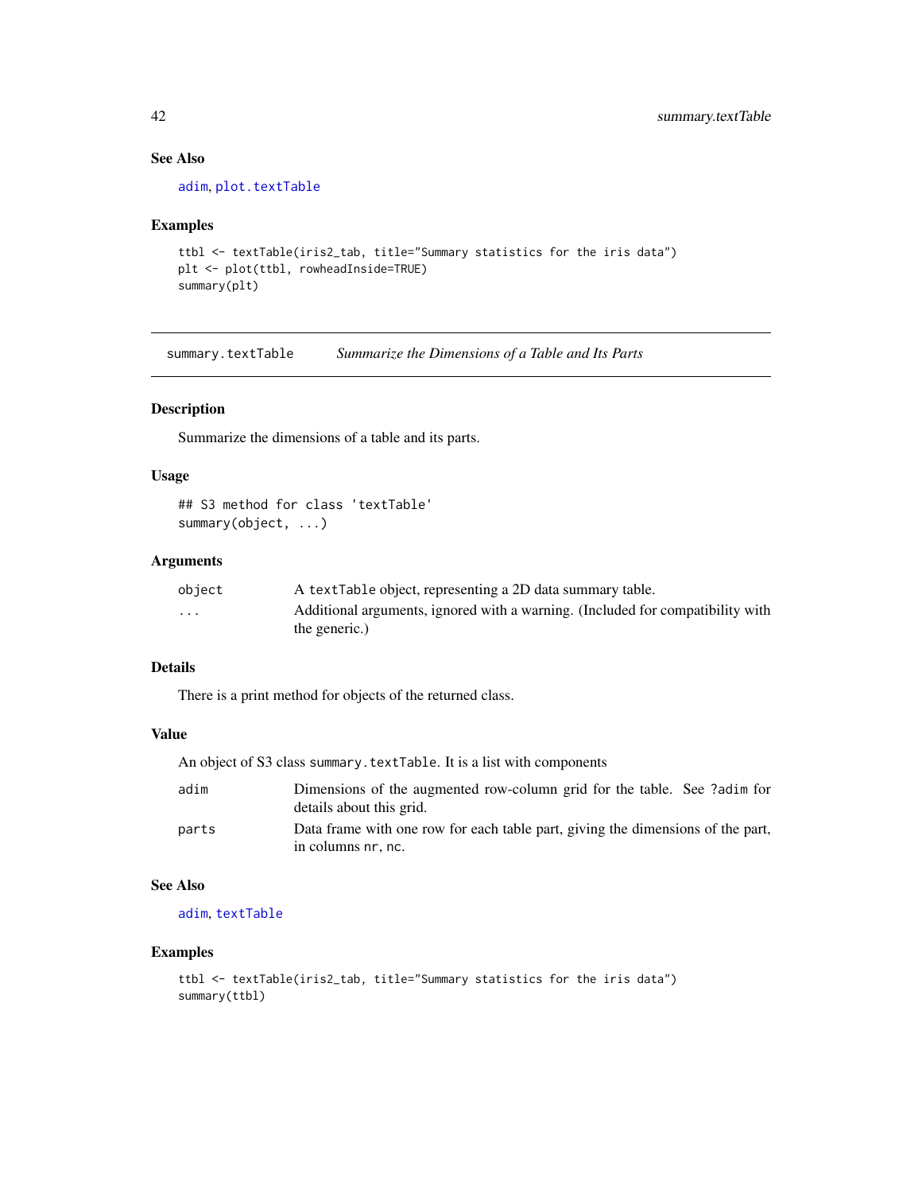### See Also

adim, plot.textTable

### Examples

```
ttbl <- textTable(iris2_tab, title="Summary statistics for the iris data")
plt <- plot(ttbl, rowheadInside=TRUE)
summary(plt)
```

---

## summary.textTable *Summarize the Dimensions of a Table and Its Parts*

---

### Description

Summarize the dimensions of a table and its parts.

### Usage

```
## S3 method for class 'textTable'
summary(object, ...)
```

### Arguments

| | |
|---|---|
| object | A textTable object, representing a 2D data summary table. |
| ... | Additional arguments, ignored with a warning. (Included for compatibility with the generic.) |

### Details

There is a print method for objects of the returned class.

### Value

An object of S3 class summary.textTable. It is a list with components

| | |
|---|---|
| adim | Dimensions of the augmented row-column grid for the table. See ?adim for details about this grid. |
| parts | Data frame with one row for each table part, giving the dimensions of the part, in columns nr, nc. |

### See Also

adim, textTable

### Examples

```
ttbl <- textTable(iris2_tab, title="Summary statistics for the iris data")
summary(ttbl)
```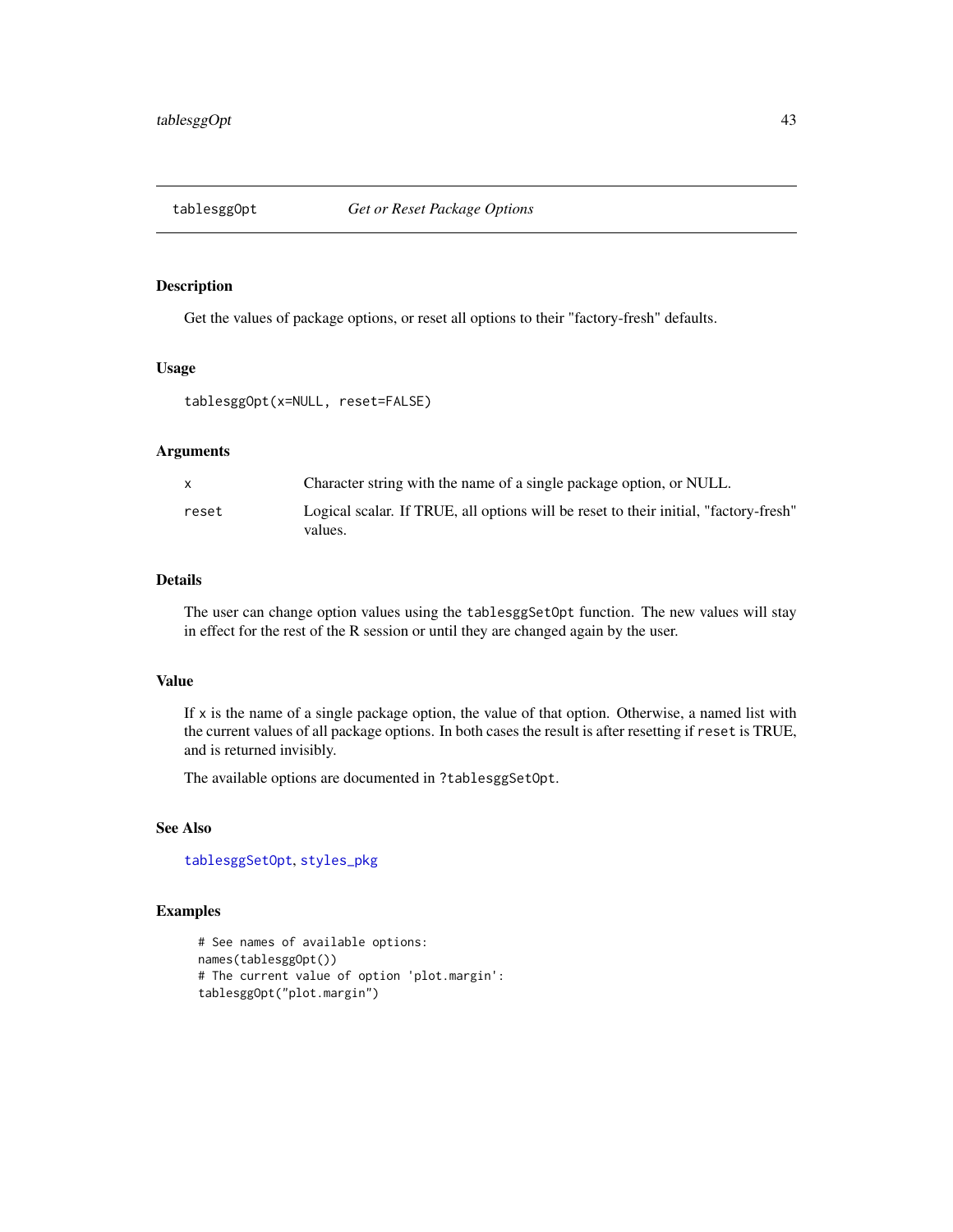## tablesggOpt *Get or Reset Package Options*

### Description

Get the values of package options, or reset all options to their "factory-fresh" defaults.

### Usage

```
tablesggOpt(x=NULL, reset=FALSE)
```

### Arguments

| | |
|---|---|
| `x` | Character string with the name of a single package option, or NULL. |
| `reset` | Logical scalar. If TRUE, all options will be reset to their initial, "factory-fresh" values. |

### Details

The user can change option values using the `tablesggSetOpt` function. The new values will stay in effect for the rest of the R session or until they are changed again by the user.

### Value

If `x` is the name of a single package option, the value of that option. Otherwise, a named list with the current values of all package options. In both cases the result is after resetting if `reset` is TRUE, and is returned invisibly.

The available options are documented in `?tablesggSetOpt`.

### See Also

`tablesggSetOpt`, `styles_pkg`

### Examples

```
# See names of available options:
names(tablesggOpt())
# The current value of option 'plot.margin':
tablesggOpt("plot.margin")
```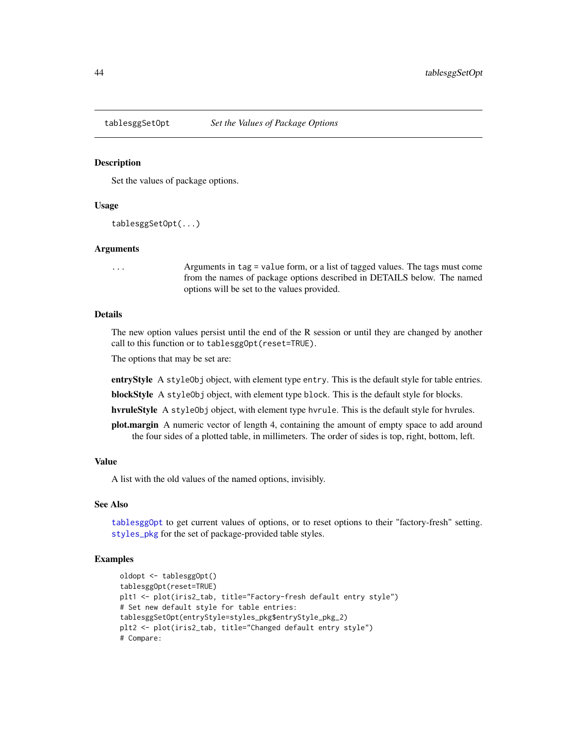tablesggSetOpt *Set the Values of Package Options*

## Description

Set the values of package options.

## Usage

```
tablesggSetOpt(...)
```

## Arguments

... Arguments in `tag = value` form, or a list of tagged values. The tags must come from the names of package options described in DETAILS below. The named options will be set to the values provided.

## Details

The new option values persist until the end of the R session or until they are changed by another call to this function or to `tablesggOpt(reset=TRUE)`.

The options that may be set are:

**entryStyle** A `styleObj` object, with element type `entry`. This is the default style for table entries.

**blockStyle** A `styleObj` object, with element type `block`. This is the default style for blocks.

**hvruleStyle** A `styleObj` object, with element type `hvrule`. This is the default style for hvrules.

**plot.margin** A numeric vector of length 4, containing the amount of empty space to add around the four sides of a plotted table, in millimeters. The order of sides is top, right, bottom, left.

## Value

A list with the old values of the named options, invisibly.

## See Also

`tablesggOpt` to get current values of options, or to reset options to their "factory-fresh" setting. `styles_pkg` for the set of package-provided table styles.

## Examples

```
oldopt <- tablesggOpt()
tablesggOpt(reset=TRUE)
plt1 <- plot(iris2_tab, title="Factory-fresh default entry style")
# Set new default style for table entries:
tablesggSetOpt(entryStyle=styles_pkg$entryStyle_pkg_2)
plt2 <- plot(iris2_tab, title="Changed default entry style")
# Compare:
```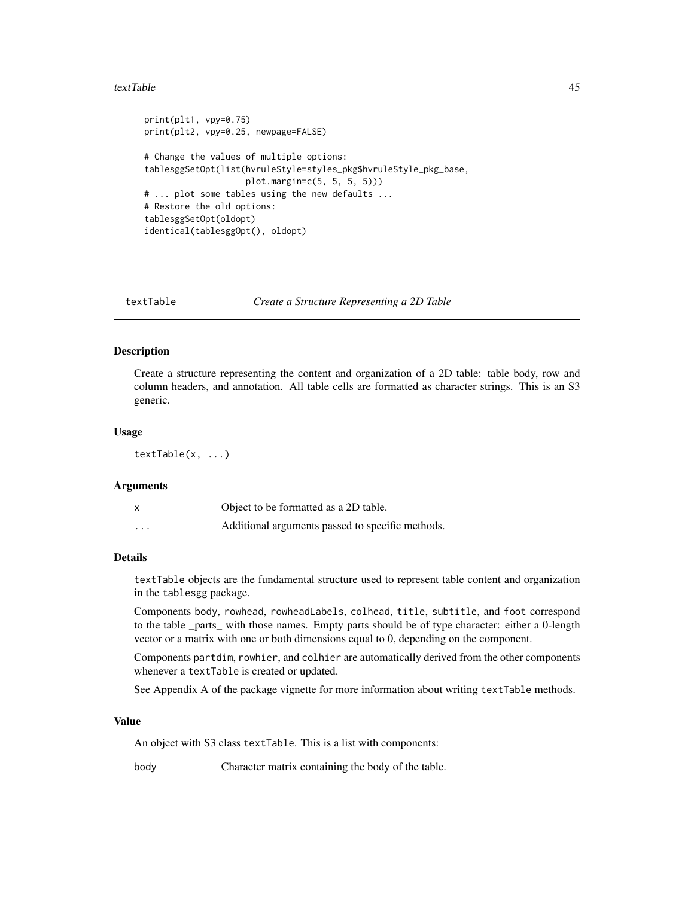```
print(plt1, vpy=0.75)
print(plt2, vpy=0.25, newpage=FALSE)

# Change the values of multiple options:
tablesggSetOpt(list(hvruleStyle=styles_pkg$hvruleStyle_pkg_base,
                    plot.margin=c(5, 5, 5, 5)))
# ... plot some tables using the new defaults ...
# Restore the old options:
tablesggSetOpt(oldopt)
identical(tablesggOpt(), oldopt)
```

---

## textTable — *Create a Structure Representing a 2D Table*

---

### Description

Create a structure representing the content and organization of a 2D table: table body, row and column headers, and annotation. All table cells are formatted as character strings. This is an S3 generic.

### Usage

```
textTable(x, ...)
```

### Arguments

| | |
|---|---|
| `x` | Object to be formatted as a 2D table. |
| `...` | Additional arguments passed to specific methods. |

### Details

`textTable` objects are the fundamental structure used to represent table content and organization in the `tablesgg` package.

Components `body`, `rowhead`, `rowheadLabels`, `colhead`, `title`, `subtitle`, and `foot` correspond to the table _parts_ with those names. Empty parts should be of type character: either a 0-length vector or a matrix with one or both dimensions equal to 0, depending on the component.

Components `partdim`, `rowhier`, and `colhier` are automatically derived from the other components whenever a `textTable` is created or updated.

See Appendix A of the package vignette for more information about writing `textTable` methods.

### Value

An object with S3 class `textTable`. This is a list with components:

| | |
|---|---|
| `body` | Character matrix containing the body of the table. |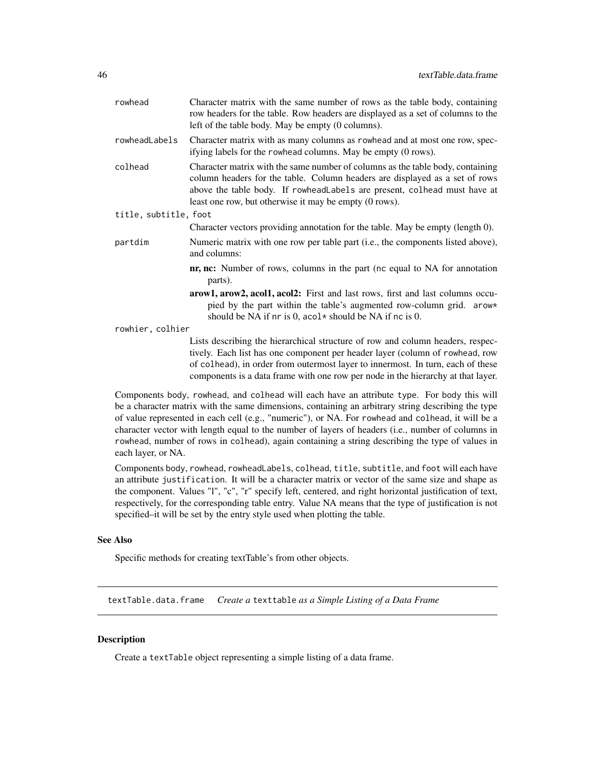`rowhead`
: Character matrix with the same number of rows as the table body, containing row headers for the table. Row headers are displayed as a set of columns to the left of the table body. May be empty (0 columns).

`rowheadLabels`
: Character matrix with as many columns as `rowhead` and at most one row, specifying labels for the `rowhead` columns. May be empty (0 rows).

`colhead`
: Character matrix with the same number of columns as the table body, containing column headers for the table. Column headers are displayed as a set of rows above the table body. If `rowheadLabels` are present, `colhead` must have at least one row, but otherwise it may be empty (0 rows).

`title, subtitle, foot`
: Character vectors providing annotation for the table. May be empty (length 0).

`partdim`
: Numeric matrix with one row per table part (i.e., the components listed above), and columns:

  - **nr, nc:** Number of rows, columns in the part (`nc` equal to NA for annotation parts).
  - **arow1, arow2, acol1, acol2:** First and last rows, first and last columns occupied by the part within the table's augmented row-column grid. `arow*` should be NA if `nr` is 0, `acol*` should be NA if `nc` is 0.

`rowhier, colhier`
: Lists describing the hierarchical structure of row and column headers, respectively. Each list has one component per header layer (column of `rowhead`, row of `colhead`), in order from outermost layer to innermost. In turn, each of these components is a data frame with one row per node in the hierarchy at that layer.

Components `body`, `rowhead`, and `colhead` will each have an attribute `type`. For `body` this will be a character matrix with the same dimensions, containing an arbitrary string describing the type of value represented in each cell (e.g., "numeric"), or NA. For `rowhead` and `colhead`, it will be a character vector with length equal to the number of layers of headers (i.e., number of columns in `rowhead`, number of rows in `colhead`), again containing a string describing the type of values in each layer, or NA.

Components `body`, `rowhead`, `rowheadLabels`, `colhead`, `title`, `subtitle`, and `foot` will each have an attribute `justification`. It will be a character matrix or vector of the same size and shape as the component. Values "l", "c", "r" specify left, centered, and right horizontal justification of text, respectively, for the corresponding table entry. Value NA means that the type of justification is not specified–it will be set by the entry style used when plotting the table.

### See Also

Specific methods for creating textTable's from other objects.

---

## textTable.data.frame    *Create a* `texttable` *as a Simple Listing of a Data Frame*

---

### Description

Create a `textTable` object representing a simple listing of a data frame.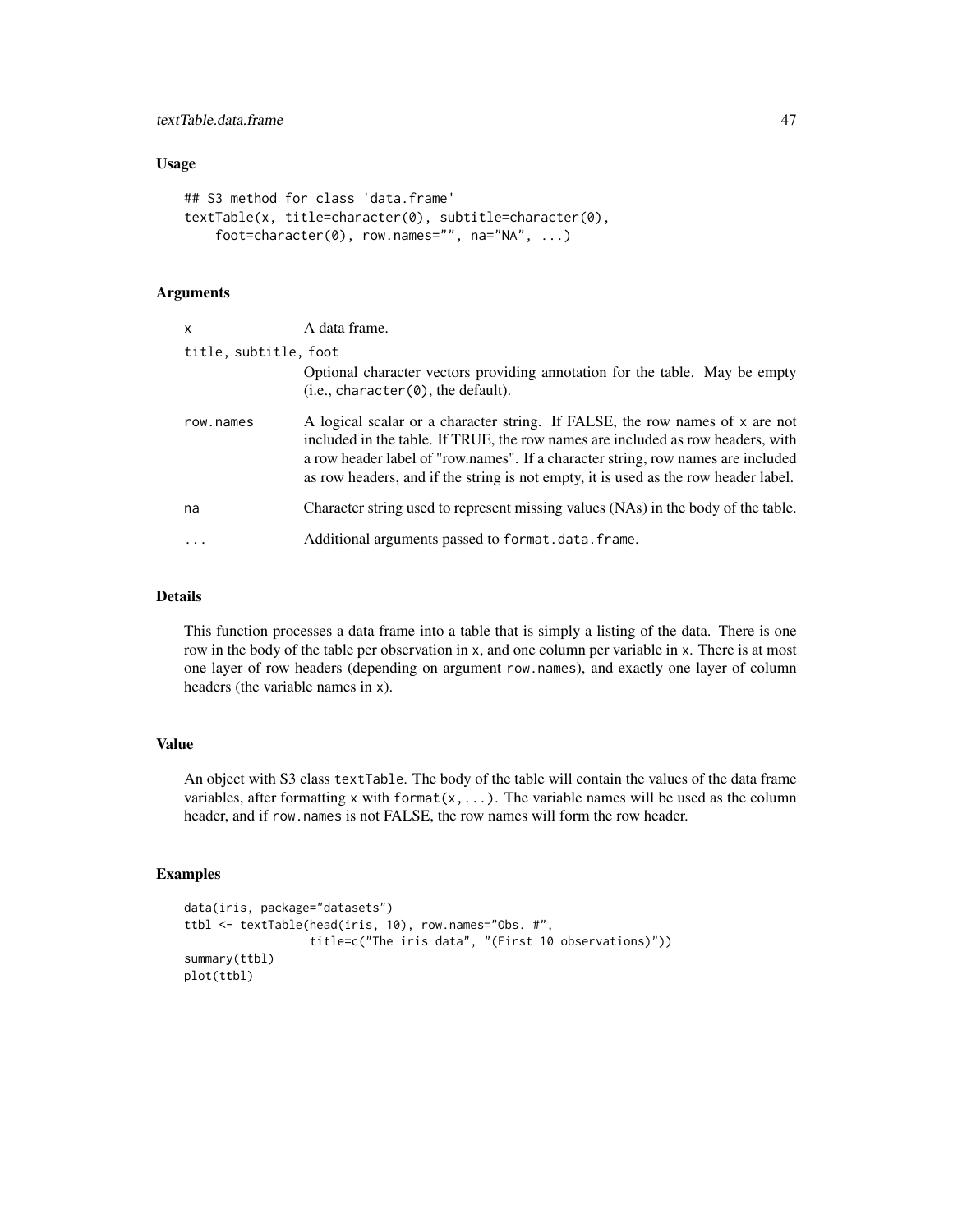### Usage

```
## S3 method for class 'data.frame'
textTable(x, title=character(0), subtitle=character(0),
    foot=character(0), row.names="", na="NA", ...)
```

### Arguments

| | |
|---|---|
| x | A data frame. |
| title, subtitle, foot | Optional character vectors providing annotation for the table. May be empty (i.e., character(0), the default). |
| row.names | A logical scalar or a character string. If FALSE, the row names of x are not included in the table. If TRUE, the row names are included as row headers, with a row header label of "row.names". If a character string, row names are included as row headers, and if the string is not empty, it is used as the row header label. |
| na | Character string used to represent missing values (NAs) in the body of the table. |
| ... | Additional arguments passed to format.data.frame. |

### Details

This function processes a data frame into a table that is simply a listing of the data. There is one row in the body of the table per observation in x, and one column per variable in x. There is at most one layer of row headers (depending on argument row.names), and exactly one layer of column headers (the variable names in x).

### Value

An object with S3 class textTable. The body of the table will contain the values of the data frame variables, after formatting x with format(x,...). The variable names will be used as the column header, and if row.names is not FALSE, the row names will form the row header.

### Examples

```
data(iris, package="datasets")
ttbl <- textTable(head(iris, 10), row.names="Obs. #",
                  title=c("The iris data", "(First 10 observations)"))
summary(ttbl)
plot(ttbl)
```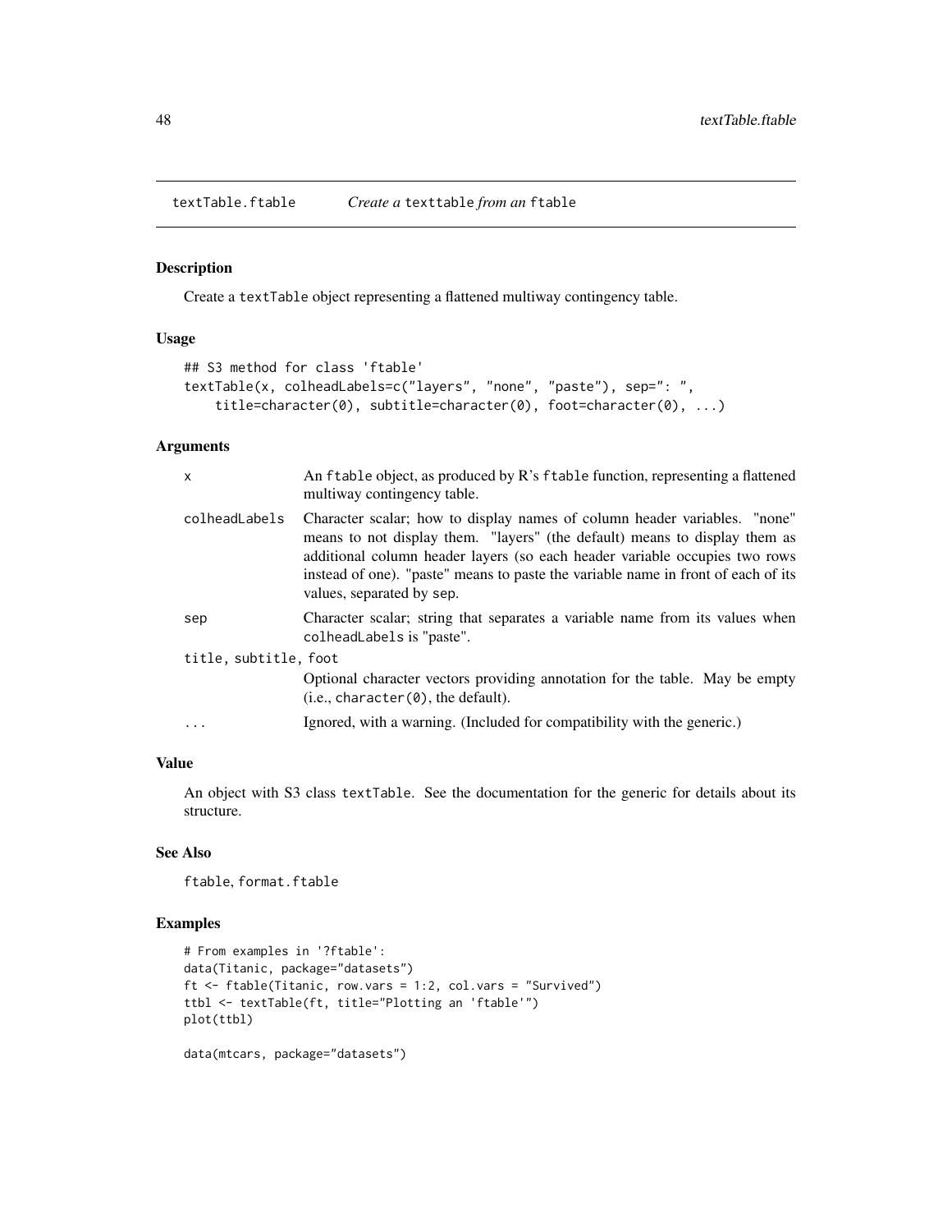textTable.ftable *Create a* texttable *from an* ftable

### Description

Create a textTable object representing a flattened multiway contingency table.

### Usage

```
## S3 method for class 'ftable'
textTable(x, colheadLabels=c("layers", "none", "paste"), sep=": ",
    title=character(0), subtitle=character(0), foot=character(0), ...)
```

### Arguments

| | |
|---|---|
| x | An ftable object, as produced by R's ftable function, representing a flattened multiway contingency table. |
| colheadLabels | Character scalar; how to display names of column header variables. "none" means to not display them. "layers" (the default) means to display them as additional column header layers (so each header variable occupies two rows instead of one). "paste" means to paste the variable name in front of each of its values, separated by sep. |
| sep | Character scalar; string that separates a variable name from its values when colheadLabels is "paste". |
| title, subtitle, foot | Optional character vectors providing annotation for the table. May be empty (i.e., character(0), the default). |
| ... | Ignored, with a warning. (Included for compatibility with the generic.) |

### Value

An object with S3 class textTable. See the documentation for the generic for details about its structure.

### See Also

ftable, format.ftable

### Examples

```
# From examples in '?ftable':
data(Titanic, package="datasets")
ft <- ftable(Titanic, row.vars = 1:2, col.vars = "Survived")
ttbl <- textTable(ft, title="Plotting an 'ftable'")
plot(ttbl)

data(mtcars, package="datasets")
```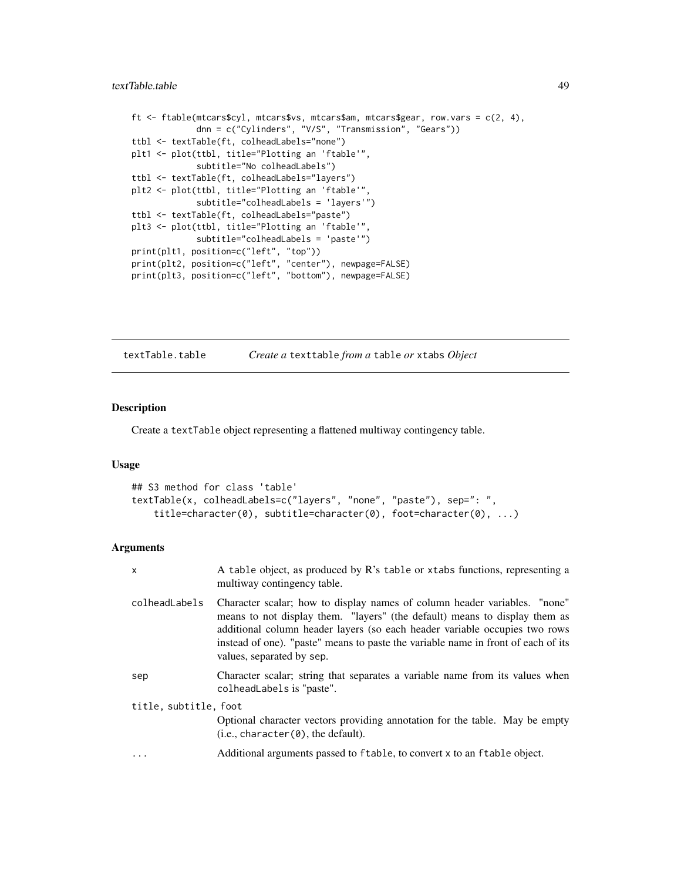```
ft <- ftable(mtcars$cyl, mtcars$vs, mtcars$am, mtcars$gear, row.vars = c(2, 4),
             dnn = c("Cylinders", "V/S", "Transmission", "Gears"))
ttbl <- textTable(ft, colheadLabels="none")
plt1 <- plot(ttbl, title="Plotting an 'ftable'",
             subtitle="No colheadLabels")
ttbl <- textTable(ft, colheadLabels="layers")
plt2 <- plot(ttbl, title="Plotting an 'ftable'",
             subtitle="colheadLabels = 'layers'")
ttbl <- textTable(ft, colheadLabels="paste")
plt3 <- plot(ttbl, title="Plotting an 'ftable'",
             subtitle="colheadLabels = 'paste'")
print(plt1, position=c("left", "top"))
print(plt2, position=c("left", "center"), newpage=FALSE)
print(plt3, position=c("left", "bottom"), newpage=FALSE)
```

## textTable.table — *Create a* texttable *from a* table *or* xtabs *Object*

### Description

Create a textTable object representing a flattened multiway contingency table.

### Usage

```
## S3 method for class 'table'
textTable(x, colheadLabels=c("layers", "none", "paste"), sep=": ",
    title=character(0), subtitle=character(0), foot=character(0), ...)
```

### Arguments

| | |
|---|---|
| x | A table object, as produced by R's table or xtabs functions, representing a multiway contingency table. |
| colheadLabels | Character scalar; how to display names of column header variables. "none" means to not display them. "layers" (the default) means to display them as additional column header layers (so each header variable occupies two rows instead of one). "paste" means to paste the variable name in front of each of its values, separated by sep. |
| sep | Character scalar; string that separates a variable name from its values when colheadLabels is "paste". |
| title, subtitle, foot | Optional character vectors providing annotation for the table. May be empty (i.e., character(0), the default). |
| ... | Additional arguments passed to ftable, to convert x to an ftable object. |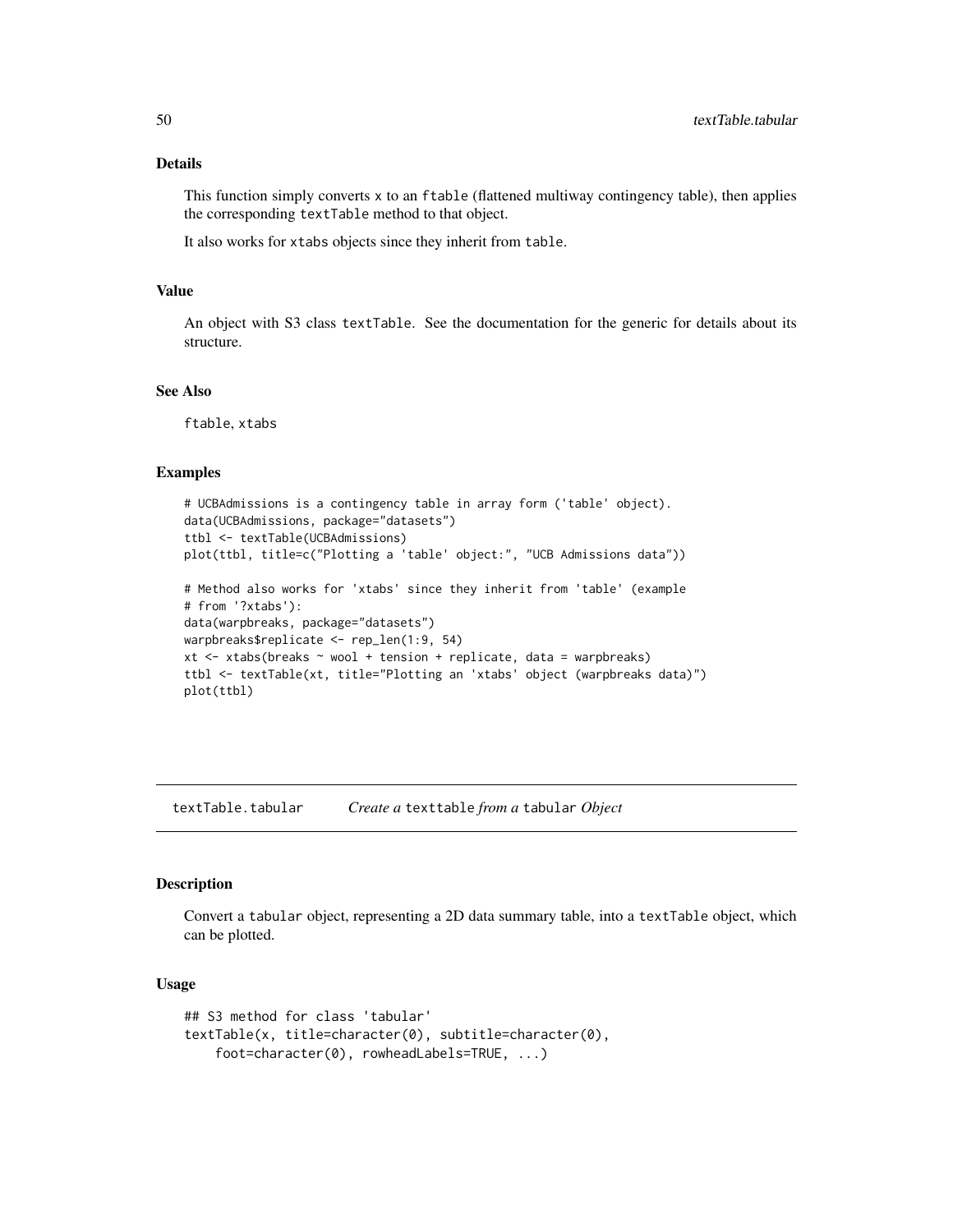### Details

This function simply converts x to an ftable (flattened multiway contingency table), then applies the corresponding textTable method to that object.

It also works for xtabs objects since they inherit from table.

### Value

An object with S3 class textTable. See the documentation for the generic for details about its structure.

### See Also

ftable, xtabs

### Examples

```
# UCBAdmissions is a contingency table in array form ('table' object).
data(UCBAdmissions, package="datasets")
ttbl <- textTable(UCBAdmissions)
plot(ttbl, title=c("Plotting a 'table' object:", "UCB Admissions data"))

# Method also works for 'xtabs' since they inherit from 'table' (example
# from '?xtabs'):
data(warpbreaks, package="datasets")
warpbreaks$replicate <- rep_len(1:9, 54)
xt <- xtabs(breaks ~ wool + tension + replicate, data = warpbreaks)
ttbl <- textTable(xt, title="Plotting an 'xtabs' object (warpbreaks data)")
plot(ttbl)
```

---

## textTable.tabular — *Create a* texttable *from a* tabular *Object*

### Description

Convert a tabular object, representing a 2D data summary table, into a textTable object, which can be plotted.

### Usage

```
## S3 method for class 'tabular'
textTable(x, title=character(0), subtitle=character(0),
    foot=character(0), rowheadLabels=TRUE, ...)
```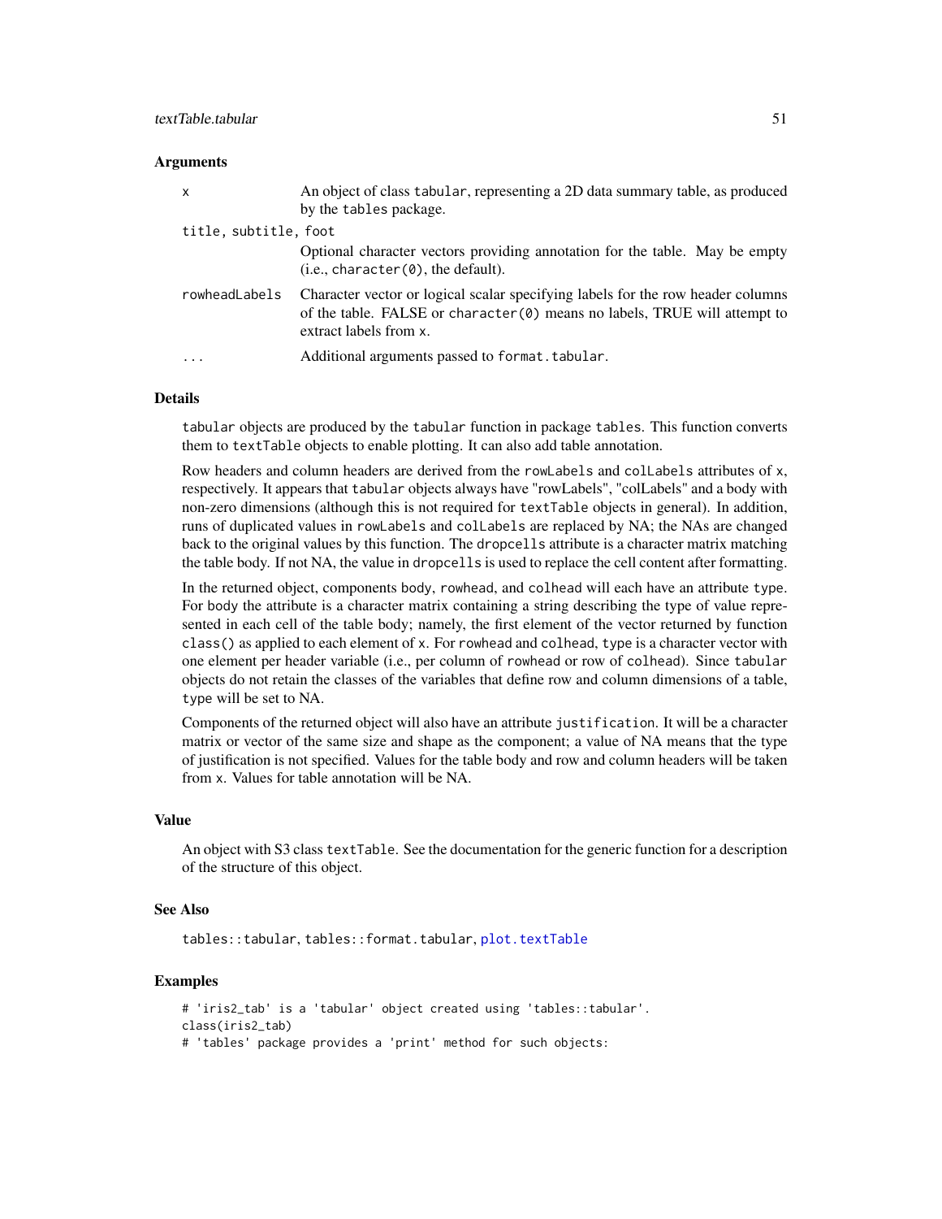### Arguments

| | |
|---|---|
| x | An object of class tabular, representing a 2D data summary table, as produced by the tables package. |
| title, subtitle, foot | Optional character vectors providing annotation for the table. May be empty (i.e., character(0), the default). |
| rowheadLabels | Character vector or logical scalar specifying labels for the row header columns of the table. FALSE or character(0) means no labels, TRUE will attempt to extract labels from x. |
| ... | Additional arguments passed to format.tabular. |

### Details

tabular objects are produced by the tabular function in package tables. This function converts them to textTable objects to enable plotting. It can also add table annotation.

Row headers and column headers are derived from the rowLabels and colLabels attributes of x, respectively. It appears that tabular objects always have "rowLabels", "colLabels" and a body with non-zero dimensions (although this is not required for textTable objects in general). In addition, runs of duplicated values in rowLabels and colLabels are replaced by NA; the NAs are changed back to the original values by this function. The dropcells attribute is a character matrix matching the table body. If not NA, the value in dropcells is used to replace the cell content after formatting.

In the returned object, components body, rowhead, and colhead will each have an attribute type. For body the attribute is a character matrix containing a string describing the type of value represented in each cell of the table body; namely, the first element of the vector returned by function class() as applied to each element of x. For rowhead and colhead, type is a character vector with one element per header variable (i.e., per column of rowhead or row of colhead). Since tabular objects do not retain the classes of the variables that define row and column dimensions of a table, type will be set to NA.

Components of the returned object will also have an attribute justification. It will be a character matrix or vector of the same size and shape as the component; a value of NA means that the type of justification is not specified. Values for the table body and row and column headers will be taken from x. Values for table annotation will be NA.

### Value

An object with S3 class textTable. See the documentation for the generic function for a description of the structure of this object.

### See Also

tables::tabular, tables::format.tabular, plot.textTable

### Examples

```
# 'iris2_tab' is a 'tabular' object created using 'tables::tabular'.
class(iris2_tab)
# 'tables' package provides a 'print' method for such objects:
```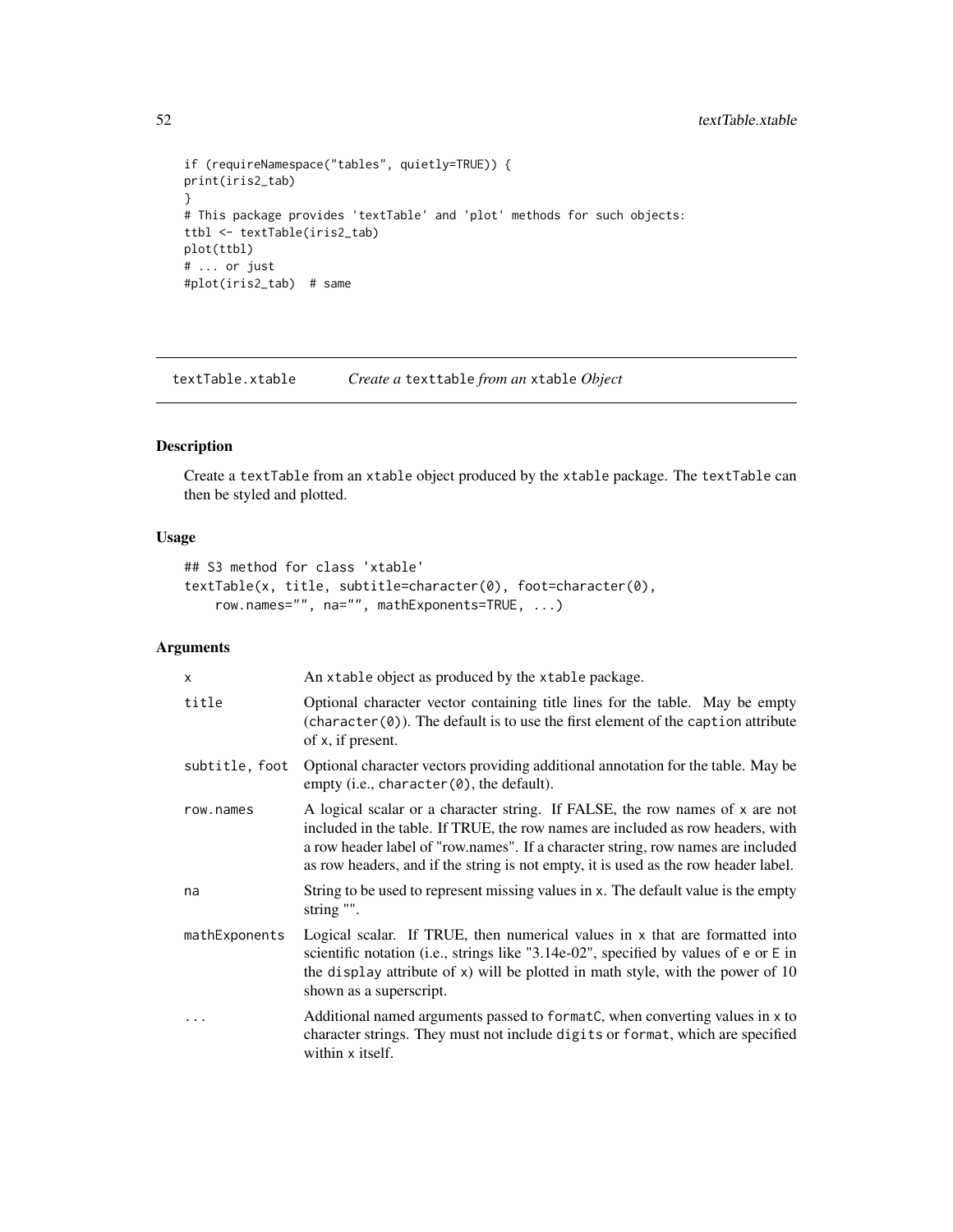```
if (requireNamespace("tables", quietly=TRUE)) {
print(iris2_tab)
}
# This package provides 'textTable' and 'plot' methods for such objects:
ttbl <- textTable(iris2_tab)
plot(ttbl)
# ... or just
#plot(iris2_tab)  # same
```

---

## textTable.xtable — *Create a* `texttable` *from an* `xtable` *Object*

### Description

Create a `textTable` from an `xtable` object produced by the `xtable` package. The `textTable` can then be styled and plotted.

### Usage

```
## S3 method for class 'xtable'
textTable(x, title, subtitle=character(0), foot=character(0),
    row.names="", na="", mathExponents=TRUE, ...)
```

### Arguments

| Argument | Description |
| --- | --- |
| `x` | An `xtable` object as produced by the `xtable` package. |
| `title` | Optional character vector containing title lines for the table. May be empty (`character(0)`). The default is to use the first element of the `caption` attribute of `x`, if present. |
| `subtitle, foot` | Optional character vectors providing additional annotation for the table. May be empty (i.e., `character(0)`, the default). |
| `row.names` | A logical scalar or a character string. If FALSE, the row names of `x` are not included in the table. If TRUE, the row names are included as row headers, with a row header label of "row.names". If a character string, row names are included as row headers, and if the string is not empty, it is used as the row header label. |
| `na` | String to be used to represent missing values in `x`. The default value is the empty string "". |
| `mathExponents` | Logical scalar. If TRUE, then numerical values in `x` that are formatted into scientific notation (i.e., strings like "3.14e-02", specified by values of `e` or `E` in the `display` attribute of `x`) will be plotted in math style, with the power of 10 shown as a superscript. |
| `...` | Additional named arguments passed to `formatC`, when converting values in `x` to character strings. They must not include `digits` or `format`, which are specified within `x` itself. |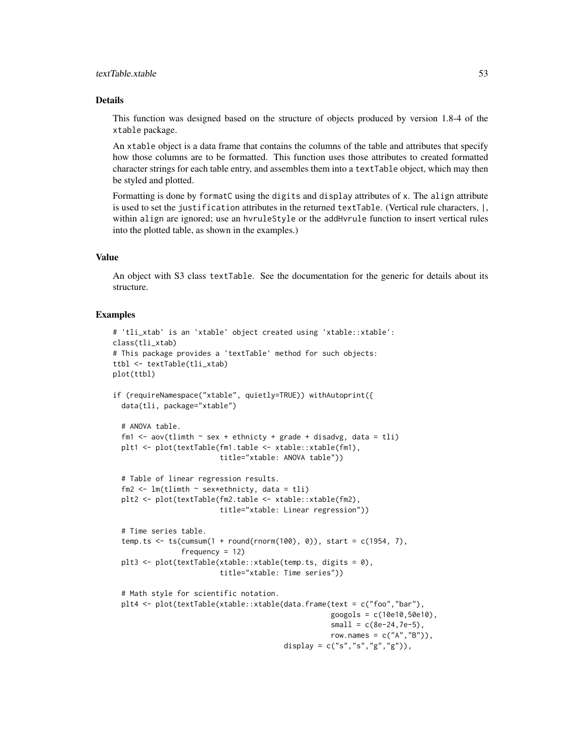## Details

This function was designed based on the structure of objects produced by version 1.8-4 of the `xtable` package.

An `xtable` object is a data frame that contains the columns of the table and attributes that specify how those columns are to be formatted. This function uses those attributes to created formatted character strings for each table entry, and assembles them into a `textTable` object, which may then be styled and plotted.

Formatting is done by `formatC` using the `digits` and `display` attributes of `x`. The `align` attribute is used to set the `justification` attributes in the returned `textTable`. (Vertical rule characters, `|`, within `align` are ignored; use an `hvruleStyle` or the `addHvrule` function to insert vertical rules into the plotted table, as shown in the examples.)

## Value

An object with S3 class `textTable`. See the documentation for the generic for details about its structure.

## Examples

```
# 'tli_xtab' is an 'xtable' object created using 'xtable::xtable':
class(tli_xtab)
# This package provides a 'textTable' method for such objects:
ttbl <- textTable(tli_xtab)
plot(ttbl)

if (requireNamespace("xtable", quietly=TRUE)) withAutoprint({
  data(tli, package="xtable")

  # ANOVA table.
  fm1 <- aov(tlimth ~ sex + ethnicty + grade + disadvg, data = tli)
  plt1 <- plot(textTable(fm1.table <- xtable::xtable(fm1),
                         title="xtable: ANOVA table"))

  # Table of linear regression results.
  fm2 <- lm(tlimth ~ sex*ethnicty, data = tli)
  plt2 <- plot(textTable(fm2.table <- xtable::xtable(fm2),
                         title="xtable: Linear regression"))

  # Time series table.
  temp.ts <- ts(cumsum(1 + round(rnorm(100), 0)), start = c(1954, 7),
                frequency = 12)
  plt3 <- plot(textTable(xtable::xtable(temp.ts, digits = 0),
                         title="xtable: Time series"))

  # Math style for scientific notation.
  plt4 <- plot(textTable(xtable::xtable(data.frame(text = c("foo","bar"),
                                                   googols = c(10e10,50e10),
                                                   small = c(8e-24,7e-5),
                                                   row.names = c("A","B")),
                                        display = c("s","s","g","g")),
```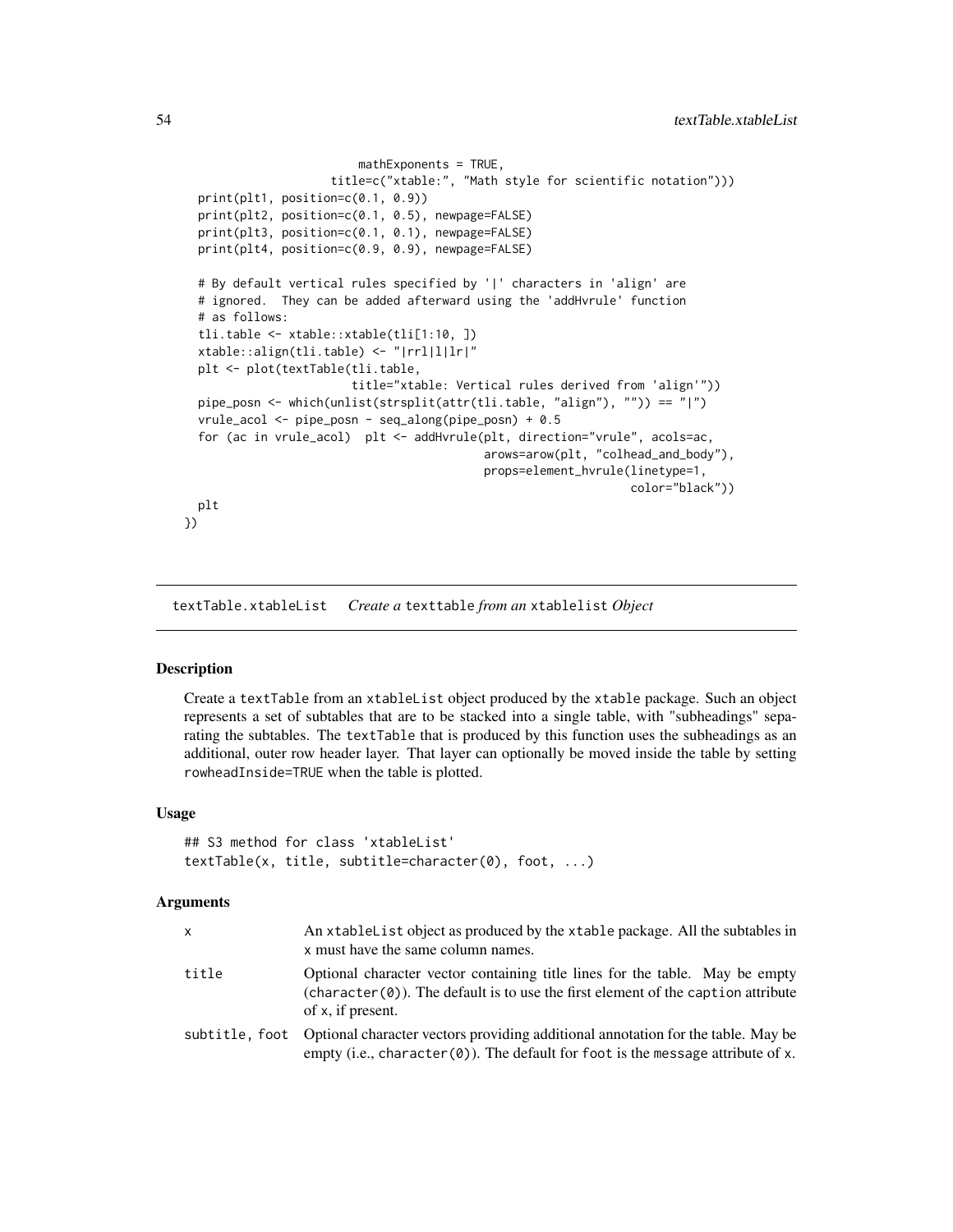```
                         mathExponents = TRUE,
                     title=c("xtable:", "Math style for scientific notation")))
  print(plt1, position=c(0.1, 0.9))
  print(plt2, position=c(0.1, 0.5), newpage=FALSE)
  print(plt3, position=c(0.1, 0.1), newpage=FALSE)
  print(plt4, position=c(0.9, 0.9), newpage=FALSE)

  # By default vertical rules specified by '|' characters in 'align' are
  # ignored.  They can be added afterward using the 'addHvrule' function
  # as follows:
  tli.table <- xtable::xtable(tli[1:10, ])
  xtable::align(tli.table) <- "|rrl|l|lr|"
  plt <- plot(textTable(tli.table,
                        title="xtable: Vertical rules derived from 'align'"))
  pipe_posn <- which(unlist(strsplit(attr(tli.table, "align"), "")) == "|")
  vrule_acol <- pipe_posn - seq_along(pipe_posn) + 0.5
  for (ac in vrule_acol)  plt <- addHvrule(plt, direction="vrule", acols=ac,
                                           arows=arow(plt, "colhead_and_body"),
                                           props=element_hvrule(linetype=1,
                                                                color="black"))
  plt
})
```

## textTable.xtableList — *Create a* texttable *from an* xtablelist *Object*

### Description

Create a textTable from an xtableList object produced by the xtable package. Such an object represents a set of subtables that are to be stacked into a single table, with "subheadings" separating the subtables. The textTable that is produced by this function uses the subheadings as an additional, outer row header layer. That layer can optionally be moved inside the table by setting rowheadInside=TRUE when the table is plotted.

### Usage

```
## S3 method for class 'xtableList'
textTable(x, title, subtitle=character(0), foot, ...)
```

### Arguments

| | |
|---|---|
| x | An xtableList object as produced by the xtable package. All the subtables in x must have the same column names. |
| title | Optional character vector containing title lines for the table. May be empty (character(0)). The default is to use the first element of the caption attribute of x, if present. |
| subtitle, foot | Optional character vectors providing additional annotation for the table. May be empty (i.e., character(0)). The default for foot is the message attribute of x. |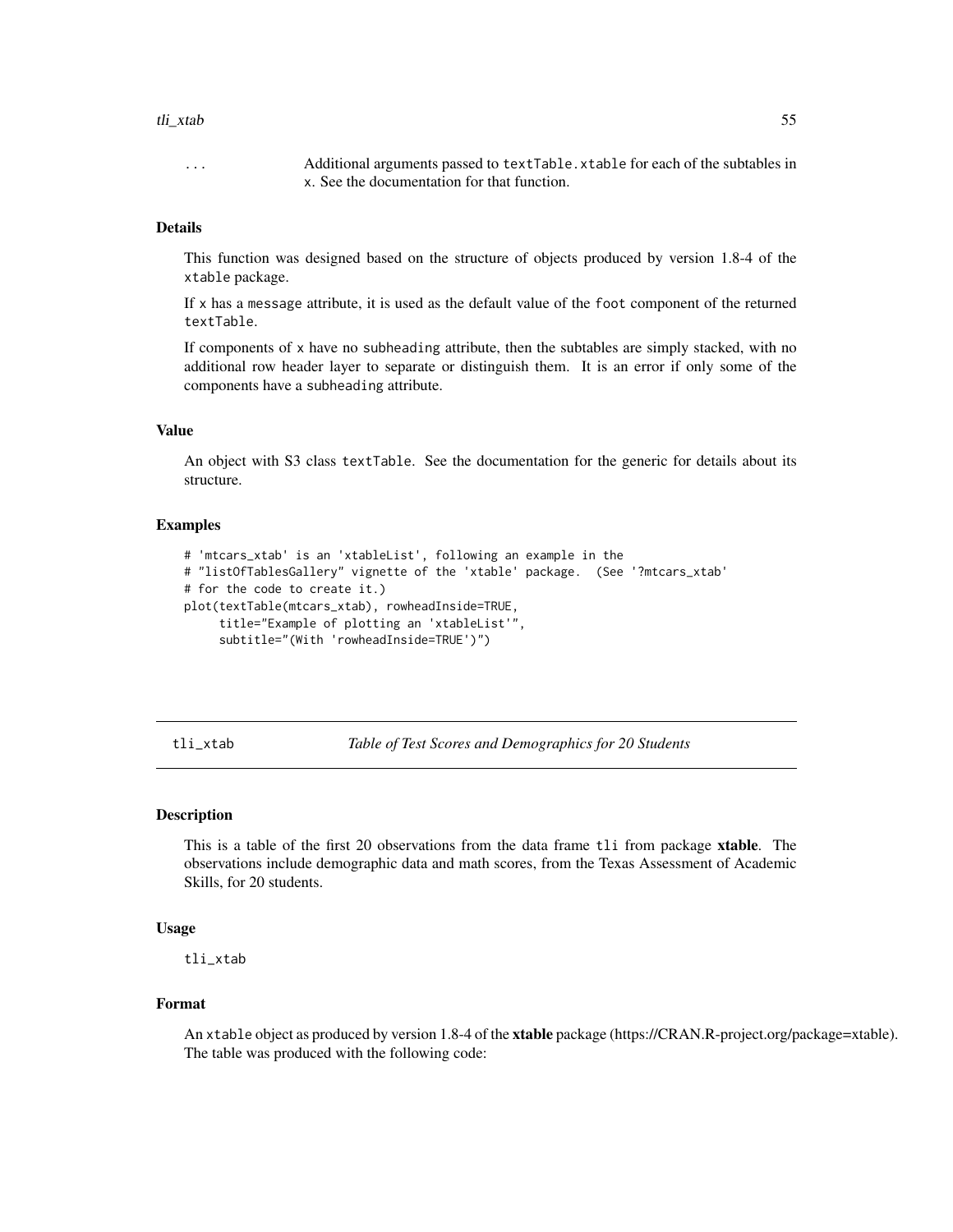... Additional arguments passed to textTable.xtable for each of the subtables in x. See the documentation for that function.

### Details

This function was designed based on the structure of objects produced by version 1.8-4 of the xtable package.

If x has a message attribute, it is used as the default value of the foot component of the returned textTable.

If components of x have no subheading attribute, then the subtables are simply stacked, with no additional row header layer to separate or distinguish them. It is an error if only some of the components have a subheading attribute.

### Value

An object with S3 class textTable. See the documentation for the generic for details about its structure.

### Examples

```
# 'mtcars_xtab' is an 'xtableList', following an example in the
# "listOfTablesGallery" vignette of the 'xtable' package.  (See '?mtcars_xtab'
# for the code to create it.)
plot(textTable(mtcars_xtab), rowheadInside=TRUE,
     title="Example of plotting an 'xtableList'",
     subtitle="(With 'rowheadInside=TRUE')")
```

---

## tli_xtab *Table of Test Scores and Demographics for 20 Students*

---

### Description

This is a table of the first 20 observations from the data frame tli from package **xtable**. The observations include demographic data and math scores, from the Texas Assessment of Academic Skills, for 20 students.

### Usage

```
tli_xtab
```

### Format

An xtable object as produced by version 1.8-4 of the **xtable** package (https://CRAN.R-project.org/package=xtable). The table was produced with the following code: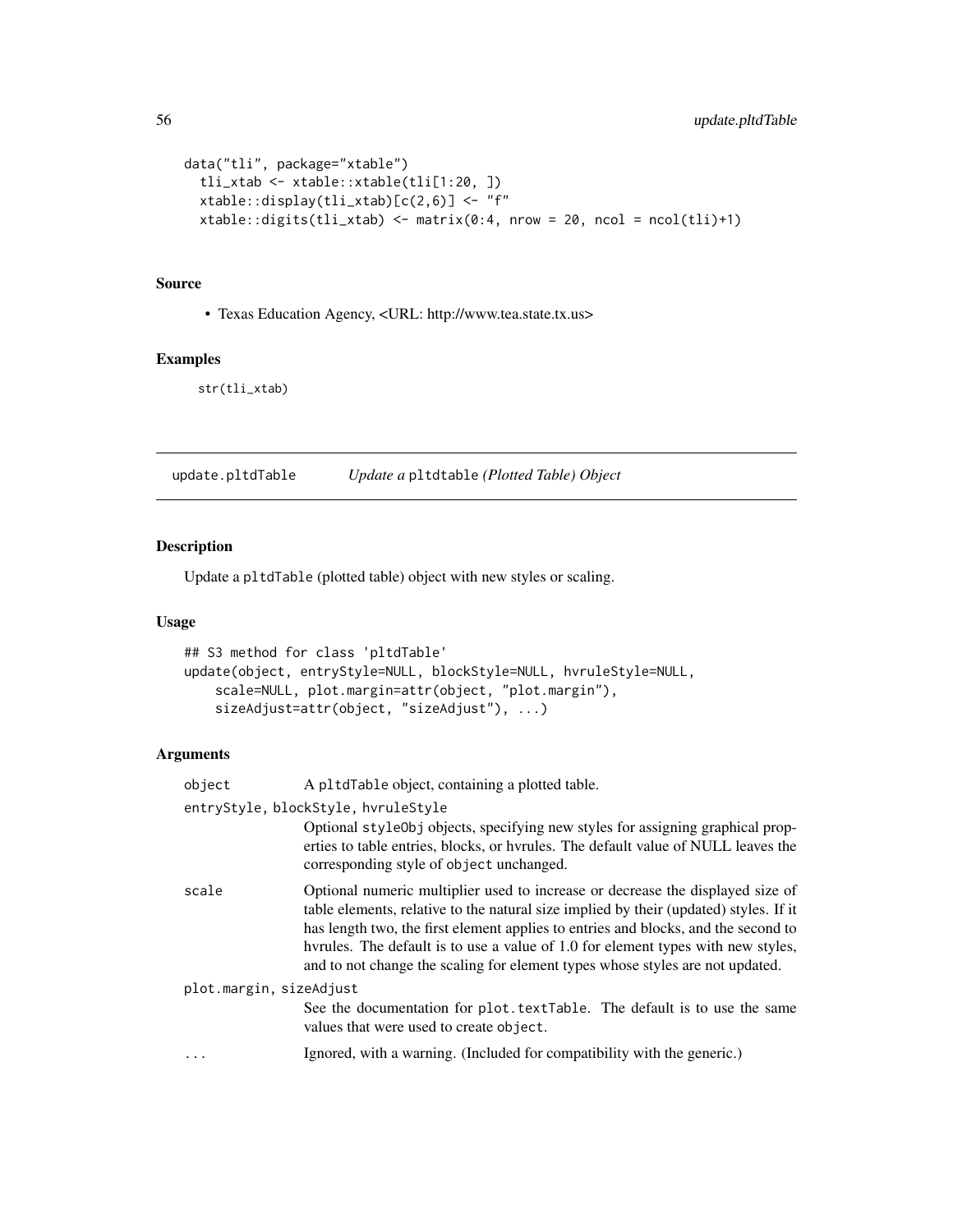```
data("tli", package="xtable")
  tli_xtab <- xtable::xtable(tli[1:20, ])
  xtable::display(tli_xtab)[c(2,6)] <- "f"
  xtable::digits(tli_xtab) <- matrix(0:4, nrow = 20, ncol = ncol(tli)+1)
```

### Source

- Texas Education Agency, <URL: http://www.tea.state.tx.us>

### Examples

```
str(tli_xtab)
```

---

## update.pltdTable — *Update a* `pltdtable` *(Plotted Table) Object*

### Description

Update a `pltdTable` (plotted table) object with new styles or scaling.

### Usage

```
## S3 method for class 'pltdTable'
update(object, entryStyle=NULL, blockStyle=NULL, hvruleStyle=NULL,
    scale=NULL, plot.margin=attr(object, "plot.margin"),
    sizeAdjust=attr(object, "sizeAdjust"), ...)
```

### Arguments

`object` — A `pltdTable` object, containing a plotted table.

`entryStyle, blockStyle, hvruleStyle` — Optional `styleObj` objects, specifying new styles for assigning graphical properties to table entries, blocks, or hvrules. The default value of NULL leaves the corresponding style of `object` unchanged.

`scale` — Optional numeric multiplier used to increase or decrease the displayed size of table elements, relative to the natural size implied by their (updated) styles. If it has length two, the first element applies to entries and blocks, and the second to hvrules. The default is to use a value of 1.0 for element types with new styles, and to not change the scaling for element types whose styles are not updated.

`plot.margin, sizeAdjust` — See the documentation for `plot.textTable`. The default is to use the same values that were used to create `object`.

`...` — Ignored, with a warning. (Included for compatibility with the generic.)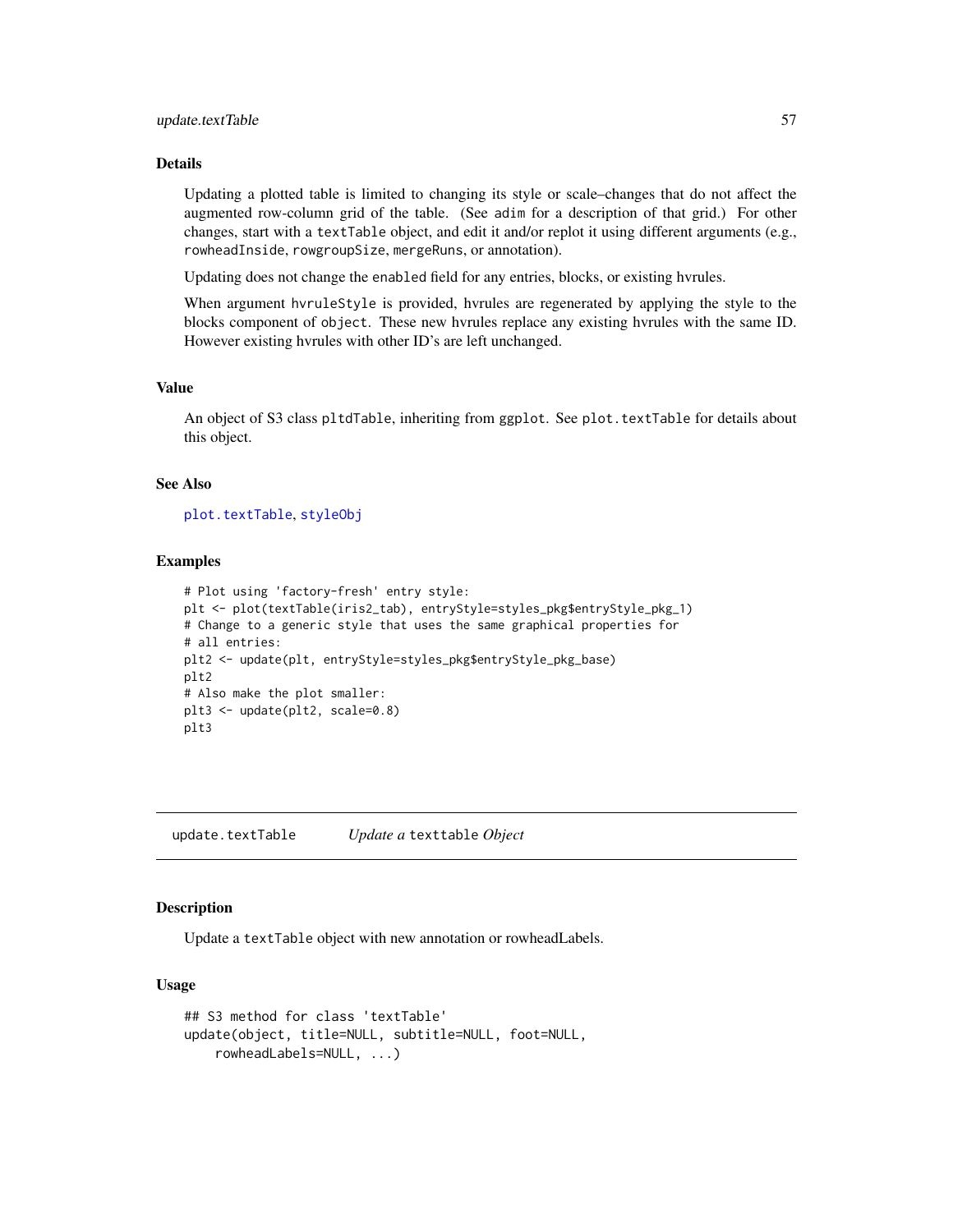### Details

Updating a plotted table is limited to changing its style or scale–changes that do not affect the augmented row-column grid of the table. (See `adim` for a description of that grid.) For other changes, start with a `textTable` object, and edit it and/or replot it using different arguments (e.g., `rowheadInside`, `rowgroupSize`, `mergeRuns`, or annotation).

Updating does not change the `enabled` field for any entries, blocks, or existing hvrules.

When argument `hvruleStyle` is provided, hvrules are regenerated by applying the style to the blocks component of `object`. These new hvrules replace any existing hvrules with the same ID. However existing hvrules with other ID's are left unchanged.

### Value

An object of S3 class `pltdTable`, inheriting from `ggplot`. See `plot.textTable` for details about this object.

### See Also

`plot.textTable`, `styleObj`

### Examples

```
# Plot using 'factory-fresh' entry style:
plt <- plot(textTable(iris2_tab), entryStyle=styles_pkg$entryStyle_pkg_1)
# Change to a generic style that uses the same graphical properties for
# all entries:
plt2 <- update(plt, entryStyle=styles_pkg$entryStyle_pkg_base)
plt2
# Also make the plot smaller:
plt3 <- update(plt2, scale=0.8)
plt3
```

---

## update.textTable *Update a* `texttable` *Object*

### Description

Update a `textTable` object with new annotation or rowheadLabels.

### Usage

```
## S3 method for class 'textTable'
update(object, title=NULL, subtitle=NULL, foot=NULL,
    rowheadLabels=NULL, ...)
```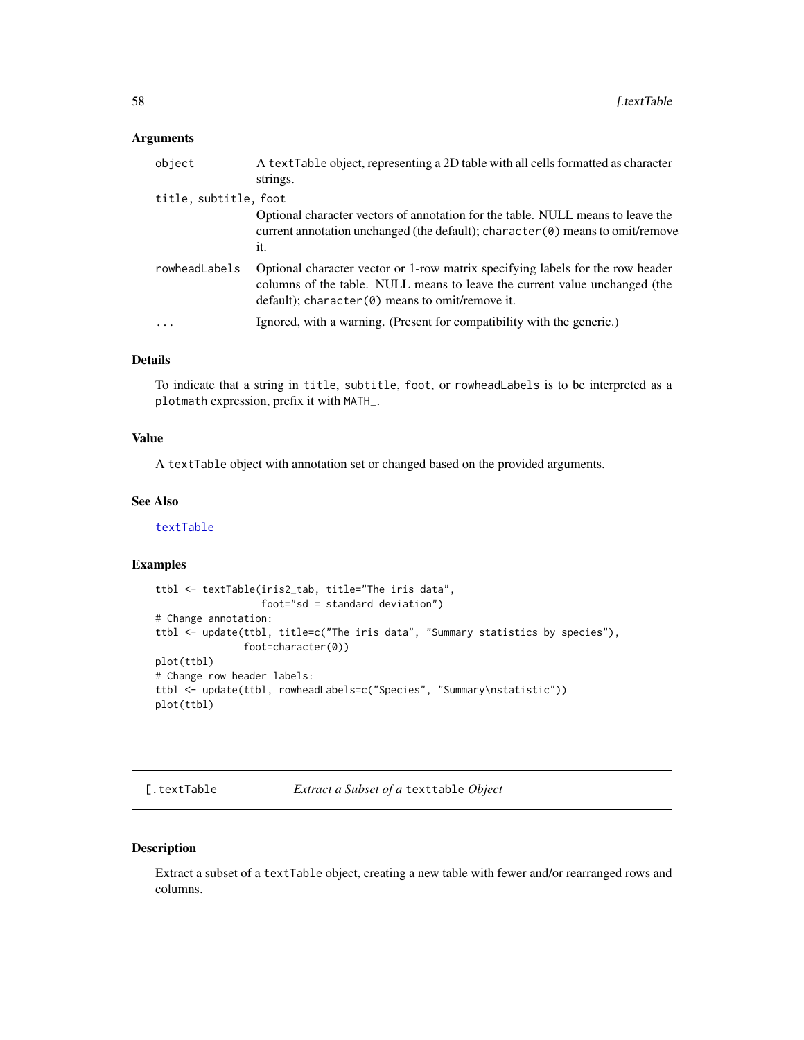### Arguments

| | |
|---|---|
| `object` | A `textTable` object, representing a 2D table with all cells formatted as character strings. |
| `title, subtitle, foot` | Optional character vectors of annotation for the table. NULL means to leave the current annotation unchanged (the default); `character(0)` means to omit/remove it. |
| `rowheadLabels` | Optional character vector or 1-row matrix specifying labels for the row header columns of the table. NULL means to leave the current value unchanged (the default); `character(0)` means to omit/remove it. |
| `...` | Ignored, with a warning. (Present for compatibility with the generic.) |

### Details

To indicate that a string in `title`, `subtitle`, `foot`, or `rowheadLabels` is to be interpreted as a `plotmath` expression, prefix it with `MATH_`.

### Value

A `textTable` object with annotation set or changed based on the provided arguments.

### See Also

`textTable`

### Examples

```
ttbl <- textTable(iris2_tab, title="The iris data",
                  foot="sd = standard deviation")
# Change annotation:
ttbl <- update(ttbl, title=c("The iris data", "Summary statistics by species"),
               foot=character(0))
plot(ttbl)
# Change row header labels:
ttbl <- update(ttbl, rowheadLabels=c("Species", "Summary\nstatistic"))
plot(ttbl)
```

---

## `[.textTable` — *Extract a Subset of a* `texttable` *Object*

### Description

Extract a subset of a `textTable` object, creating a new table with fewer and/or rearranged rows and columns.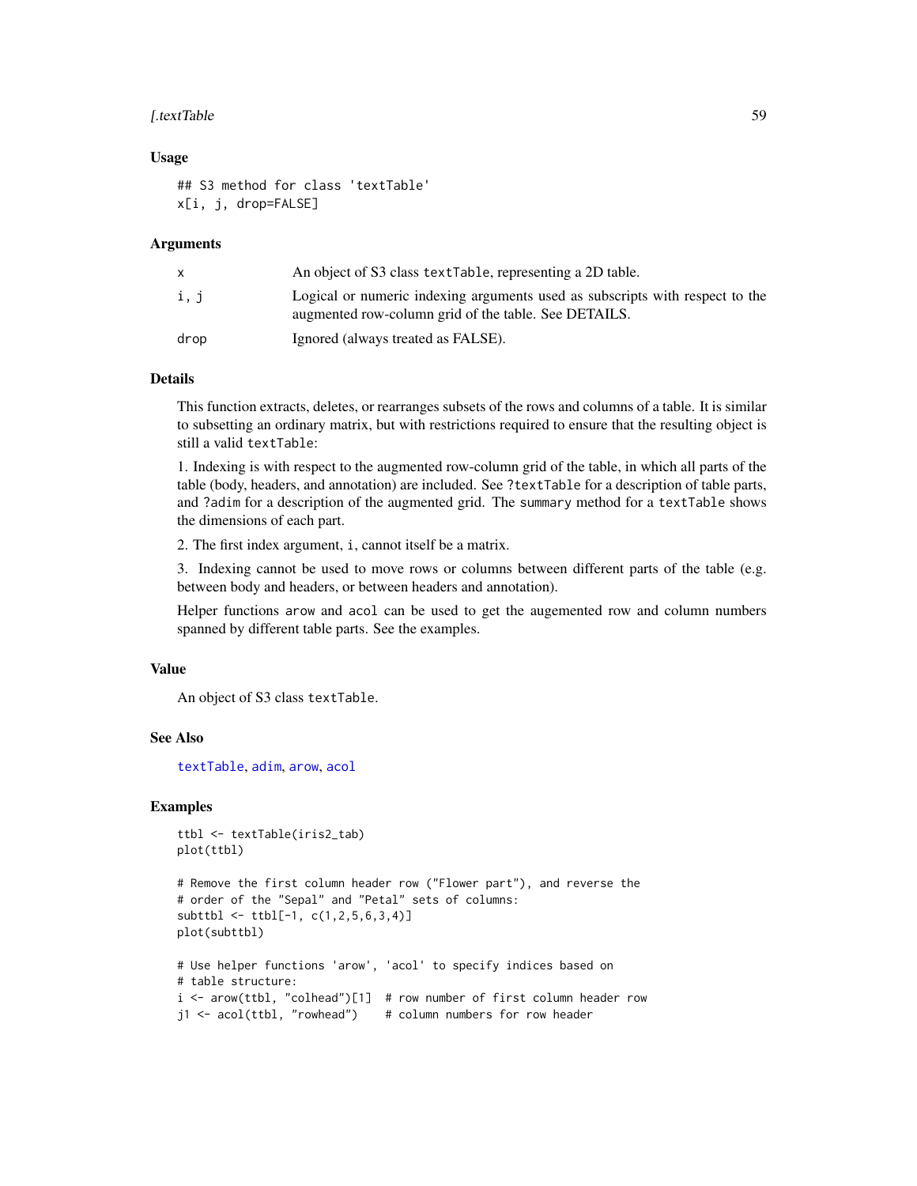### Usage

```
## S3 method for class 'textTable'
x[i, j, drop=FALSE]
```

### Arguments

| | |
|---|---|
| x | An object of S3 class textTable, representing a 2D table. |
| i, j | Logical or numeric indexing arguments used as subscripts with respect to the augmented row-column grid of the table. See DETAILS. |
| drop | Ignored (always treated as FALSE). |

### Details

This function extracts, deletes, or rearranges subsets of the rows and columns of a table. It is similar to subsetting an ordinary matrix, but with restrictions required to ensure that the resulting object is still a valid textTable:

1. Indexing is with respect to the augmented row-column grid of the table, in which all parts of the table (body, headers, and annotation) are included. See ?textTable for a description of table parts, and ?adim for a description of the augmented grid. The summary method for a textTable shows the dimensions of each part.

2. The first index argument, i, cannot itself be a matrix.

3. Indexing cannot be used to move rows or columns between different parts of the table (e.g. between body and headers, or between headers and annotation).

Helper functions arow and acol can be used to get the augemented row and column numbers spanned by different table parts. See the examples.

### Value

An object of S3 class textTable.

### See Also

textTable, adim, arow, acol

### Examples

```
ttbl <- textTable(iris2_tab)
plot(ttbl)

# Remove the first column header row ("Flower part"), and reverse the
# order of the "Sepal" and "Petal" sets of columns:
subttbl <- ttbl[-1, c(1,2,5,6,3,4)]
plot(subttbl)

# Use helper functions 'arow', 'acol' to specify indices based on
# table structure:
i <- arow(ttbl, "colhead")[1]  # row number of first column header row
j1 <- acol(ttbl, "rowhead")    # column numbers for row header
```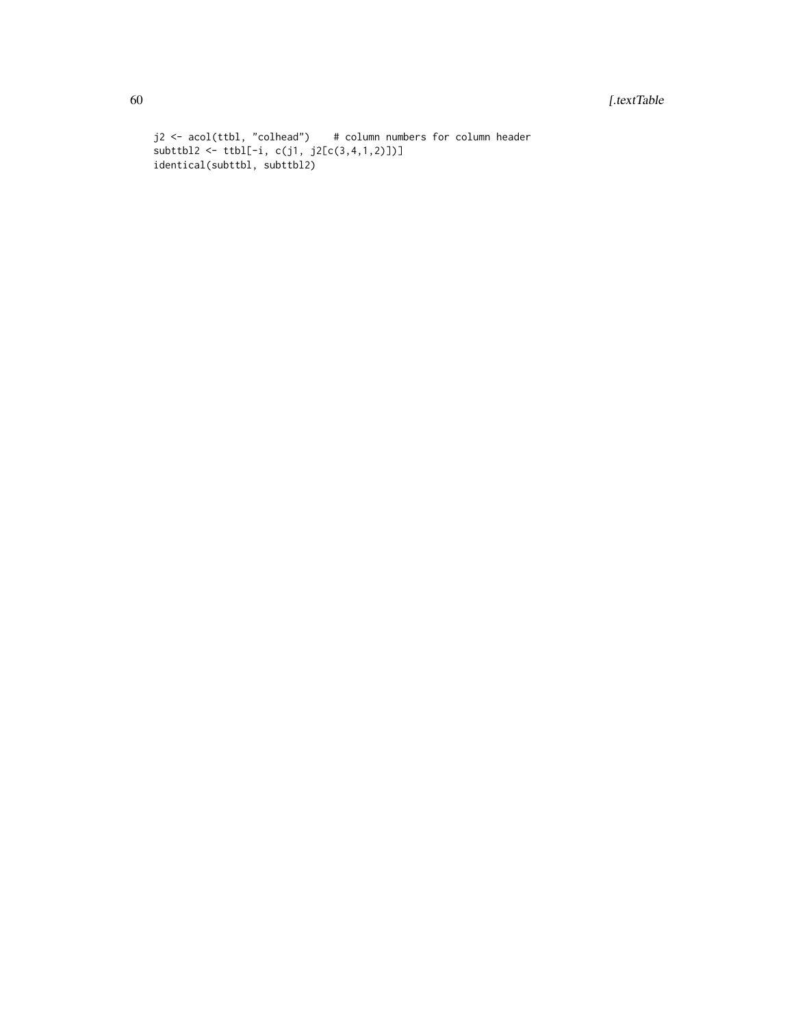```
j2 <- acol(ttbl, "colhead")    # column numbers for column header
subttbl2 <- ttbl[-i, c(j1, j2[c(3,4,1,2)])]
identical(subttbl, subttbl2)
```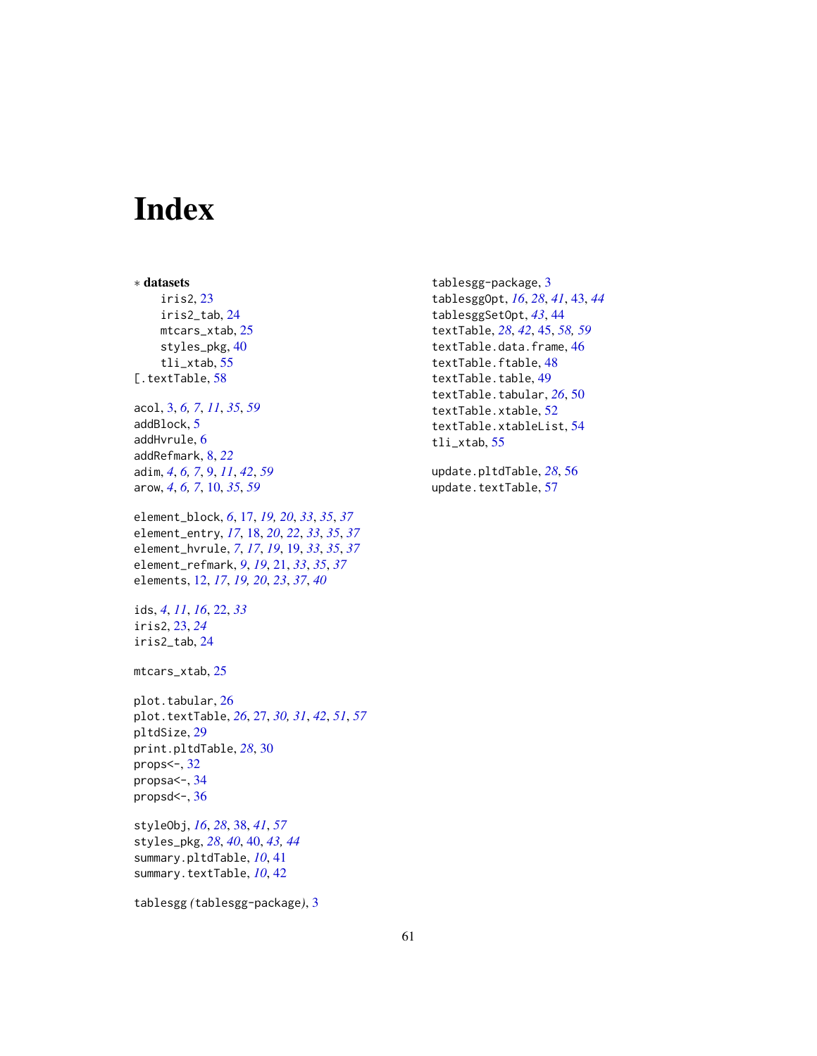# Index

∗ **datasets**

iris2, 23
iris2_tab, 24
mtcars_xtab, 25
styles_pkg, 40
tli_xtab, 55

[.textTable, 58

acol, 3, *6, 7*, *11*, *35*, *59*
addBlock, 5
addHvrule, 6
addRefmark, 8, *22*
adim, *4*, *6, 7*, 9, *11*, *42*, *59*
arow, *4*, *6, 7*, 10, *35*, *59*

element_block, *6*, 17, *19, 20*, *33*, *35*, *37*
element_entry, *17*, 18, *20*, *22*, *33*, *35*, *37*
element_hvrule, *7*, *17*, *19*, 19, *33*, *35*, *37*
element_refmark, *9*, *19*, 21, *33*, *35*, *37*
elements, 12, *17*, *19, 20*, *23*, *37*, *40*

ids, *4*, *11*, *16*, 22, *33*
iris2, 23, *24*
iris2_tab, 24

mtcars_xtab, 25

plot.tabular, 26
plot.textTable, *26*, 27, *30, 31*, *42*, *51*, *57*
pltdSize, 29
print.pltdTable, *28*, 30
props<-, 32
propsa<-, 34
propsd<-, 36

styleObj, *16*, *28*, 38, *41*, *57*
styles_pkg, *28*, *40*, 40, *43, 44*
summary.pltdTable, *10*, 41
summary.textTable, *10*, 42

tablesgg *(*tablesgg-package*)*, 3
tablesgg-package, 3
tablesggOpt, *16*, *28*, *41*, 43, *44*
tablesggSetOpt, *43*, 44
textTable, *28*, *42*, 45, *58, 59*
textTable.data.frame, 46
textTable.ftable, 48
textTable.table, 49
textTable.tabular, *26*, 50
textTable.xtable, 52
textTable.xtableList, 54
tli_xtab, 55

update.pltdTable, *28*, 56
update.textTable, 57